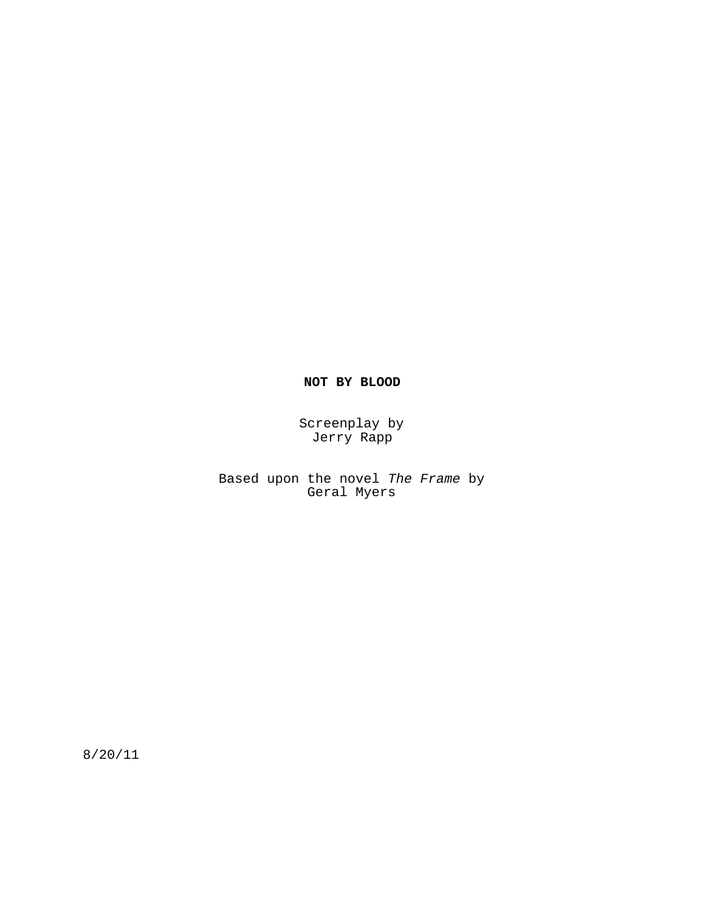**NOT BY BLOOD**

Screenplay by
Jerry Rapp

Based upon the novel *The Frame* by
Geral Myers

8/20/11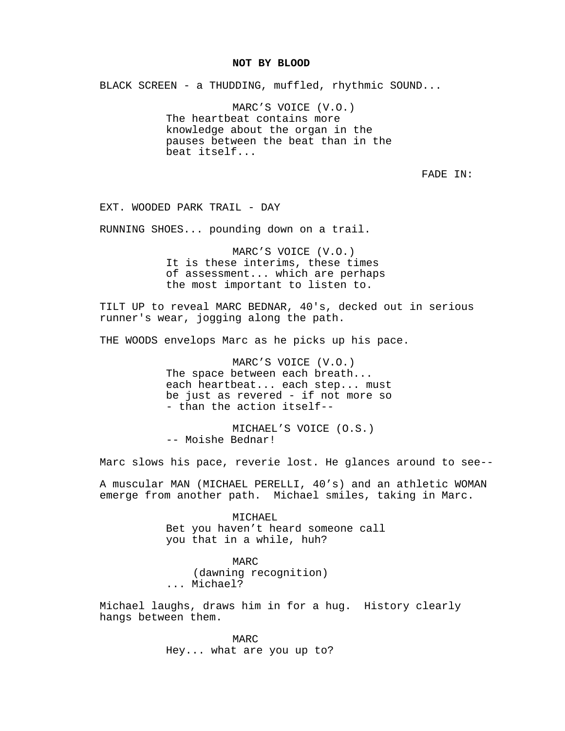**NOT BY BLOOD**

BLACK SCREEN - a THUDDING, muffled, rhythmic SOUND...

MARC'S VOICE (V.O.)
The heartbeat contains more knowledge about the organ in the pauses between the beat than in the beat itself...

FADE IN:

EXT. WOODED PARK TRAIL - DAY

RUNNING SHOES... pounding down on a trail.

MARC'S VOICE (V.O.)
It is these interims, these times of assessment... which are perhaps the most important to listen to.

TILT UP to reveal MARC BEDNAR, 40's, decked out in serious runner's wear, jogging along the path.

THE WOODS envelops Marc as he picks up his pace.

MARC'S VOICE (V.O.)
The space between each breath... each heartbeat... each step... must be just as revered - if not more so - than the action itself--

MICHAEL'S VOICE (O.S.)
-- Moishe Bednar!

Marc slows his pace, reverie lost. He glances around to see--

A muscular MAN (MICHAEL PERELLI, 40's) and an athletic WOMAN emerge from another path. Michael smiles, taking in Marc.

MICHAEL
Bet you haven't heard someone call you that in a while, huh?

MARC
(dawning recognition)
... Michael?

Michael laughs, draws him in for a hug. History clearly hangs between them.

MARC
Hey... what are you up to?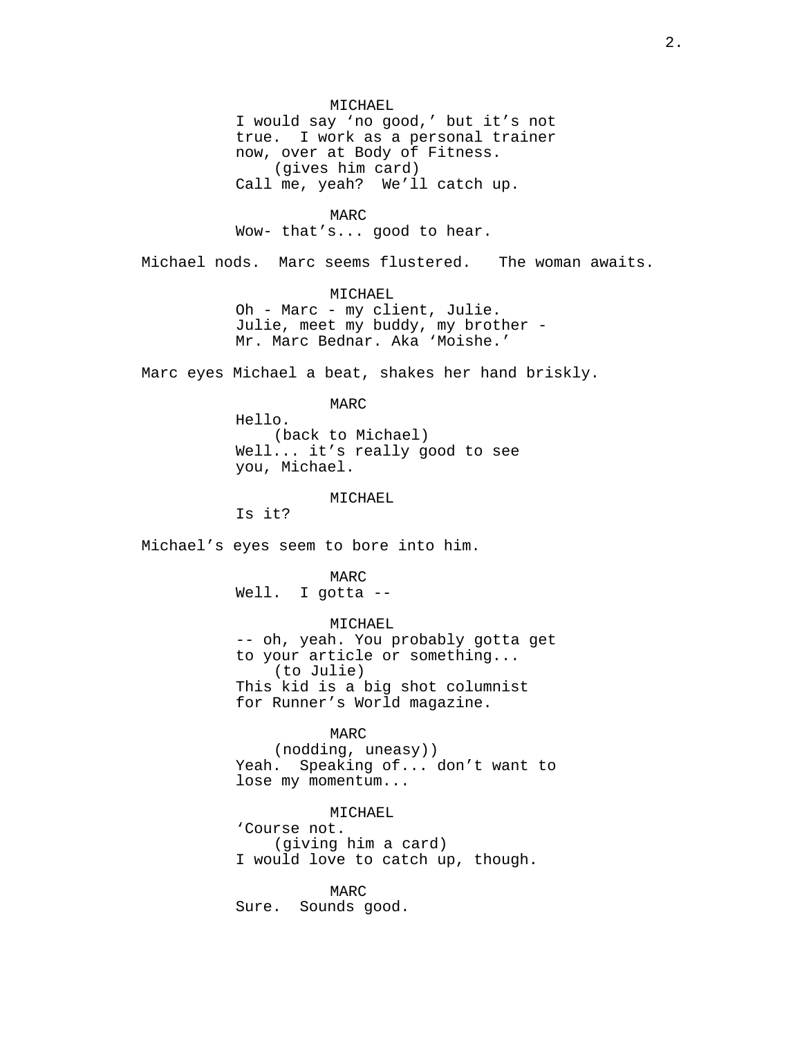MICHAEL
I would say 'no good,' but it's not true. I work as a personal trainer now, over at Body of Fitness.
(gives him card)
Call me, yeah? We'll catch up.

MARC
Wow- that's... good to hear.

Michael nods. Marc seems flustered. The woman awaits.

MICHAEL
Oh - Marc - my client, Julie. Julie, meet my buddy, my brother - Mr. Marc Bednar. Aka 'Moishe.'

Marc eyes Michael a beat, shakes her hand briskly.

MARC
Hello.
(back to Michael)
Well... it's really good to see you, Michael.

MICHAEL
Is it?

Michael's eyes seem to bore into him.

MARC
Well. I gotta --

MICHAEL
-- oh, yeah. You probably gotta get to your article or something...
(to Julie)
This kid is a big shot columnist for Runner's World magazine.

MARC
(nodding, uneasy))
Yeah. Speaking of... don't want to lose my momentum...

MICHAEL
'Course not.
(giving him a card)
I would love to catch up, though.

MARC
Sure. Sounds good.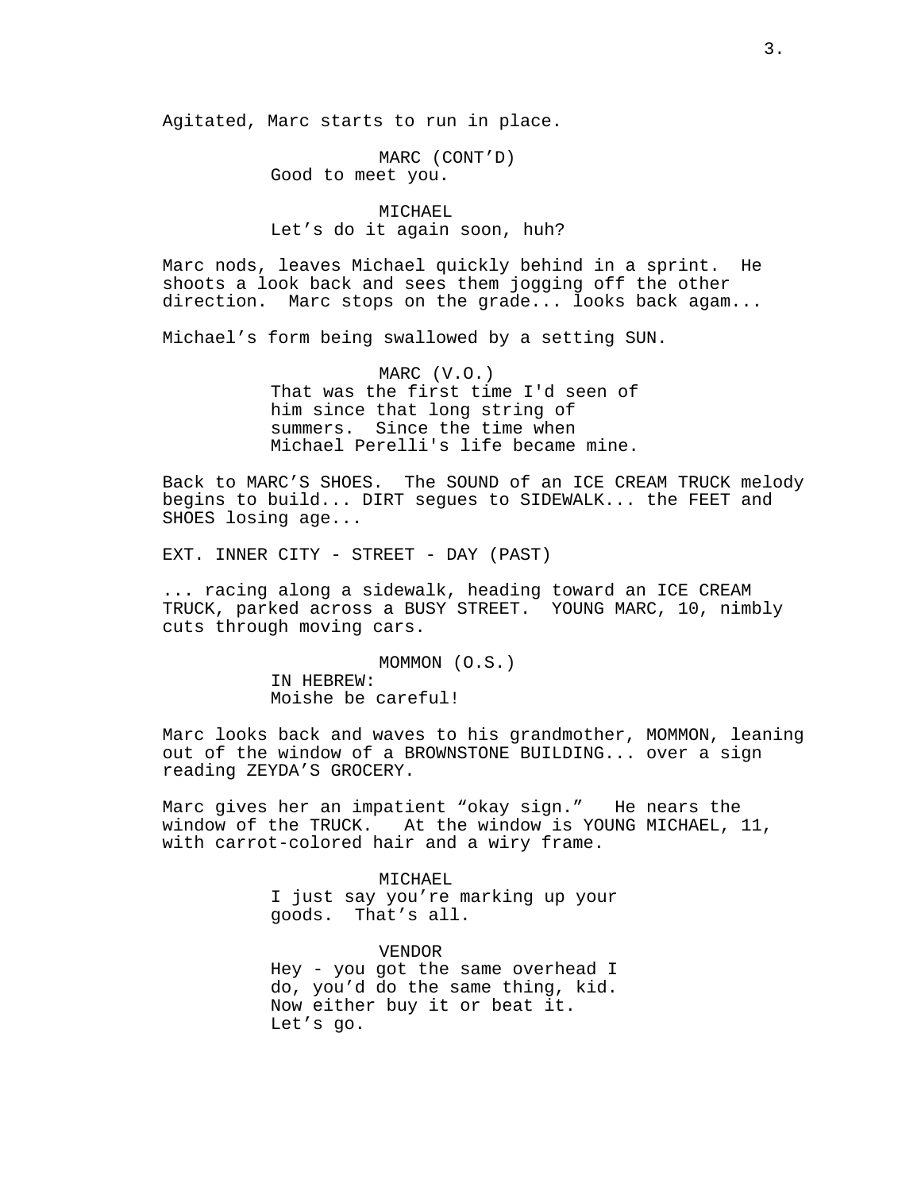Agitated, Marc starts to run in place.

MARC (CONT'D)
Good to meet you.

MICHAEL
Let's do it again soon, huh?

Marc nods, leaves Michael quickly behind in a sprint. He shoots a look back and sees them jogging off the other direction. Marc stops on the grade... looks back agam...

Michael's form being swallowed by a setting SUN.

MARC (V.O.)
That was the first time I'd seen of him since that long string of summers. Since the time when Michael Perelli's life became mine.

Back to MARC'S SHOES. The SOUND of an ICE CREAM TRUCK melody begins to build... DIRT segues to SIDEWALK... the FEET and SHOES losing age...

EXT. INNER CITY - STREET - DAY (PAST)

... racing along a sidewalk, heading toward an ICE CREAM TRUCK, parked across a BUSY STREET. YOUNG MARC, 10, nimbly cuts through moving cars.

MOMMON (O.S.)
IN HEBREW:
Moishe be careful!

Marc looks back and waves to his grandmother, MOMMON, leaning out of the window of a BROWNSTONE BUILDING... over a sign reading ZEYDA'S GROCERY.

Marc gives her an impatient "okay sign." He nears the window of the TRUCK. At the window is YOUNG MICHAEL, 11, with carrot-colored hair and a wiry frame.

MICHAEL
I just say you're marking up your goods. That's all.

VENDOR
Hey - you got the same overhead I do, you'd do the same thing, kid. Now either buy it or beat it. Let's go.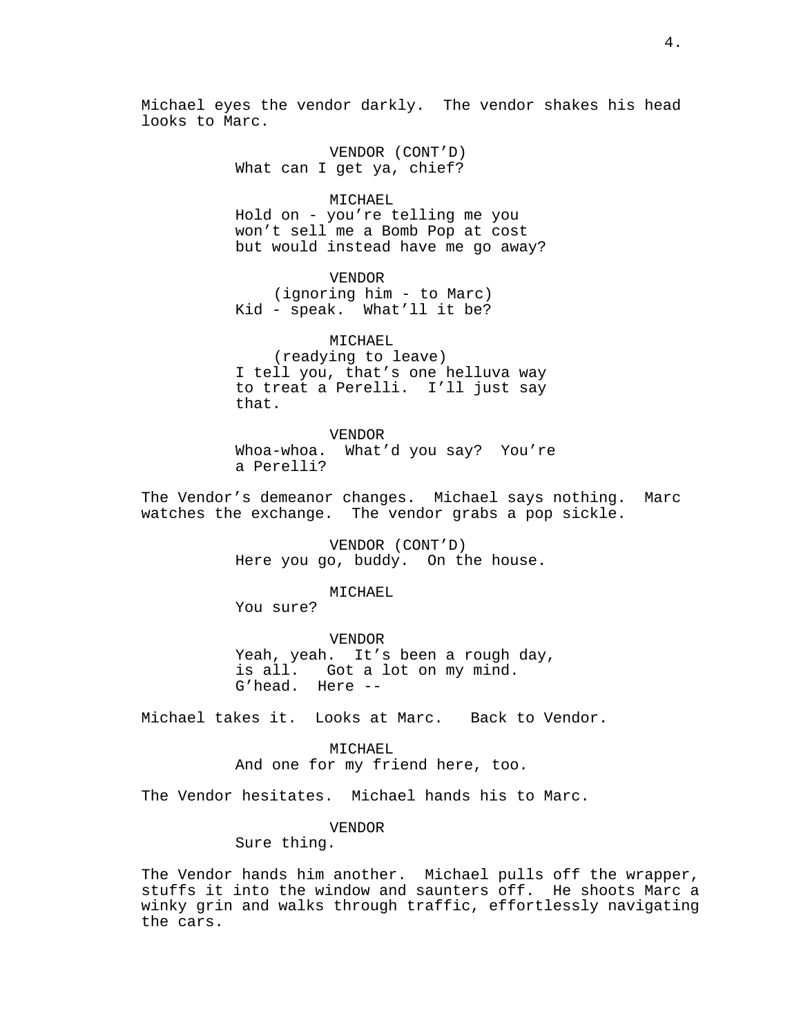Michael eyes the vendor darkly.  The vendor shakes his head looks to Marc.

VENDOR (CONT'D)
What can I get ya, chief?

MICHAEL
Hold on - you're telling me you won't sell me a Bomb Pop at cost but would instead have me go away?

VENDOR
(ignoring him - to Marc)
Kid - speak.  What'll it be?

MICHAEL
(readying to leave)
I tell you, that's one helluva way to treat a Perelli.  I'll just say that.

VENDOR
Whoa-whoa.  What'd you say?  You're a Perelli?

The Vendor's demeanor changes.  Michael says nothing.  Marc watches the exchange.  The vendor grabs a pop sickle.

VENDOR (CONT'D)
Here you go, buddy.  On the house.

MICHAEL
You sure?

VENDOR
Yeah, yeah.  It's been a rough day, is all.   Got a lot on my mind. G'head.  Here --

Michael takes it.  Looks at Marc.   Back to Vendor.

MICHAEL
And one for my friend here, too.

The Vendor hesitates.  Michael hands his to Marc.

VENDOR
Sure thing.

The Vendor hands him another.  Michael pulls off the wrapper, stuffs it into the window and saunters off.  He shoots Marc a winky grin and walks through traffic, effortlessly navigating the cars.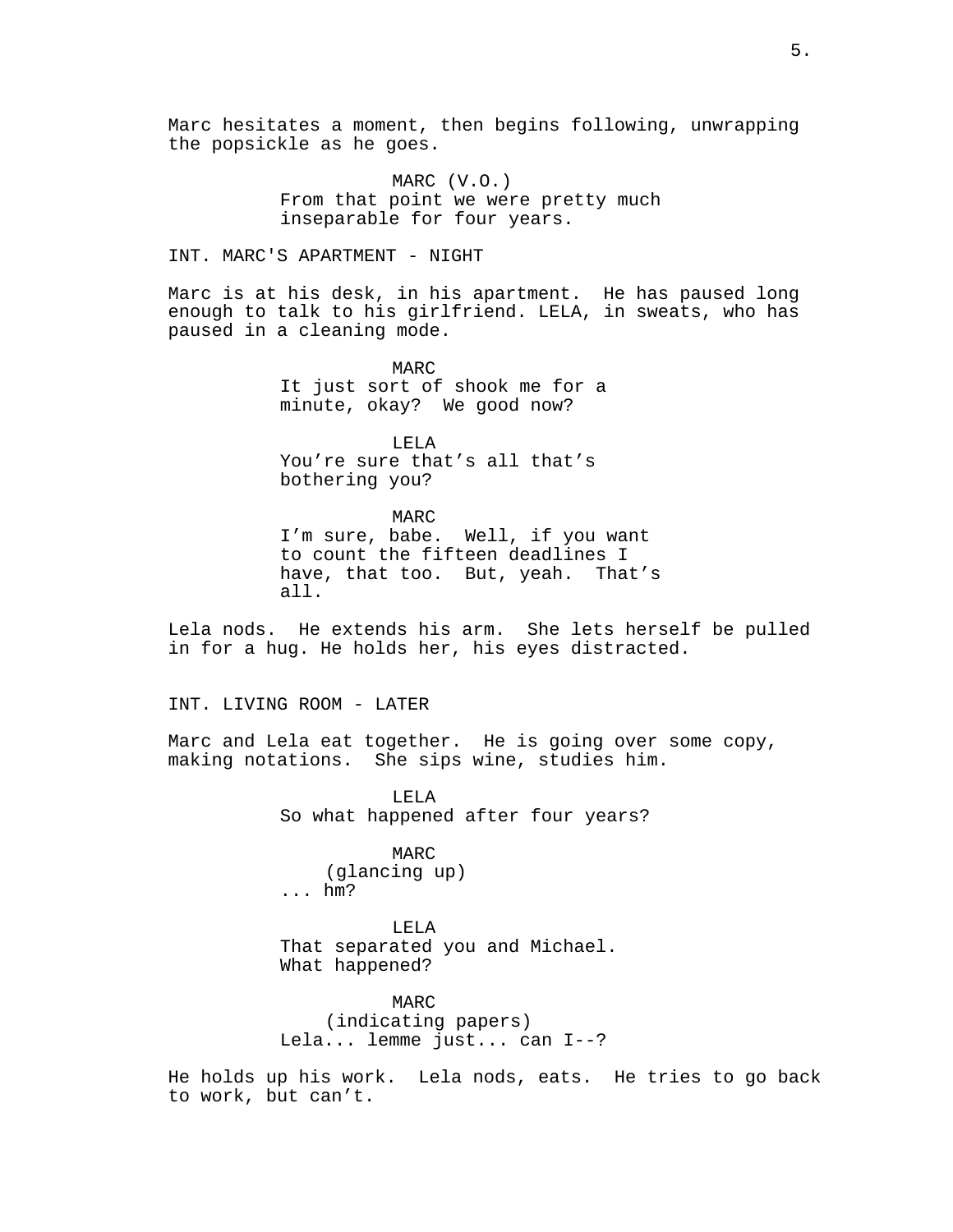Marc hesitates a moment, then begins following, unwrapping the popsickle as he goes.

MARC (V.O.)
From that point we were pretty much inseparable for four years.

INT. MARC'S APARTMENT - NIGHT

Marc is at his desk, in his apartment. He has paused long enough to talk to his girlfriend. LELA, in sweats, who has paused in a cleaning mode.

MARC
It just sort of shook me for a minute, okay? We good now?

LELA
You're sure that's all that's bothering you?

MARC
I'm sure, babe. Well, if you want to count the fifteen deadlines I have, that too. But, yeah. That's all.

Lela nods. He extends his arm. She lets herself be pulled in for a hug. He holds her, his eyes distracted.

INT. LIVING ROOM - LATER

Marc and Lela eat together. He is going over some copy, making notations. She sips wine, studies him.

LELA
So what happened after four years?

MARC
(glancing up)
... hm?

LELA
That separated you and Michael. What happened?

MARC
(indicating papers)
Lela... lemme just... can I--?

He holds up his work. Lela nods, eats. He tries to go back to work, but can't.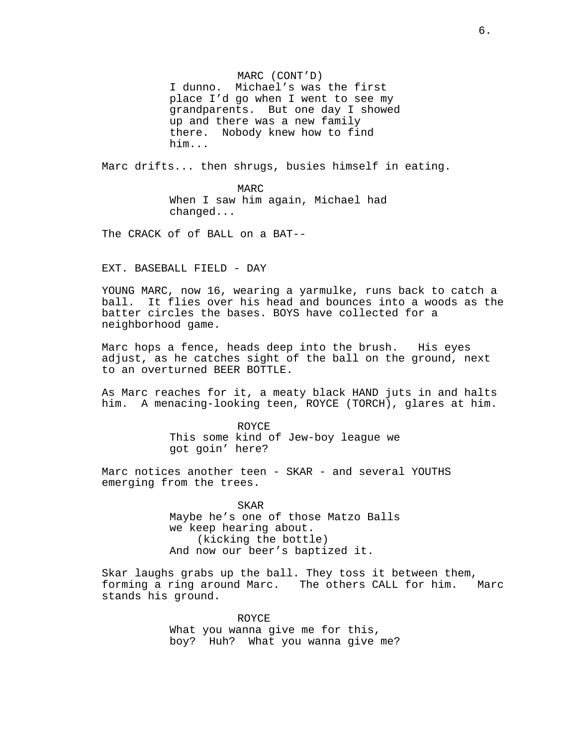MARC (CONT'D)
I dunno. Michael's was the first place I'd go when I went to see my grandparents. But one day I showed up and there was a new family there. Nobody knew how to find him...

Marc drifts... then shrugs, busies himself in eating.

MARC
When I saw him again, Michael had changed...

The CRACK of of BALL on a BAT--

EXT. BASEBALL FIELD - DAY

YOUNG MARC, now 16, wearing a yarmulke, runs back to catch a ball. It flies over his head and bounces into a woods as the batter circles the bases. BOYS have collected for a neighborhood game.

Marc hops a fence, heads deep into the brush. His eyes adjust, as he catches sight of the ball on the ground, next to an overturned BEER BOTTLE.

As Marc reaches for it, a meaty black HAND juts in and halts him. A menacing-looking teen, ROYCE (TORCH), glares at him.

ROYCE
This some kind of Jew-boy league we got goin' here?

Marc notices another teen - SKAR - and several YOUTHS emerging from the trees.

SKAR
Maybe he's one of those Matzo Balls we keep hearing about.
(kicking the bottle)
And now our beer's baptized it.

Skar laughs grabs up the ball. They toss it between them, forming a ring around Marc. The others CALL for him. Marc stands his ground.

ROYCE
What you wanna give me for this, boy? Huh? What you wanna give me?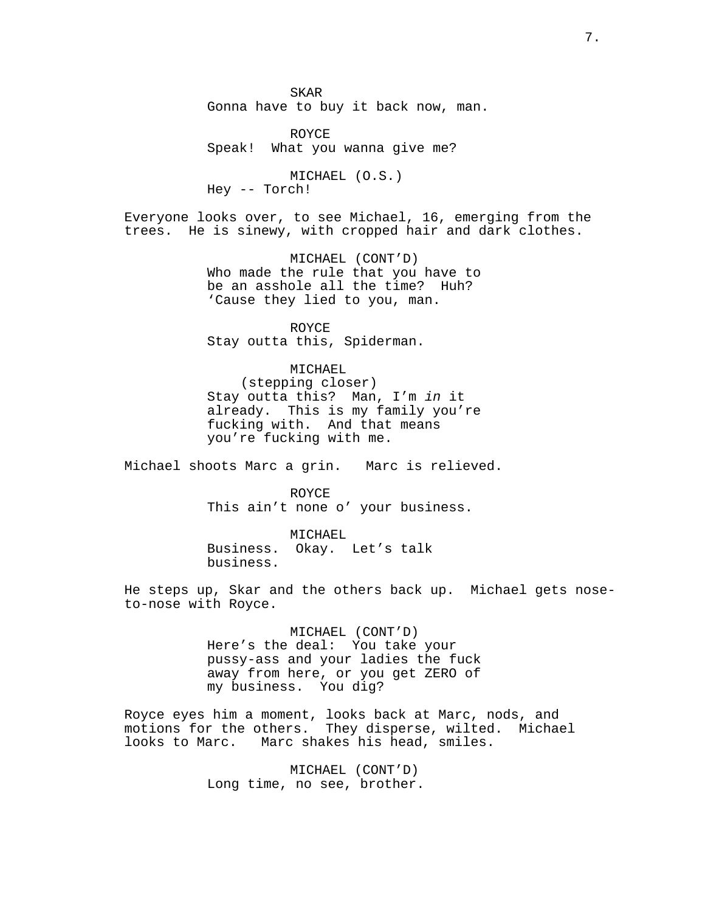SKAR
Gonna have to buy it back now, man.

ROYCE
Speak!  What you wanna give me?

MICHAEL (O.S.)
Hey -- Torch!

Everyone looks over, to see Michael, 16, emerging from the trees.  He is sinewy, with cropped hair and dark clothes.

MICHAEL (CONT'D)
Who made the rule that you have to be an asshole all the time?  Huh? 'Cause they lied to you, man.

ROYCE
Stay outta this, Spiderman.

MICHAEL
(stepping closer)
Stay outta this?  Man, I'm *in* it already.  This is my family you're fucking with.  And that means you're fucking with me.

Michael shoots Marc a grin.   Marc is relieved.

ROYCE
This ain't none o' your business.

MICHAEL
Business.  Okay.  Let's talk business.

He steps up, Skar and the others back up.  Michael gets nose-to-nose with Royce.

MICHAEL (CONT'D)
Here's the deal:  You take your pussy-ass and your ladies the fuck away from here, or you get ZERO of my business.  You dig?

Royce eyes him a moment, looks back at Marc, nods, and motions for the others.  They disperse, wilted.  Michael looks to Marc.   Marc shakes his head, smiles.

MICHAEL (CONT'D)
Long time, no see, brother.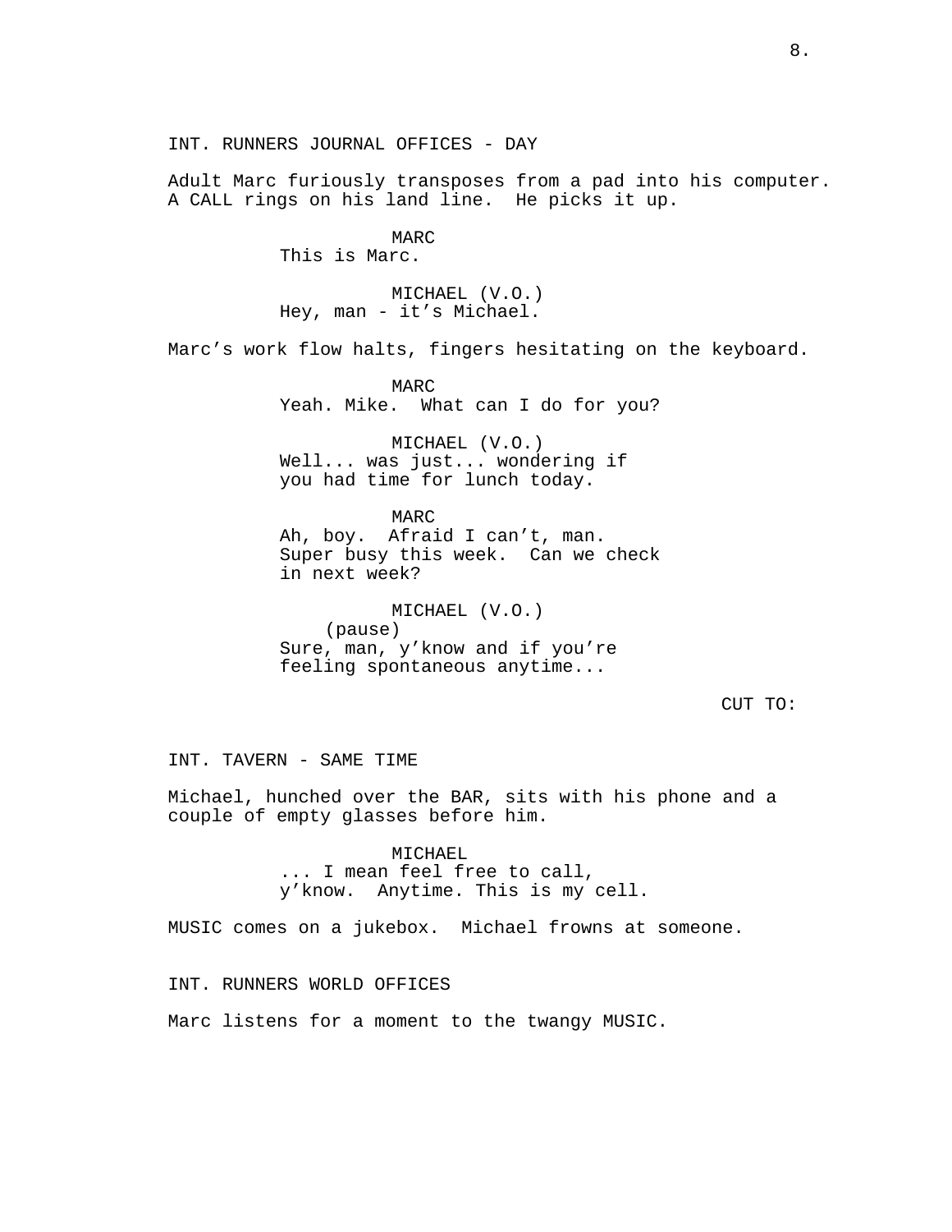INT. RUNNERS JOURNAL OFFICES - DAY

Adult Marc furiously transposes from a pad into his computer. A CALL rings on his land line.  He picks it up.

MARC
This is Marc.

MICHAEL (V.O.)
Hey, man - it's Michael.

Marc's work flow halts, fingers hesitating on the keyboard.

MARC
Yeah. Mike.  What can I do for you?

MICHAEL (V.O.)
Well... was just... wondering if you had time for lunch today.

MARC
Ah, boy.  Afraid I can't, man. Super busy this week.  Can we check in next week?

MICHAEL (V.O.)
(pause)
Sure, man, y'know and if you're feeling spontaneous anytime...

CUT TO:

INT. TAVERN - SAME TIME

Michael, hunched over the BAR, sits with his phone and a couple of empty glasses before him.

MICHAEL
... I mean feel free to call, y'know.  Anytime. This is my cell.

MUSIC comes on a jukebox.  Michael frowns at someone.

INT. RUNNERS WORLD OFFICES

Marc listens for a moment to the twangy MUSIC.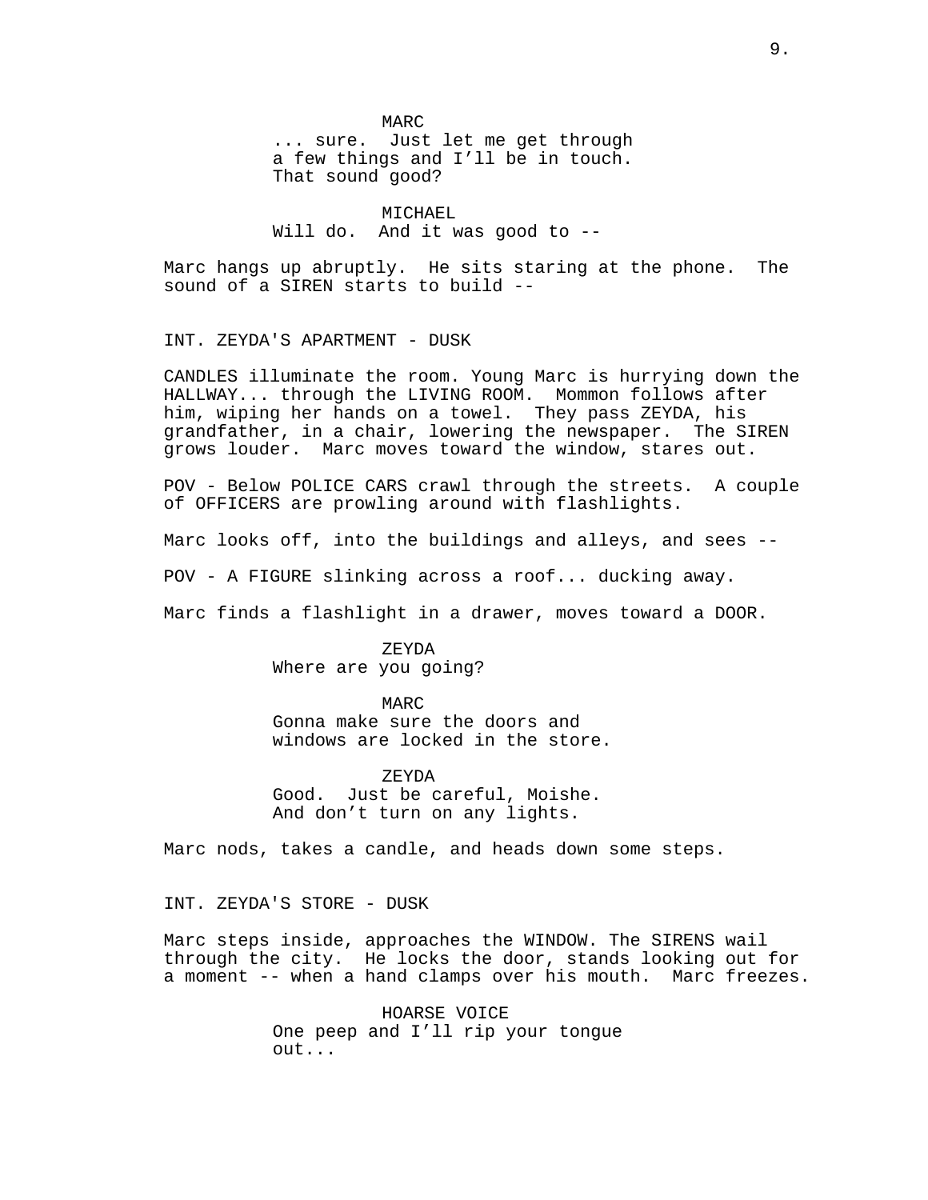MARC
... sure. Just let me get through
a few things and I'll be in touch.
That sound good?

MICHAEL
Will do. And it was good to --

Marc hangs up abruptly. He sits staring at the phone. The sound of a SIREN starts to build --

INT. ZEYDA'S APARTMENT - DUSK

CANDLES illuminate the room. Young Marc is hurrying down the HALLWAY... through the LIVING ROOM. Mommon follows after him, wiping her hands on a towel. They pass ZEYDA, his grandfather, in a chair, lowering the newspaper. The SIREN grows louder. Marc moves toward the window, stares out.

POV - Below POLICE CARS crawl through the streets. A couple of OFFICERS are prowling around with flashlights.

Marc looks off, into the buildings and alleys, and sees --

POV - A FIGURE slinking across a roof... ducking away.

Marc finds a flashlight in a drawer, moves toward a DOOR.

ZEYDA
Where are you going?

MARC
Gonna make sure the doors and
windows are locked in the store.

ZEYDA
Good. Just be careful, Moishe.
And don't turn on any lights.

Marc nods, takes a candle, and heads down some steps.

INT. ZEYDA'S STORE - DUSK

Marc steps inside, approaches the WINDOW. The SIRENS wail through the city. He locks the door, stands looking out for a moment -- when a hand clamps over his mouth. Marc freezes.

HOARSE VOICE
One peep and I'll rip your tongue
out...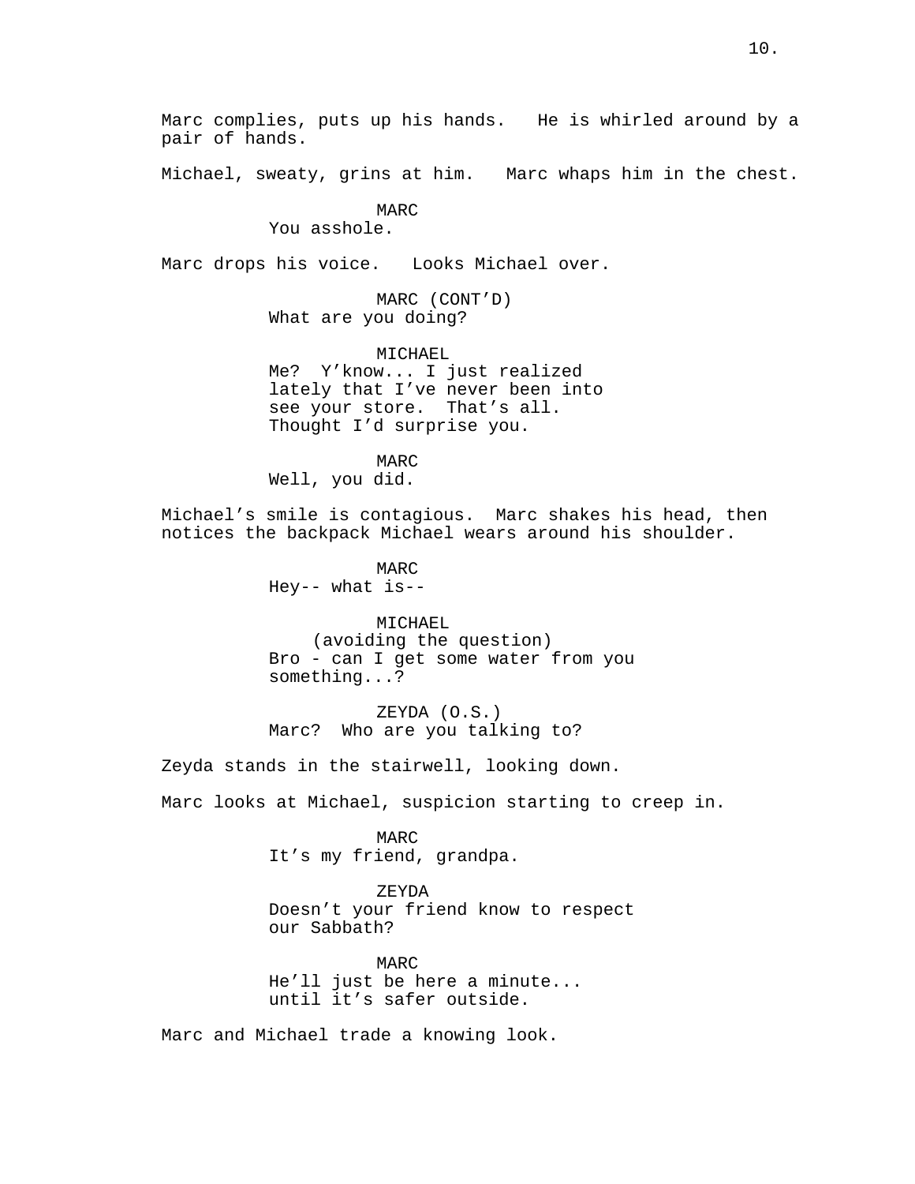Marc complies, puts up his hands. He is whirled around by a pair of hands.

Michael, sweaty, grins at him. Marc whaps him in the chest.

MARC
You asshole.

Marc drops his voice. Looks Michael over.

MARC (CONT'D)
What are you doing?

MICHAEL
Me? Y'know... I just realized lately that I've never been into see your store. That's all. Thought I'd surprise you.

MARC
Well, you did.

Michael's smile is contagious. Marc shakes his head, then notices the backpack Michael wears around his shoulder.

MARC
Hey-- what is--

MICHAEL
(avoiding the question)
Bro - can I get some water from you something...?

ZEYDA (O.S.)
Marc? Who are you talking to?

Zeyda stands in the stairwell, looking down.

Marc looks at Michael, suspicion starting to creep in.

MARC
It's my friend, grandpa.

ZEYDA
Doesn't your friend know to respect our Sabbath?

MARC
He'll just be here a minute... until it's safer outside.

Marc and Michael trade a knowing look.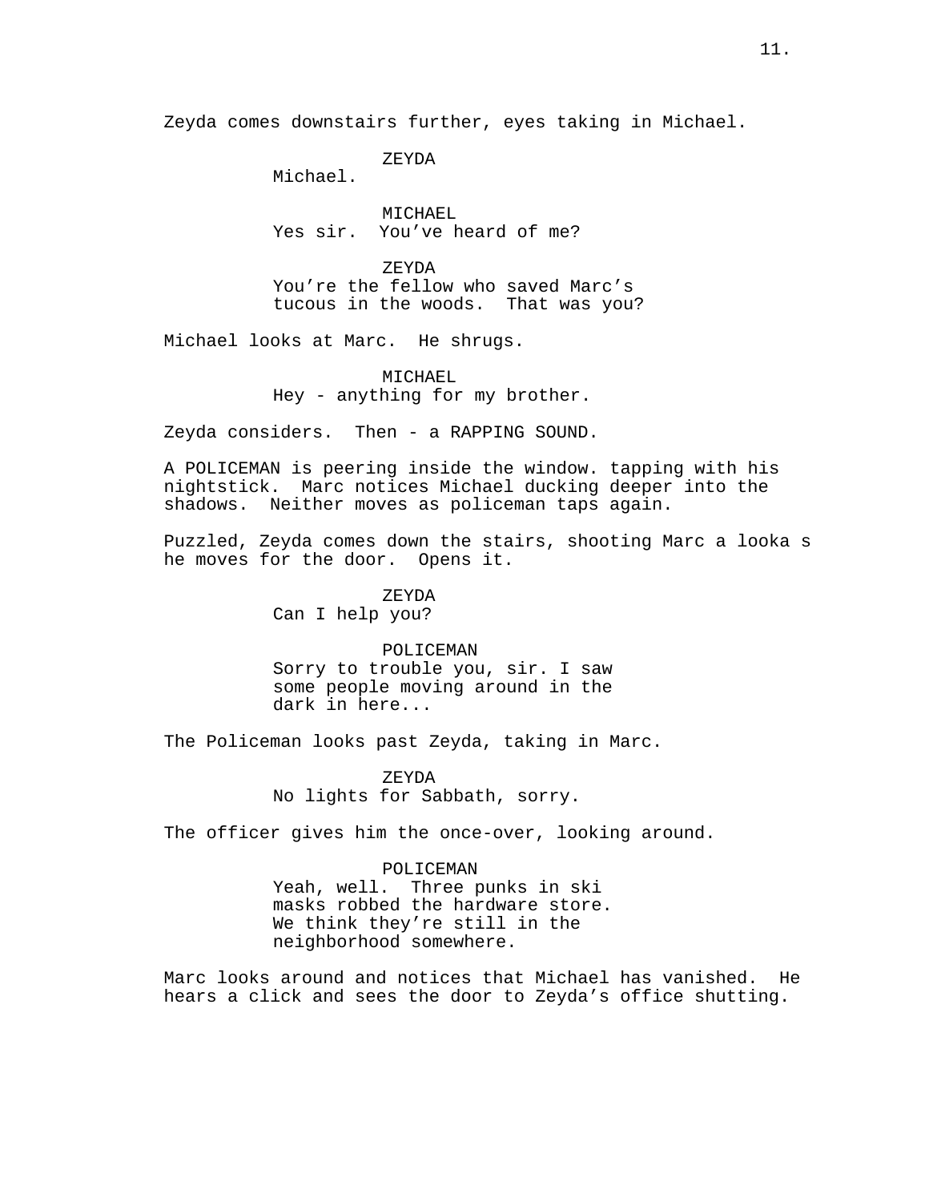Zeyda comes downstairs further, eyes taking in Michael.

ZEYDA
Michael.

MICHAEL
Yes sir.  You've heard of me?

ZEYDA
You're the fellow who saved Marc's tucous in the woods.  That was you?

Michael looks at Marc.  He shrugs.

MICHAEL
Hey - anything for my brother.

Zeyda considers.  Then - a RAPPING SOUND.

A POLICEMAN is peering inside the window. tapping with his nightstick.  Marc notices Michael ducking deeper into the shadows.  Neither moves as policeman taps again.

Puzzled, Zeyda comes down the stairs, shooting Marc a looka s he moves for the door.  Opens it.

ZEYDA
Can I help you?

POLICEMAN
Sorry to trouble you, sir. I saw some people moving around in the dark in here...

The Policeman looks past Zeyda, taking in Marc.

ZEYDA
No lights for Sabbath, sorry.

The officer gives him the once-over, looking around.

POLICEMAN
Yeah, well.  Three punks in ski masks robbed the hardware store. We think they're still in the neighborhood somewhere.

Marc looks around and notices that Michael has vanished.  He hears a click and sees the door to Zeyda's office shutting.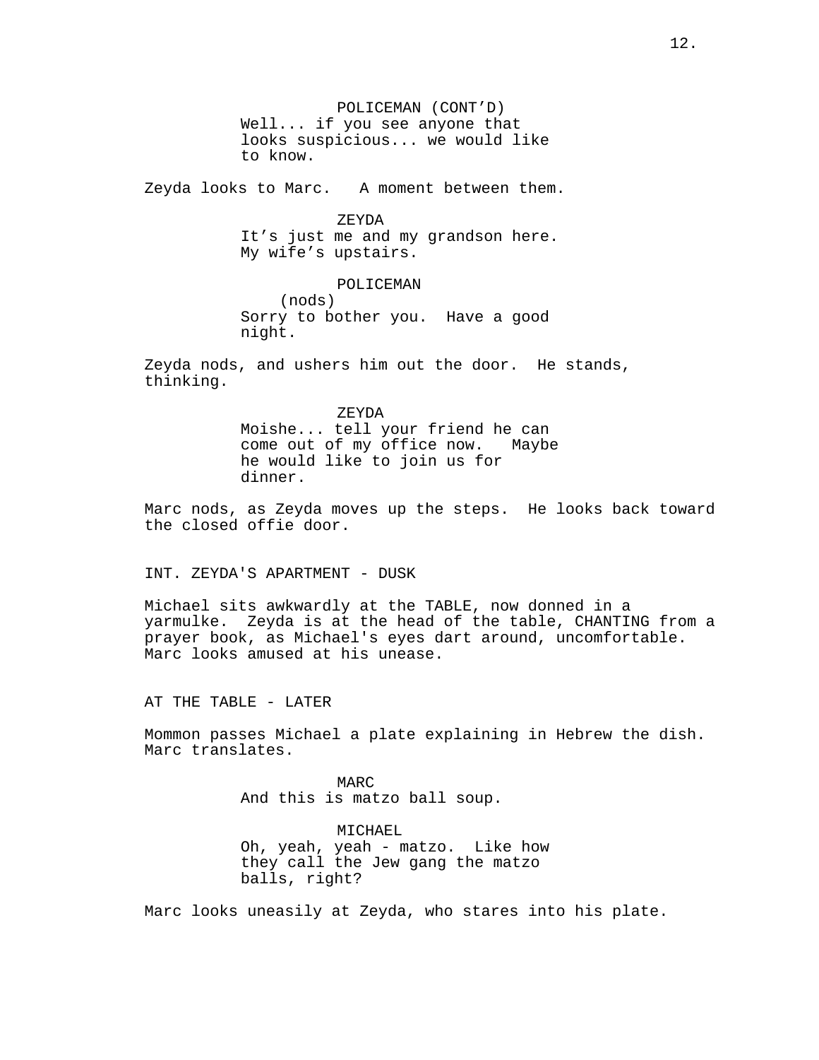POLICEMAN (CONT'D)
Well... if you see anyone that looks suspicious... we would like to know.

Zeyda looks to Marc. A moment between them.

ZEYDA
It's just me and my grandson here. My wife's upstairs.

POLICEMAN
(nods)
Sorry to bother you. Have a good night.

Zeyda nods, and ushers him out the door. He stands, thinking.

ZEYDA
Moishe... tell your friend he can come out of my office now. Maybe he would like to join us for dinner.

Marc nods, as Zeyda moves up the steps. He looks back toward the closed offie door.

INT. ZEYDA'S APARTMENT - DUSK

Michael sits awkwardly at the TABLE, now donned in a yarmulke. Zeyda is at the head of the table, CHANTING from a prayer book, as Michael's eyes dart around, uncomfortable. Marc looks amused at his unease.

AT THE TABLE - LATER

Mommon passes Michael a plate explaining in Hebrew the dish. Marc translates.

MARC
And this is matzo ball soup.

MICHAEL
Oh, yeah, yeah - matzo. Like how they call the Jew gang the matzo balls, right?

Marc looks uneasily at Zeyda, who stares into his plate.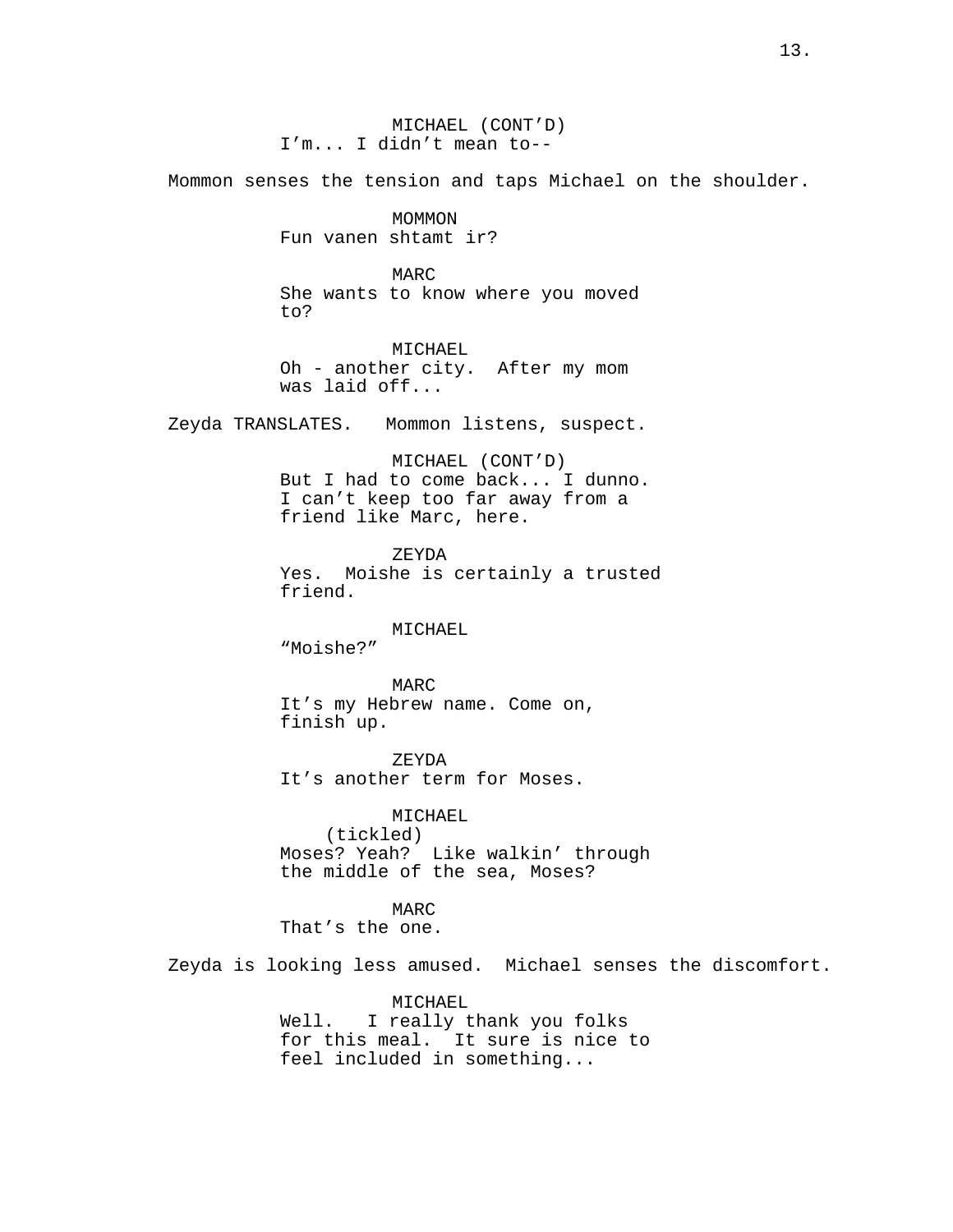MICHAEL (CONT'D)
I'm... I didn't mean to--

Mommon senses the tension and taps Michael on the shoulder.

MOMMON
Fun vanen shtamt ir?

MARC
She wants to know where you moved to?

MICHAEL
Oh - another city. After my mom was laid off...

Zeyda TRANSLATES. Mommon listens, suspect.

MICHAEL (CONT'D)
But I had to come back... I dunno. I can't keep too far away from a friend like Marc, here.

ZEYDA
Yes. Moishe is certainly a trusted friend.

MICHAEL
"Moishe?"

MARC
It's my Hebrew name. Come on, finish up.

ZEYDA
It's another term for Moses.

MICHAEL
(tickled)
Moses? Yeah? Like walkin' through the middle of the sea, Moses?

MARC
That's the one.

Zeyda is looking less amused. Michael senses the discomfort.

MICHAEL
Well. I really thank you folks for this meal. It sure is nice to feel included in something...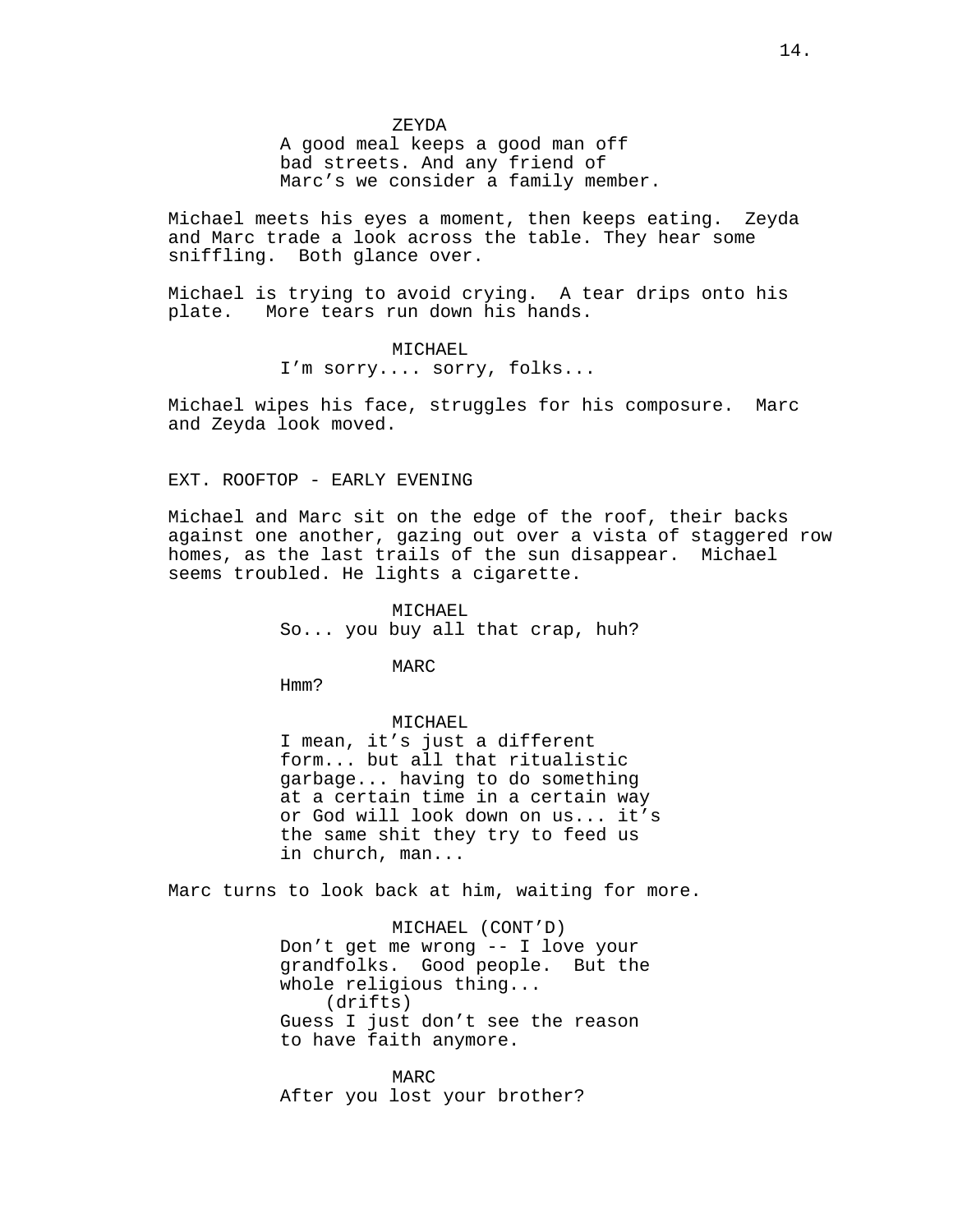ZEYDA
A good meal keeps a good man off bad streets. And any friend of Marc's we consider a family member.

Michael meets his eyes a moment, then keeps eating. Zeyda and Marc trade a look across the table. They hear some sniffling. Both glance over.

Michael is trying to avoid crying. A tear drips onto his plate. More tears run down his hands.

MICHAEL
I'm sorry.... sorry, folks...

Michael wipes his face, struggles for his composure. Marc and Zeyda look moved.

EXT. ROOFTOP - EARLY EVENING

Michael and Marc sit on the edge of the roof, their backs against one another, gazing out over a vista of staggered row homes, as the last trails of the sun disappear. Michael seems troubled. He lights a cigarette.

MICHAEL
So... you buy all that crap, huh?

MARC
Hmm?

MICHAEL
I mean, it's just a different form... but all that ritualistic garbage... having to do something at a certain time in a certain way or God will look down on us... it's the same shit they try to feed us in church, man...

Marc turns to look back at him, waiting for more.

MICHAEL (CONT'D)
Don't get me wrong -- I love your grandfolks. Good people. But the whole religious thing...
(drifts)
Guess I just don't see the reason to have faith anymore.

MARC
After you lost your brother?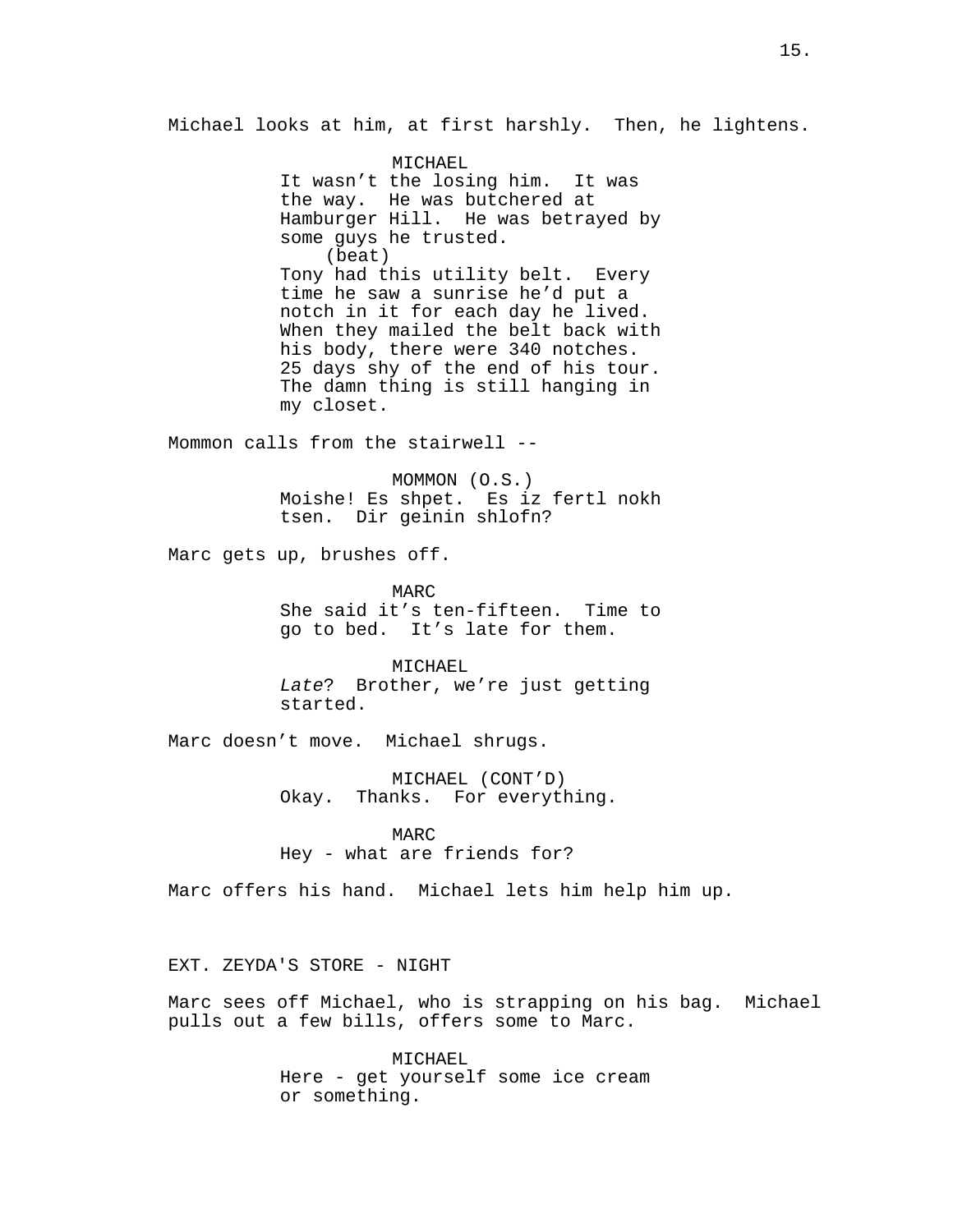Michael looks at him, at first harshly. Then, he lightens.

MICHAEL
It wasn't the losing him. It was the way. He was butchered at Hamburger Hill. He was betrayed by some guys he trusted.
(beat)
Tony had this utility belt. Every time he saw a sunrise he'd put a notch in it for each day he lived. When they mailed the belt back with his body, there were 340 notches. 25 days shy of the end of his tour. The damn thing is still hanging in my closet.

Mommon calls from the stairwell --

MOMMON (O.S.)
Moishe! Es shpet. Es iz fertl nokh tsen. Dir geinin shlofn?

Marc gets up, brushes off.

MARC
She said it's ten-fifteen. Time to go to bed. It's late for them.

MICHAEL
*Late*? Brother, we're just getting started.

Marc doesn't move. Michael shrugs.

MICHAEL (CONT'D)
Okay. Thanks. For everything.

MARC
Hey - what are friends for?

Marc offers his hand. Michael lets him help him up.

EXT. ZEYDA'S STORE - NIGHT

Marc sees off Michael, who is strapping on his bag. Michael pulls out a few bills, offers some to Marc.

MICHAEL
Here - get yourself some ice cream or something.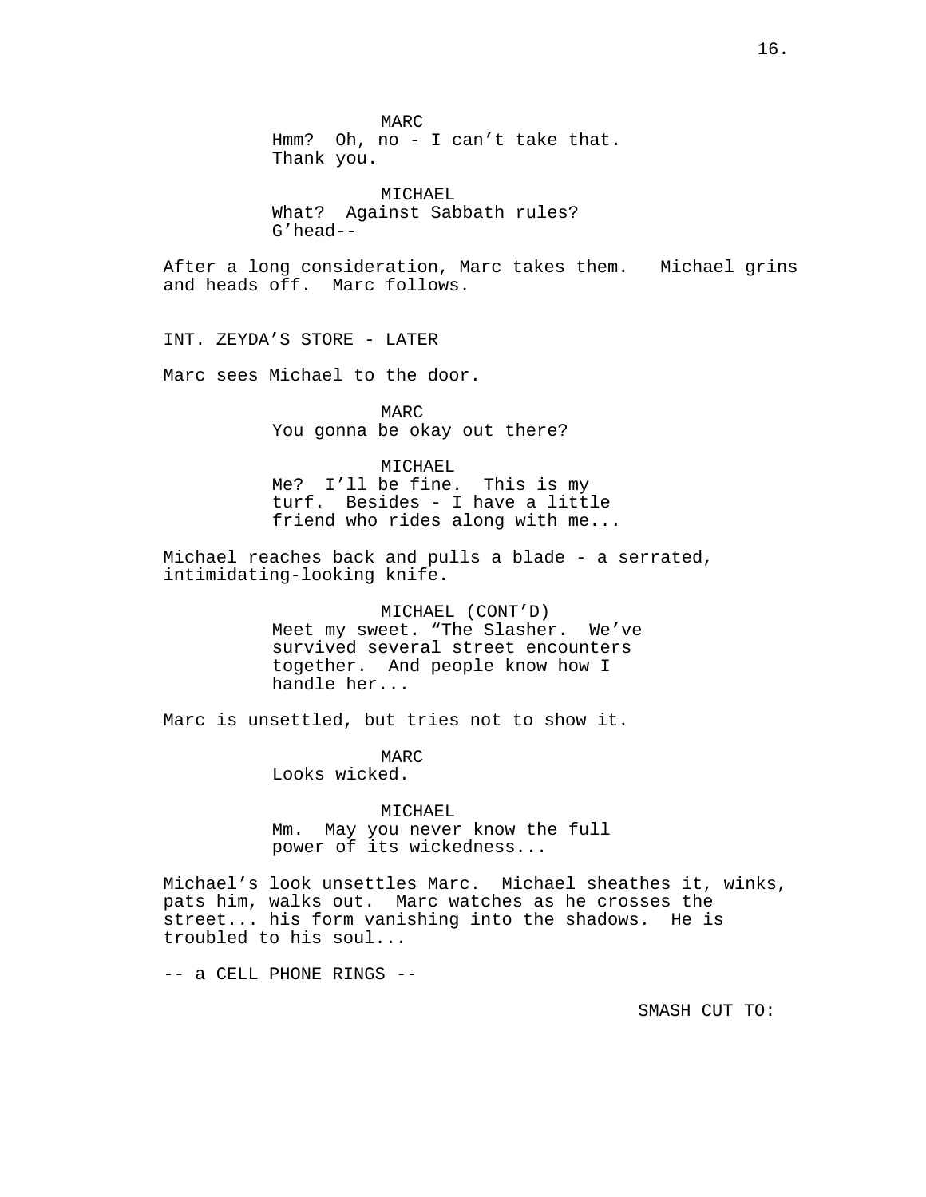MARC
Hmm? Oh, no - I can't take that.
Thank you.

MICHAEL
What? Against Sabbath rules?
G'head--

After a long consideration, Marc takes them. Michael grins and heads off. Marc follows.

INT. ZEYDA'S STORE - LATER

Marc sees Michael to the door.

MARC
You gonna be okay out there?

MICHAEL
Me? I'll be fine. This is my
turf. Besides - I have a little
friend who rides along with me...

Michael reaches back and pulls a blade - a serrated, intimidating-looking knife.

MICHAEL (CONT'D)
Meet my sweet. "The Slasher. We've
survived several street encounters
together. And people know how I
handle her...

Marc is unsettled, but tries not to show it.

MARC
Looks wicked.

MICHAEL
Mm. May you never know the full
power of its wickedness...

Michael's look unsettles Marc. Michael sheathes it, winks, pats him, walks out. Marc watches as he crosses the street... his form vanishing into the shadows. He is troubled to his soul...

-- a CELL PHONE RINGS --

SMASH CUT TO: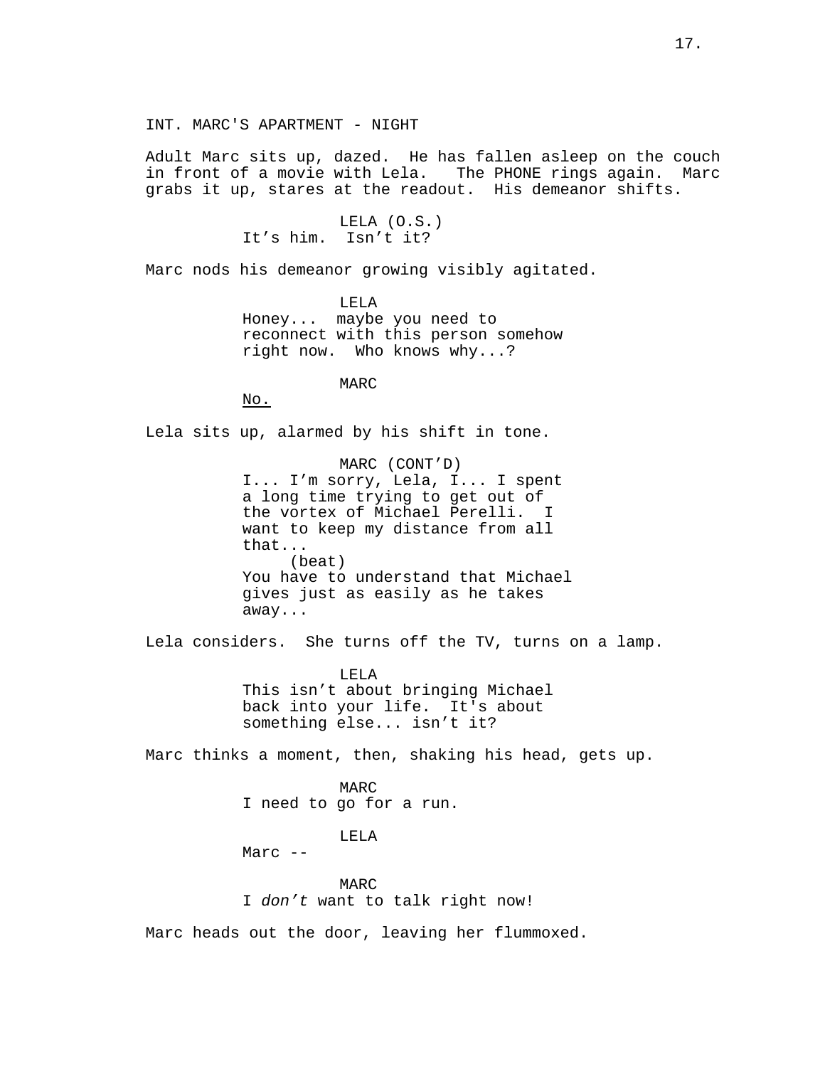INT. MARC'S APARTMENT - NIGHT

Adult Marc sits up, dazed. He has fallen asleep on the couch in front of a movie with Lela. The PHONE rings again. Marc grabs it up, stares at the readout. His demeanor shifts.

LELA (O.S.)
It’s him. Isn’t it?

Marc nods his demeanor growing visibly agitated.

LELA
Honey... maybe you need to reconnect with this person somehow right now. Who knows why...?

MARC
<u>No.</u>

Lela sits up, alarmed by his shift in tone.

MARC (CONT’D)
I... I’m sorry, Lela, I... I spent a long time trying to get out of the vortex of Michael Perelli. I want to keep my distance from all that...
(beat)
You have to understand that Michael gives just as easily as he takes away...

Lela considers. She turns off the TV, turns on a lamp.

LELA
This isn’t about bringing Michael back into your life. It's about something else... isn’t it?

Marc thinks a moment, then, shaking his head, gets up.

MARC
I need to go for a run.

LELA
Marc --

MARC
I *don’t* want to talk right now!

Marc heads out the door, leaving her flummoxed.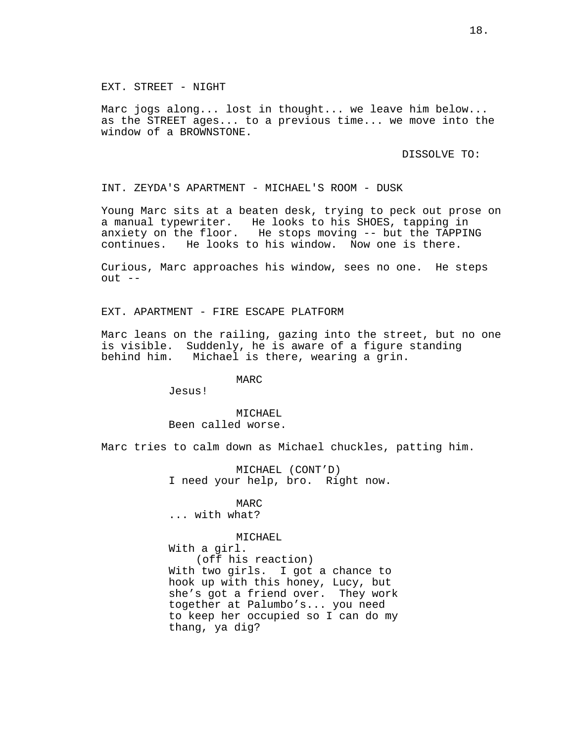EXT. STREET - NIGHT

Marc jogs along... lost in thought... we leave him below... as the STREET ages... to a previous time... we move into the window of a BROWNSTONE.

DISSOLVE TO:

INT. ZEYDA'S APARTMENT - MICHAEL'S ROOM - DUSK

Young Marc sits at a beaten desk, trying to peck out prose on a manual typewriter. He looks to his SHOES, tapping in anxiety on the floor. He stops moving -- but the TAPPING continues. He looks to his window. Now one is there.

Curious, Marc approaches his window, sees no one. He steps out --

EXT. APARTMENT - FIRE ESCAPE PLATFORM

Marc leans on the railing, gazing into the street, but no one is visible. Suddenly, he is aware of a figure standing behind him. Michael is there, wearing a grin.

MARC
Jesus!

MICHAEL
Been called worse.

Marc tries to calm down as Michael chuckles, patting him.

MICHAEL (CONT'D)
I need your help, bro. Right now.

MARC
... with what?

MICHAEL
With a girl.
(off his reaction)
With two girls. I got a chance to hook up with this honey, Lucy, but she's got a friend over. They work together at Palumbo's... you need to keep her occupied so I can do my thang, ya dig?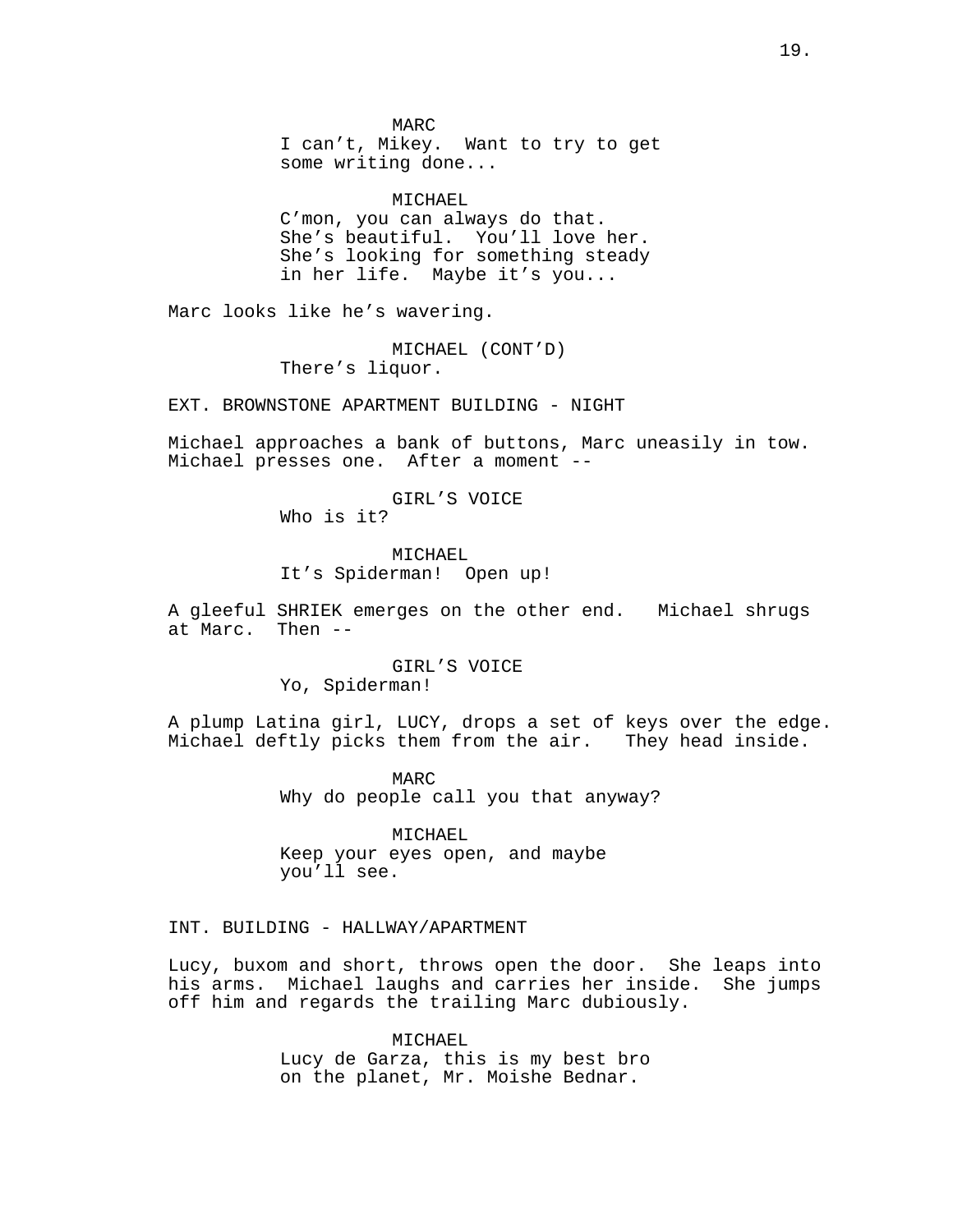MARC
I can't, Mikey.  Want to try to get some writing done...

MICHAEL
C'mon, you can always do that. She's beautiful.  You'll love her. She's looking for something steady in her life.  Maybe it's you...

Marc looks like he's wavering.

MICHAEL (CONT'D)
There's liquor.

EXT. BROWNSTONE APARTMENT BUILDING - NIGHT

Michael approaches a bank of buttons, Marc uneasily in tow. Michael presses one.  After a moment --

GIRL'S VOICE
Who is it?

MICHAEL
It's Spiderman!  Open up!

A gleeful SHRIEK emerges on the other end.   Michael shrugs at Marc.  Then --

GIRL'S VOICE
Yo, Spiderman!

A plump Latina girl, LUCY, drops a set of keys over the edge. Michael deftly picks them from the air.   They head inside.

MARC
Why do people call you that anyway?

MICHAEL
Keep your eyes open, and maybe you'll see.

INT. BUILDING - HALLWAY/APARTMENT

Lucy, buxom and short, throws open the door.  She leaps into his arms.  Michael laughs and carries her inside.  She jumps off him and regards the trailing Marc dubiously.

MICHAEL
Lucy de Garza, this is my best bro on the planet, Mr. Moishe Bednar.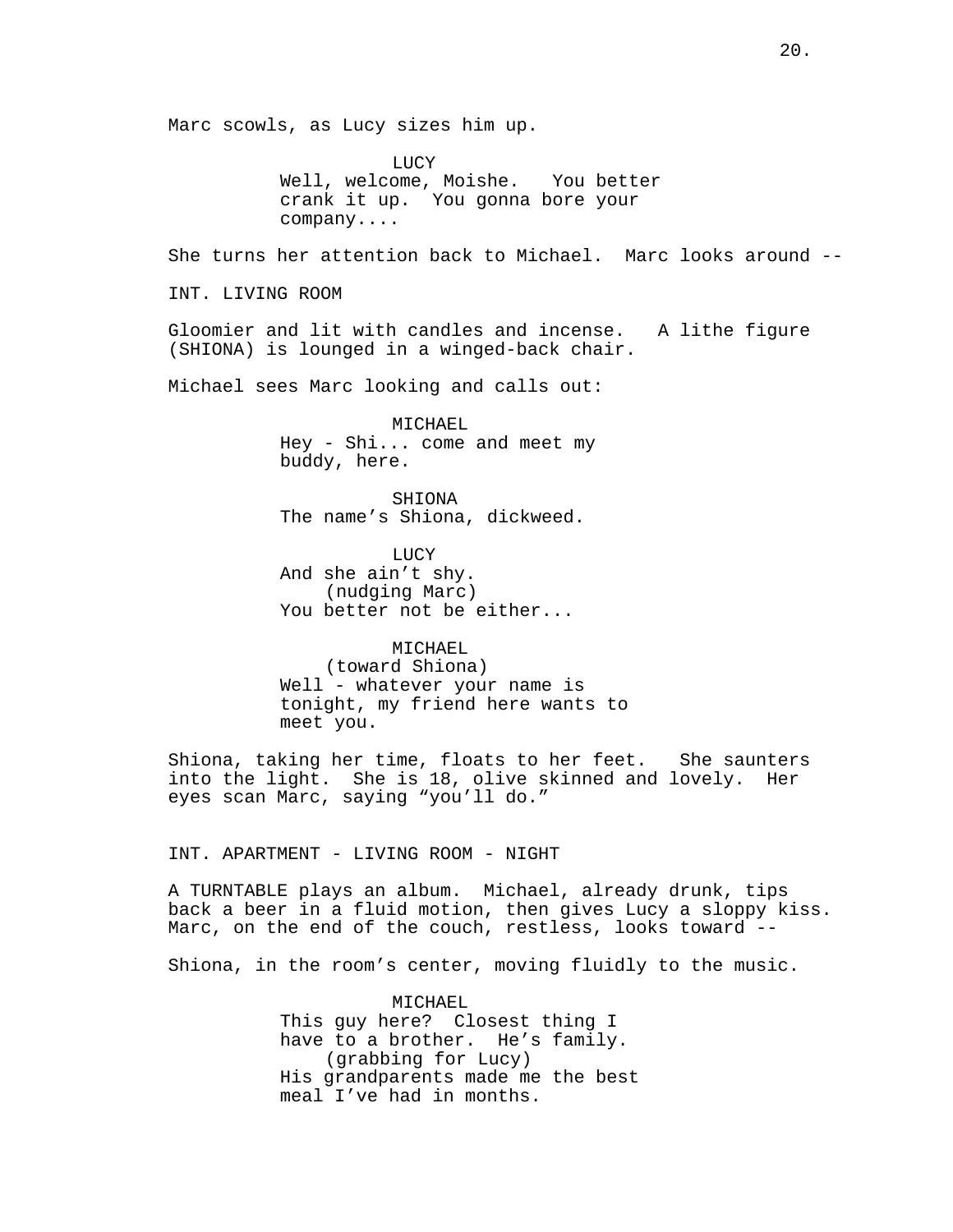Marc scowls, as Lucy sizes him up.

LUCY
Well, welcome, Moishe. You better crank it up. You gonna bore your company....

She turns her attention back to Michael. Marc looks around --

INT. LIVING ROOM

Gloomier and lit with candles and incense. A lithe figure (SHIONA) is lounged in a winged-back chair.

Michael sees Marc looking and calls out:

MICHAEL
Hey - Shi... come and meet my buddy, here.

SHIONA
The name's Shiona, dickweed.

LUCY
And she ain't shy.
(nudging Marc)
You better not be either...

MICHAEL
(toward Shiona)
Well - whatever your name is tonight, my friend here wants to meet you.

Shiona, taking her time, floats to her feet. She saunters into the light. She is 18, olive skinned and lovely. Her eyes scan Marc, saying "you'll do."

INT. APARTMENT - LIVING ROOM - NIGHT

A TURNTABLE plays an album. Michael, already drunk, tips back a beer in a fluid motion, then gives Lucy a sloppy kiss. Marc, on the end of the couch, restless, looks toward --

Shiona, in the room's center, moving fluidly to the music.

MICHAEL
This guy here? Closest thing I have to a brother. He's family.
(grabbing for Lucy)
His grandparents made me the best meal I've had in months.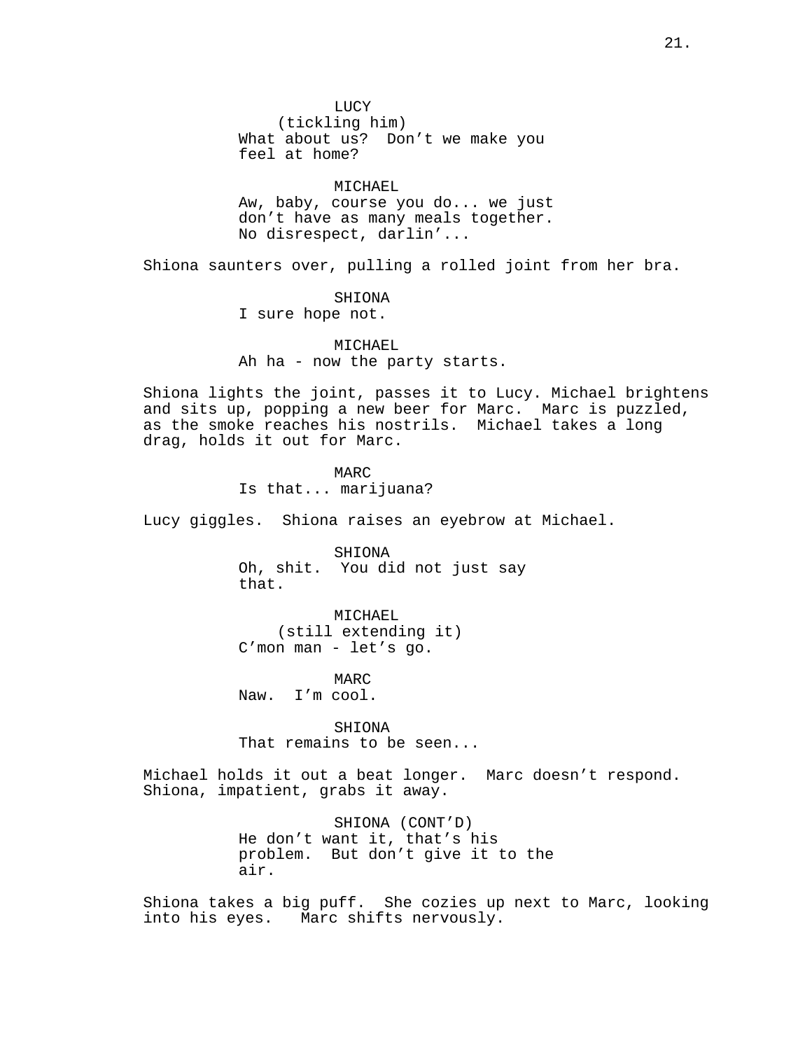LUCY
(tickling him)
What about us? Don't we make you feel at home?

MICHAEL
Aw, baby, course you do... we just don't have as many meals together. No disrespect, darlin'...

Shiona saunters over, pulling a rolled joint from her bra.

SHIONA
I sure hope not.

MICHAEL
Ah ha - now the party starts.

Shiona lights the joint, passes it to Lucy. Michael brightens and sits up, popping a new beer for Marc. Marc is puzzled, as the smoke reaches his nostrils. Michael takes a long drag, holds it out for Marc.

MARC
Is that... marijuana?

Lucy giggles. Shiona raises an eyebrow at Michael.

SHIONA
Oh, shit. You did not just say that.

MICHAEL
(still extending it)
C'mon man - let's go.

MARC
Naw. I'm cool.

SHIONA
That remains to be seen...

Michael holds it out a beat longer. Marc doesn't respond. Shiona, impatient, grabs it away.

SHIONA (CONT'D)
He don't want it, that's his problem. But don't give it to the air.

Shiona takes a big puff. She cozies up next to Marc, looking into his eyes. Marc shifts nervously.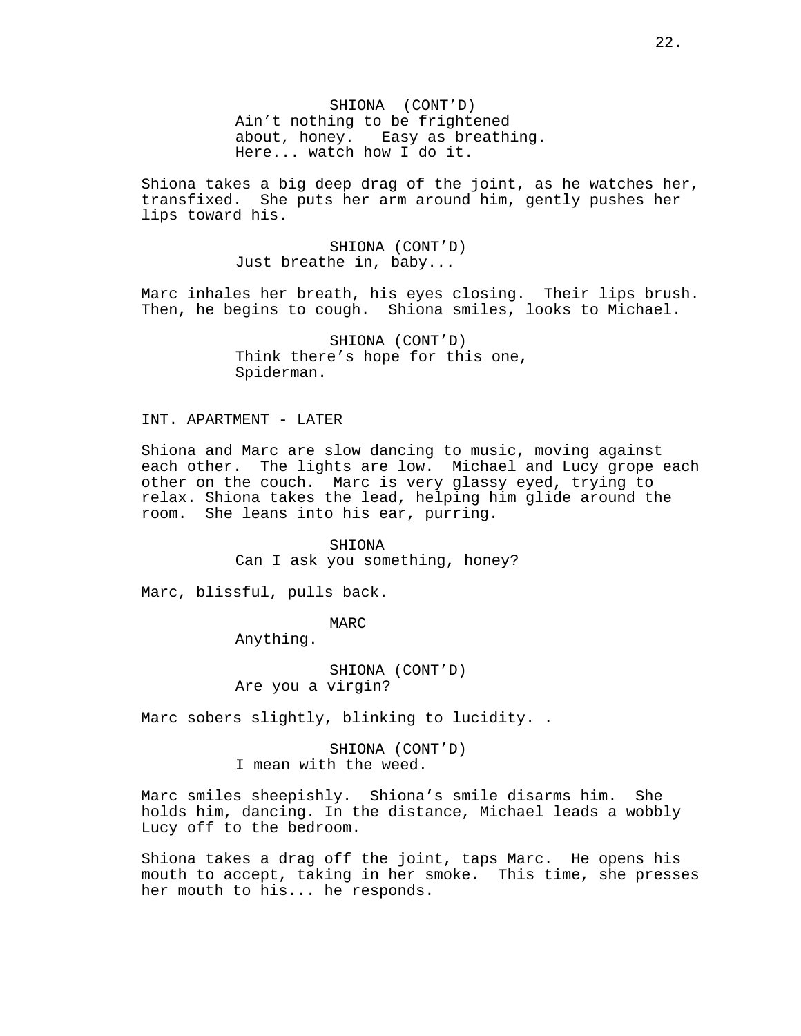SHIONA (CONT'D)
Ain't nothing to be frightened about, honey.   Easy as breathing. Here... watch how I do it.

Shiona takes a big deep drag of the joint, as he watches her, transfixed.  She puts her arm around him, gently pushes her lips toward his.

SHIONA (CONT'D)
Just breathe in, baby...

Marc inhales her breath, his eyes closing.  Their lips brush. Then, he begins to cough.  Shiona smiles, looks to Michael.

SHIONA (CONT'D)
Think there's hope for this one, Spiderman.

INT. APARTMENT - LATER

Shiona and Marc are slow dancing to music, moving against each other.  The lights are low.  Michael and Lucy grope each other on the couch.  Marc is very glassy eyed, trying to relax. Shiona takes the lead, helping him glide around the room.  She leans into his ear, purring.

SHIONA
Can I ask you something, honey?

Marc, blissful, pulls back.

MARC
Anything.

SHIONA (CONT'D)
Are you a virgin?

Marc sobers slightly, blinking to lucidity. .

SHIONA (CONT'D)
I mean with the weed.

Marc smiles sheepishly.  Shiona's smile disarms him.  She holds him, dancing. In the distance, Michael leads a wobbly Lucy off to the bedroom.

Shiona takes a drag off the joint, taps Marc.  He opens his mouth to accept, taking in her smoke.  This time, she presses her mouth to his... he responds.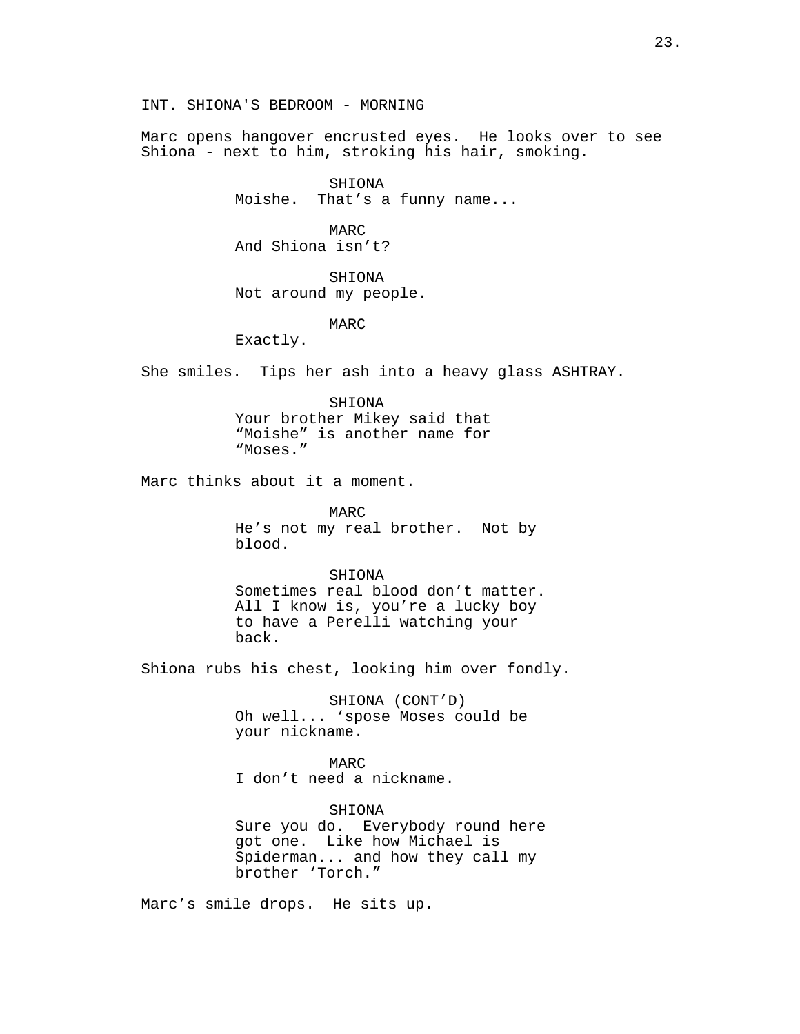INT. SHIONA'S BEDROOM - MORNING

Marc opens hangover encrusted eyes. He looks over to see Shiona - next to him, stroking his hair, smoking.

SHIONA
Moishe. That's a funny name...

MARC
And Shiona isn't?

SHIONA
Not around my people.

MARC
Exactly.

She smiles. Tips her ash into a heavy glass ASHTRAY.

SHIONA
Your brother Mikey said that "Moishe" is another name for "Moses."

Marc thinks about it a moment.

MARC
He's not my real brother. Not by blood.

SHIONA
Sometimes real blood don't matter. All I know is, you're a lucky boy to have a Perelli watching your back.

Shiona rubs his chest, looking him over fondly.

SHIONA (CONT'D)
Oh well... 'spose Moses could be your nickname.

MARC
I don't need a nickname.

SHIONA
Sure you do. Everybody round here got one. Like how Michael is Spiderman... and how they call my brother 'Torch."

Marc's smile drops. He sits up.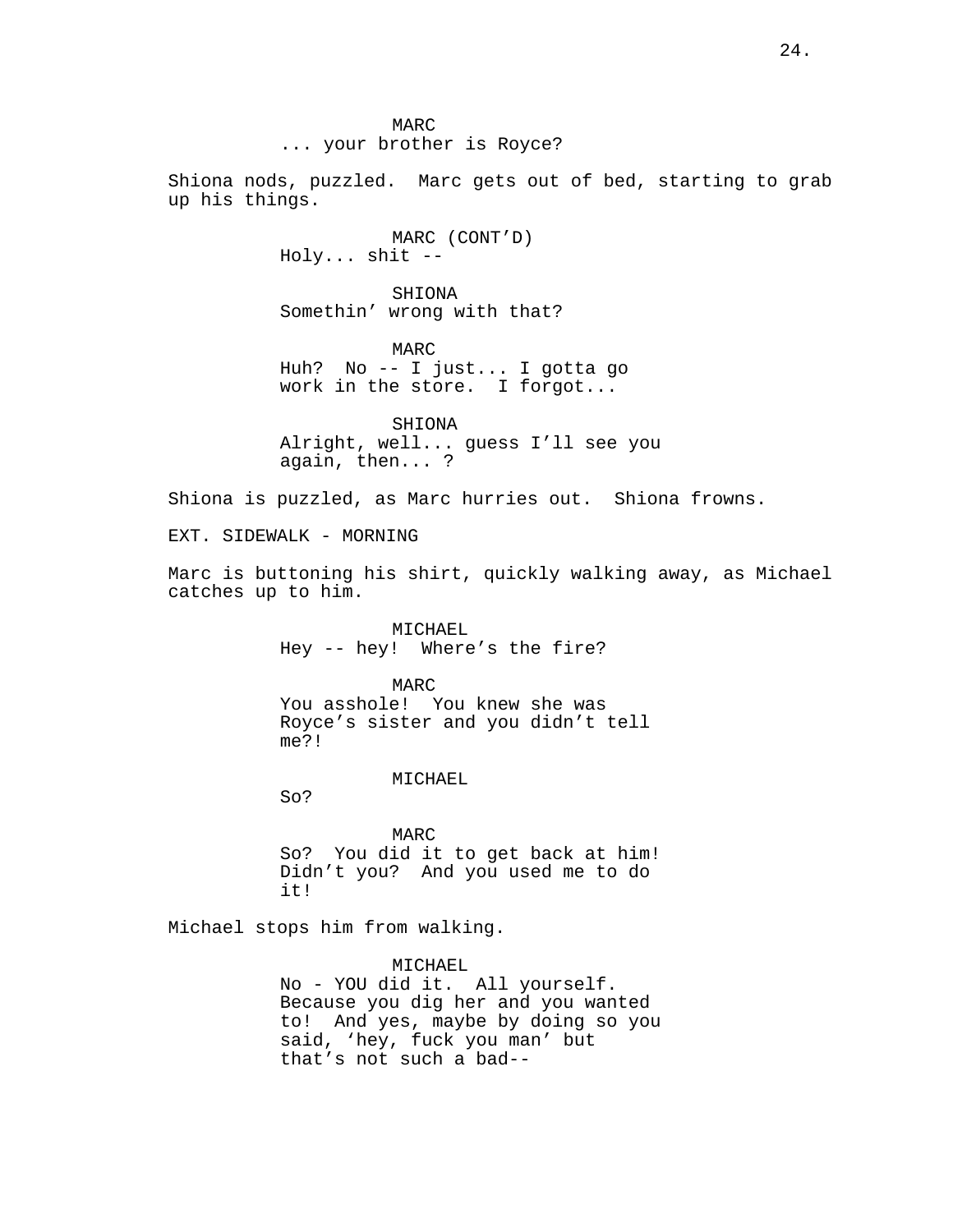MARC
... your brother is Royce?

Shiona nods, puzzled. Marc gets out of bed, starting to grab up his things.

MARC (CONT'D)
Holy... shit --

SHIONA
Somethin' wrong with that?

MARC
Huh? No -- I just... I gotta go work in the store. I forgot...

SHIONA
Alright, well... guess I'll see you again, then... ?

Shiona is puzzled, as Marc hurries out. Shiona frowns.

EXT. SIDEWALK - MORNING

Marc is buttoning his shirt, quickly walking away, as Michael catches up to him.

MICHAEL
Hey -- hey! Where's the fire?

MARC
You asshole! You knew she was Royce's sister and you didn't tell me?!

MICHAEL
So?

MARC
So? You did it to get back at him! Didn't you? And you used me to do it!

Michael stops him from walking.

MICHAEL
No - YOU did it. All yourself. Because you dig her and you wanted to! And yes, maybe by doing so you said, 'hey, fuck you man' but that's not such a bad--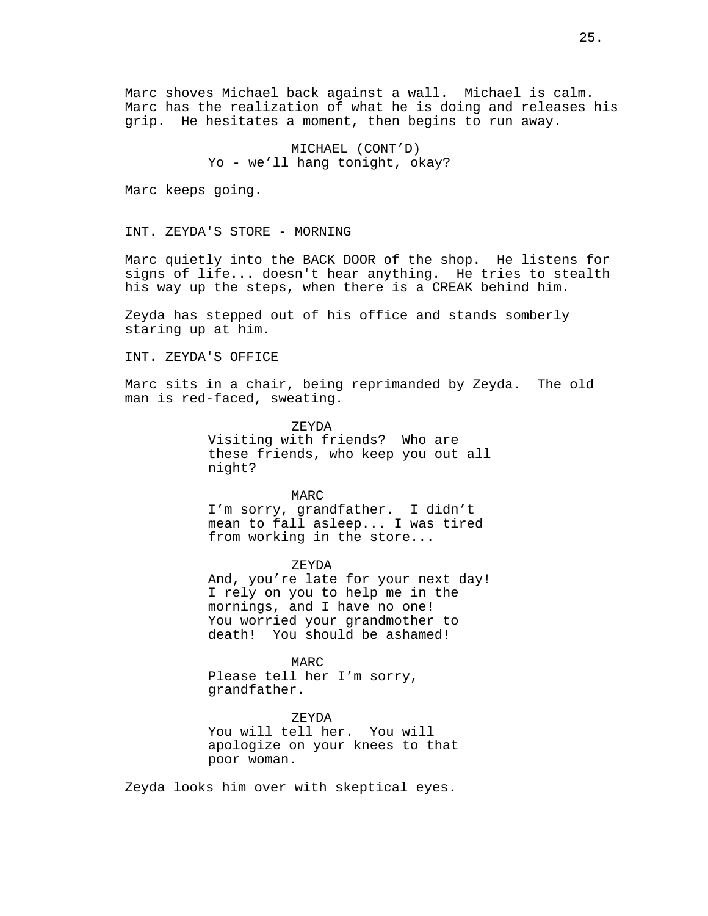Marc shoves Michael back against a wall. Michael is calm. Marc has the realization of what he is doing and releases his grip. He hesitates a moment, then begins to run away.

MICHAEL (CONT'D)
Yo - we'll hang tonight, okay?

Marc keeps going.

INT. ZEYDA'S STORE - MORNING

Marc quietly into the BACK DOOR of the shop. He listens for signs of life... doesn't hear anything. He tries to stealth his way up the steps, when there is a CREAK behind him.

Zeyda has stepped out of his office and stands somberly staring up at him.

INT. ZEYDA'S OFFICE

Marc sits in a chair, being reprimanded by Zeyda. The old man is red-faced, sweating.

ZEYDA
Visiting with friends? Who are these friends, who keep you out all night?

MARC
I'm sorry, grandfather. I didn't mean to fall asleep... I was tired from working in the store...

ZEYDA
And, you're late for your next day! I rely on you to help me in the mornings, and I have no one! You worried your grandmother to death! You should be ashamed!

MARC
Please tell her I'm sorry, grandfather.

ZEYDA
You will tell her. You will apologize on your knees to that poor woman.

Zeyda looks him over with skeptical eyes.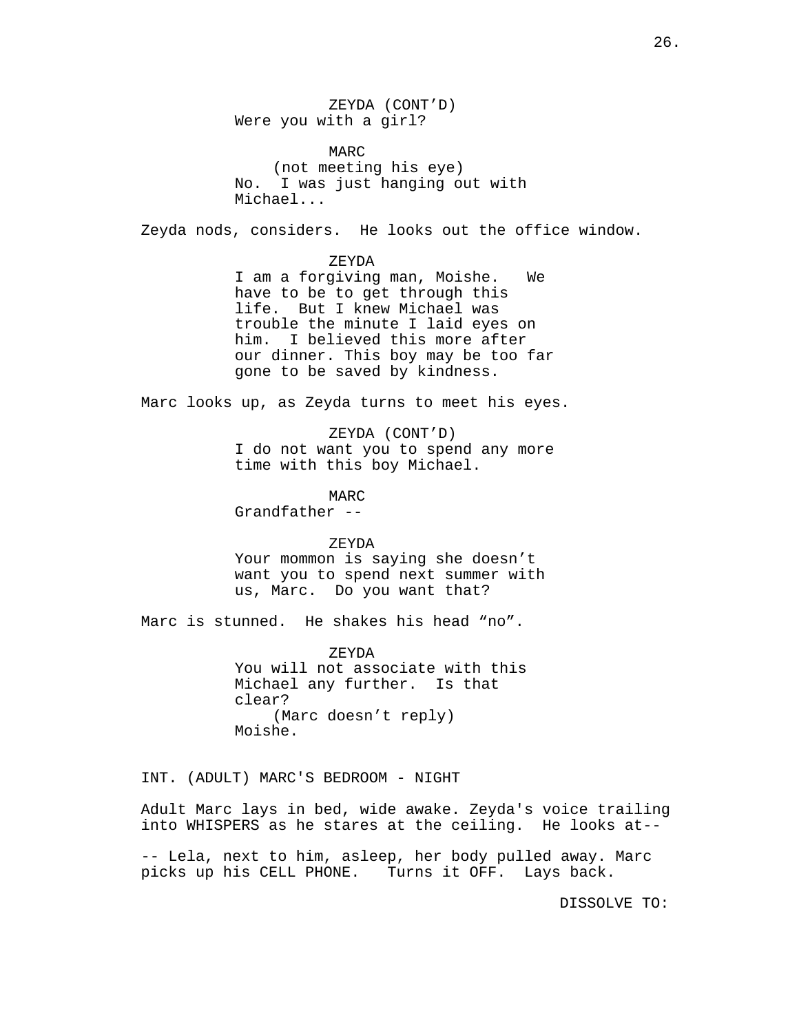ZEYDA (CONT'D)
Were you with a girl?

MARC
(not meeting his eye)
No. I was just hanging out with Michael...

Zeyda nods, considers. He looks out the office window.

ZEYDA
I am a forgiving man, Moishe. We have to be to get through this life. But I knew Michael was trouble the minute I laid eyes on him. I believed this more after our dinner. This boy may be too far gone to be saved by kindness.

Marc looks up, as Zeyda turns to meet his eyes.

ZEYDA (CONT'D)
I do not want you to spend any more time with this boy Michael.

MARC
Grandfather --

ZEYDA
Your mommon is saying she doesn't want you to spend next summer with us, Marc. Do you want that?

Marc is stunned. He shakes his head "no".

ZEYDA
You will not associate with this Michael any further. Is that clear?
(Marc doesn't reply)
Moishe.

INT. (ADULT) MARC'S BEDROOM - NIGHT

Adult Marc lays in bed, wide awake. Zeyda's voice trailing into WHISPERS as he stares at the ceiling. He looks at--

-- Lela, next to him, asleep, her body pulled away. Marc picks up his CELL PHONE. Turns it OFF. Lays back.

DISSOLVE TO: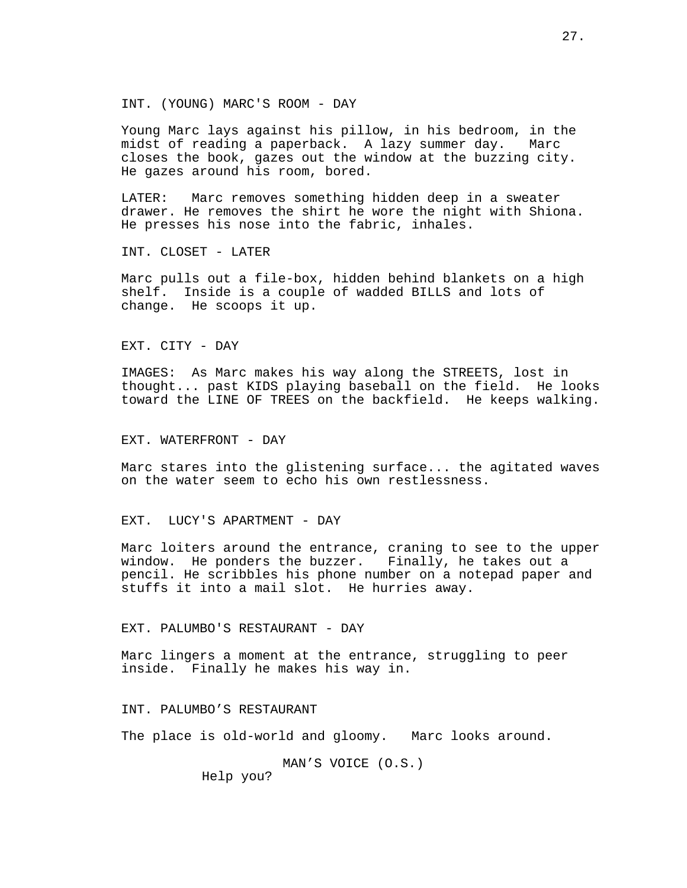INT. (YOUNG) MARC'S ROOM - DAY

Young Marc lays against his pillow, in his bedroom, in the midst of reading a paperback. A lazy summer day. Marc closes the book, gazes out the window at the buzzing city. He gazes around his room, bored.

LATER: Marc removes something hidden deep in a sweater drawer. He removes the shirt he wore the night with Shiona. He presses his nose into the fabric, inhales.

INT. CLOSET - LATER

Marc pulls out a file-box, hidden behind blankets on a high shelf. Inside is a couple of wadded BILLS and lots of change. He scoops it up.

EXT. CITY - DAY

IMAGES: As Marc makes his way along the STREETS, lost in thought... past KIDS playing baseball on the field. He looks toward the LINE OF TREES on the backfield. He keeps walking.

EXT. WATERFRONT - DAY

Marc stares into the glistening surface... the agitated waves on the water seem to echo his own restlessness.

EXT. LUCY'S APARTMENT - DAY

Marc loiters around the entrance, craning to see to the upper window. He ponders the buzzer. Finally, he takes out a pencil. He scribbles his phone number on a notepad paper and stuffs it into a mail slot. He hurries away.

EXT. PALUMBO'S RESTAURANT - DAY

Marc lingers a moment at the entrance, struggling to peer inside. Finally he makes his way in.

INT. PALUMBO’S RESTAURANT

The place is old-world and gloomy. Marc looks around.

MAN’S VOICE (O.S.)
Help you?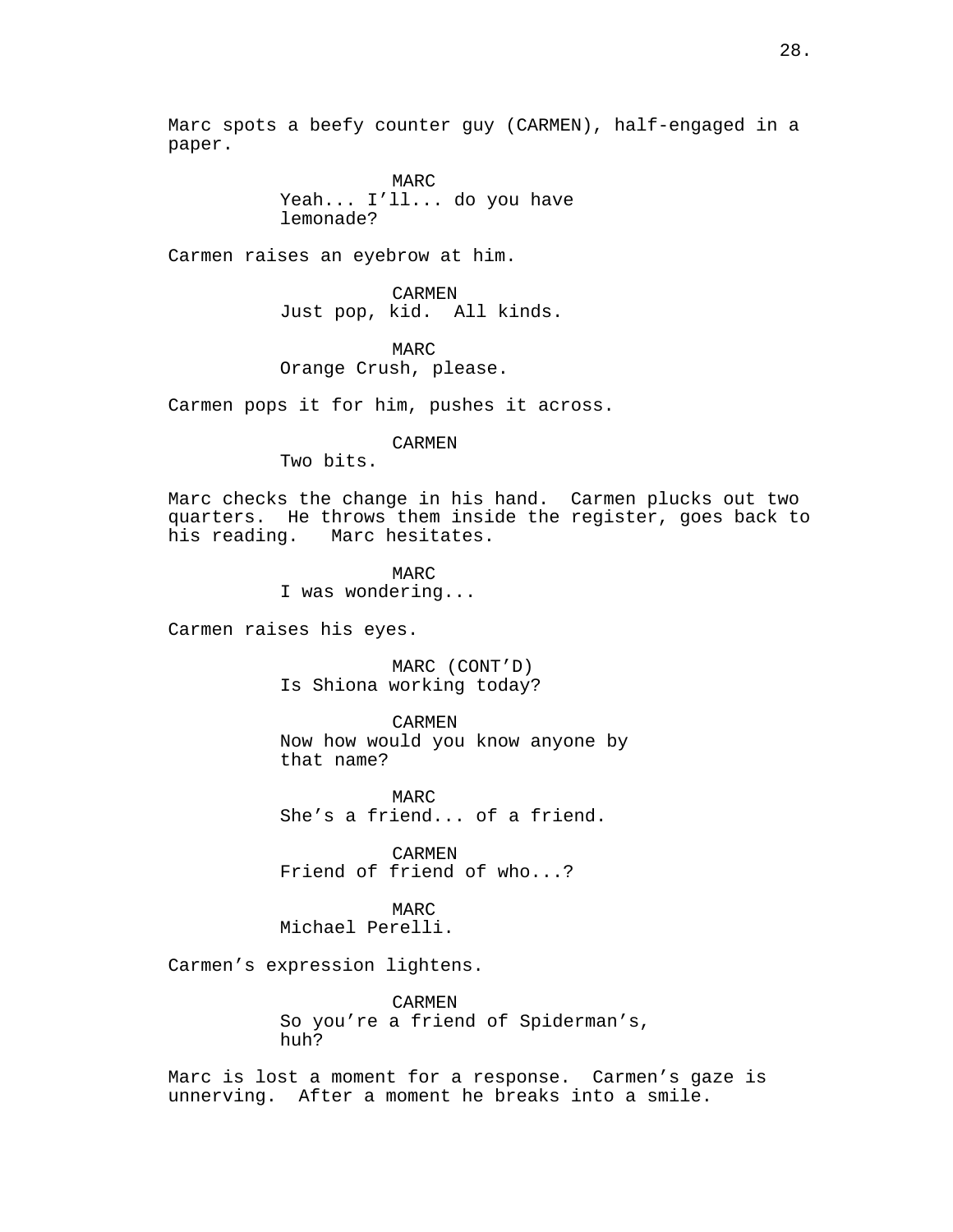Marc spots a beefy counter guy (CARMEN), half-engaged in a paper.

MARC
Yeah... I'll... do you have lemonade?

Carmen raises an eyebrow at him.

CARMEN
Just pop, kid.  All kinds.

MARC
Orange Crush, please.

Carmen pops it for him, pushes it across.

CARMEN
Two bits.

Marc checks the change in his hand.  Carmen plucks out two quarters.  He throws them inside the register, goes back to his reading.   Marc hesitates.

MARC
I was wondering...

Carmen raises his eyes.

MARC (CONT'D)
Is Shiona working today?

CARMEN
Now how would you know anyone by that name?

MARC
She's a friend... of a friend.

CARMEN
Friend of friend of who...?

MARC
Michael Perelli.

Carmen's expression lightens.

CARMEN
So you're a friend of Spiderman's, huh?

Marc is lost a moment for a response.  Carmen's gaze is unnerving.  After a moment he breaks into a smile.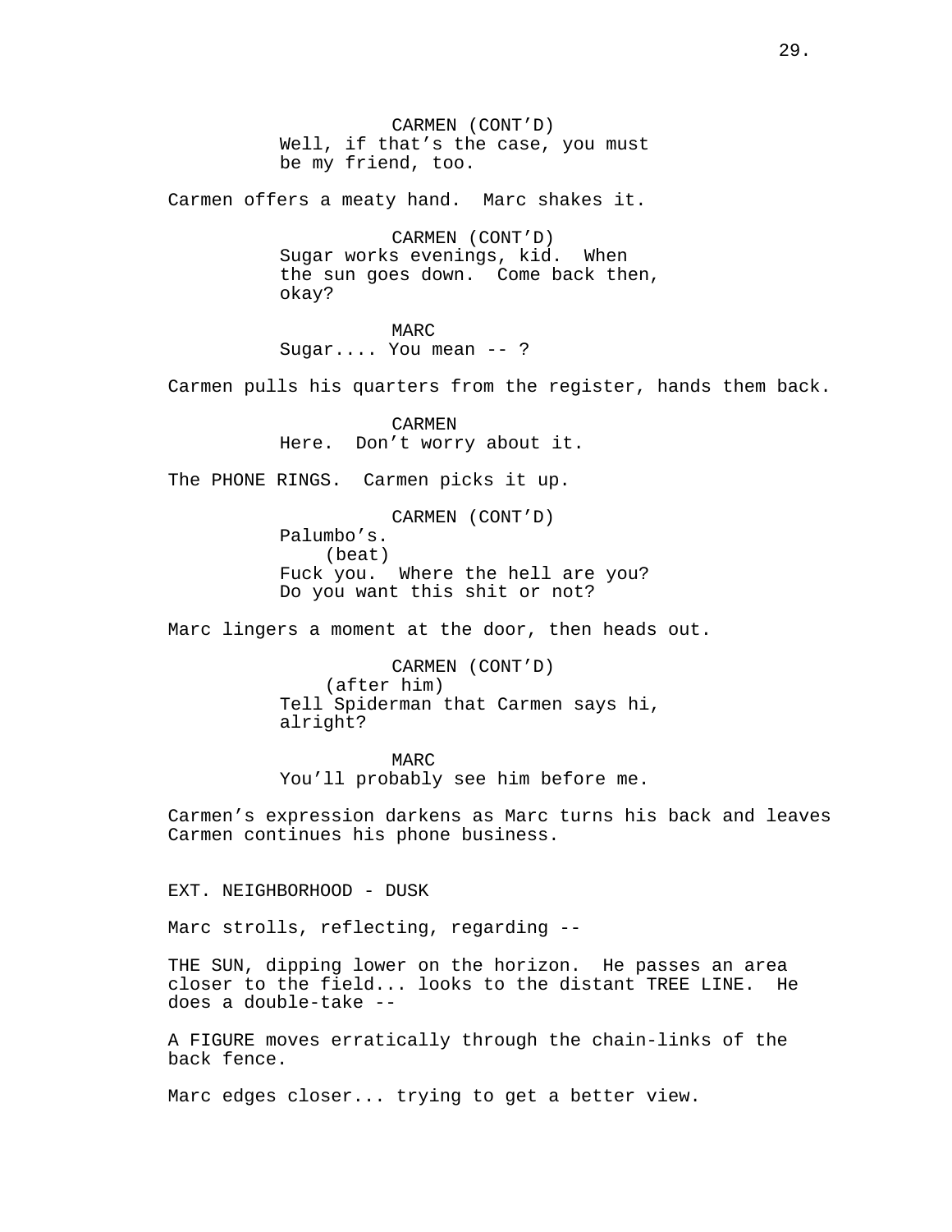CARMEN (CONT'D)
Well, if that's the case, you must be my friend, too.

Carmen offers a meaty hand. Marc shakes it.

CARMEN (CONT'D)
Sugar works evenings, kid. When the sun goes down. Come back then, okay?

MARC
Sugar.... You mean -- ?

Carmen pulls his quarters from the register, hands them back.

CARMEN
Here. Don't worry about it.

The PHONE RINGS. Carmen picks it up.

CARMEN (CONT'D)
Palumbo's.
(beat)
Fuck you. Where the hell are you? Do you want this shit or not?

Marc lingers a moment at the door, then heads out.

CARMEN (CONT'D)
(after him)
Tell Spiderman that Carmen says hi, alright?

MARC
You'll probably see him before me.

Carmen's expression darkens as Marc turns his back and leaves Carmen continues his phone business.

EXT. NEIGHBORHOOD - DUSK

Marc strolls, reflecting, regarding --

THE SUN, dipping lower on the horizon. He passes an area closer to the field... looks to the distant TREE LINE. He does a double-take --

A FIGURE moves erratically through the chain-links of the back fence.

Marc edges closer... trying to get a better view.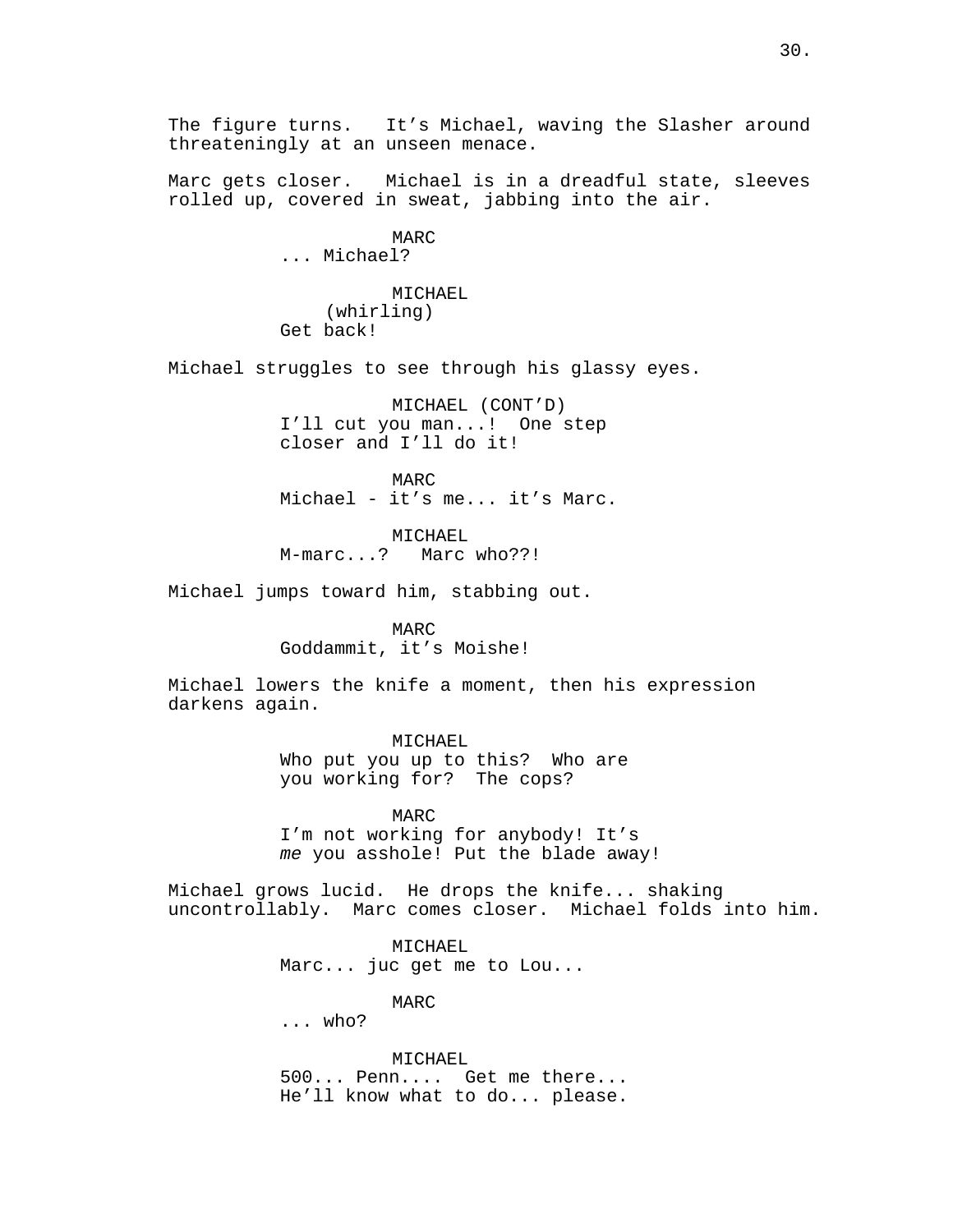The figure turns.  It's Michael, waving the Slasher around threateningly at an unseen menace.

Marc gets closer.  Michael is in a dreadful state, sleeves rolled up, covered in sweat, jabbing into the air.

MARC
... Michael?

MICHAEL
(whirling)
Get back!

Michael struggles to see through his glassy eyes.

MICHAEL (CONT'D)
I'll cut you man...!  One step closer and I'll do it!

MARC
Michael - it's me... it's Marc.

MICHAEL
M-marc...?   Marc who??!

Michael jumps toward him, stabbing out.

MARC
Goddammit, it's Moishe!

Michael lowers the knife a moment, then his expression darkens again.

MICHAEL
Who put you up to this?  Who are you working for?  The cops?

MARC
I'm not working for anybody! It's *me* you asshole! Put the blade away!

Michael grows lucid.  He drops the knife... shaking uncontrollably.  Marc comes closer.  Michael folds into him.

MICHAEL
Marc... juc get me to Lou...

MARC
... who?

MICHAEL
500... Penn....  Get me there... He'll know what to do... please.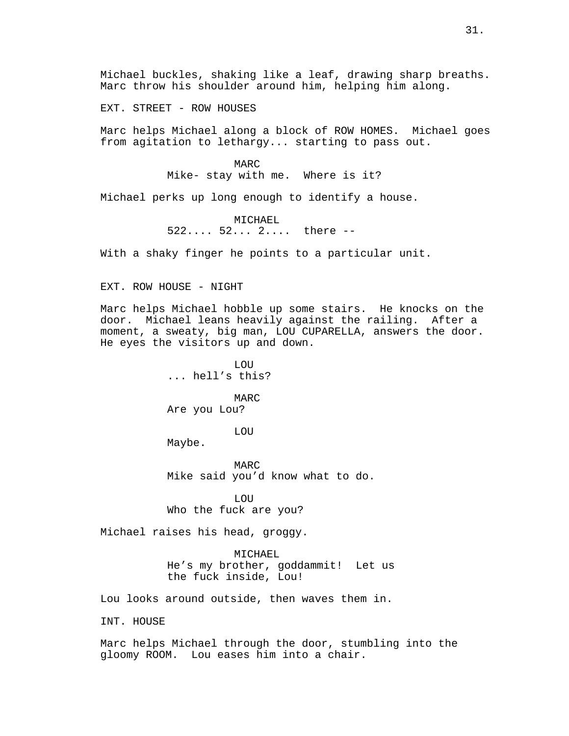Michael buckles, shaking like a leaf, drawing sharp breaths. Marc throw his shoulder around him, helping him along.

EXT. STREET - ROW HOUSES

Marc helps Michael along a block of ROW HOMES. Michael goes from agitation to lethargy... starting to pass out.

MARC
Mike- stay with me. Where is it?

Michael perks up long enough to identify a house.

MICHAEL
522.... 52... 2.... there --

With a shaky finger he points to a particular unit.

EXT. ROW HOUSE - NIGHT

Marc helps Michael hobble up some stairs. He knocks on the door. Michael leans heavily against the railing. After a moment, a sweaty, big man, LOU CUPARELLA, answers the door. He eyes the visitors up and down.

LOU
... hell's this?

MARC
Are you Lou?

LOU
Maybe.

MARC
Mike said you'd know what to do.

LOU
Who the fuck are you?

Michael raises his head, groggy.

MICHAEL
He's my brother, goddammit! Let us the fuck inside, Lou!

Lou looks around outside, then waves them in.

INT. HOUSE

Marc helps Michael through the door, stumbling into the gloomy ROOM. Lou eases him into a chair.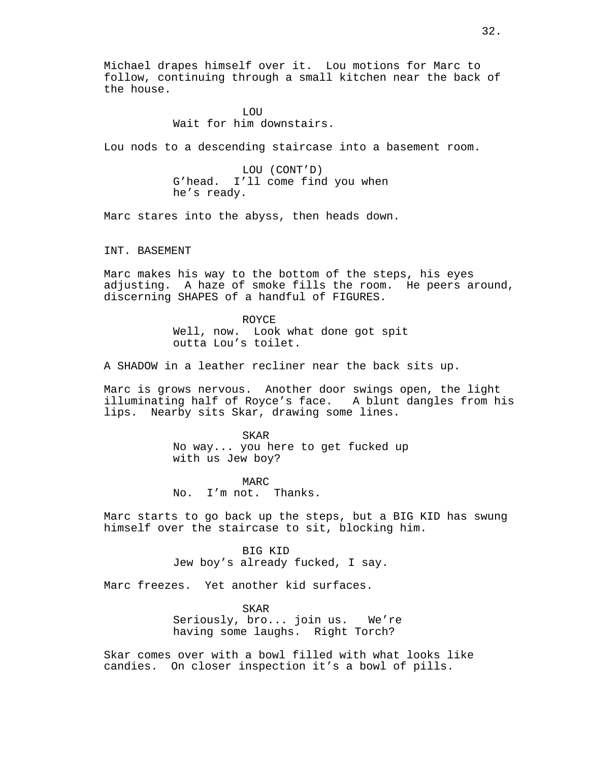Michael drapes himself over it.  Lou motions for Marc to follow, continuing through a small kitchen near the back of the house.

LOU
Wait for him downstairs.

Lou nods to a descending staircase into a basement room.

LOU (CONT'D)
G'head.  I'll come find you when he's ready.

Marc stares into the abyss, then heads down.

INT. BASEMENT

Marc makes his way to the bottom of the steps, his eyes adjusting.  A haze of smoke fills the room.  He peers around, discerning SHAPES of a handful of FIGURES.

ROYCE
Well, now.  Look what done got spit outta Lou's toilet.

A SHADOW in a leather recliner near the back sits up.

Marc is grows nervous.  Another door swings open, the light illuminating half of Royce's face.   A blunt dangles from his lips.  Nearby sits Skar, drawing some lines.

SKAR
No way... you here to get fucked up with us Jew boy?

MARC
No.  I'm not.  Thanks.

Marc starts to go back up the steps, but a BIG KID has swung himself over the staircase to sit, blocking him.

BIG KID
Jew boy's already fucked, I say.

Marc freezes.  Yet another kid surfaces.

SKAR
Seriously, bro... join us.   We're having some laughs.  Right Torch?

Skar comes over with a bowl filled with what looks like candies.  On closer inspection it's a bowl of pills.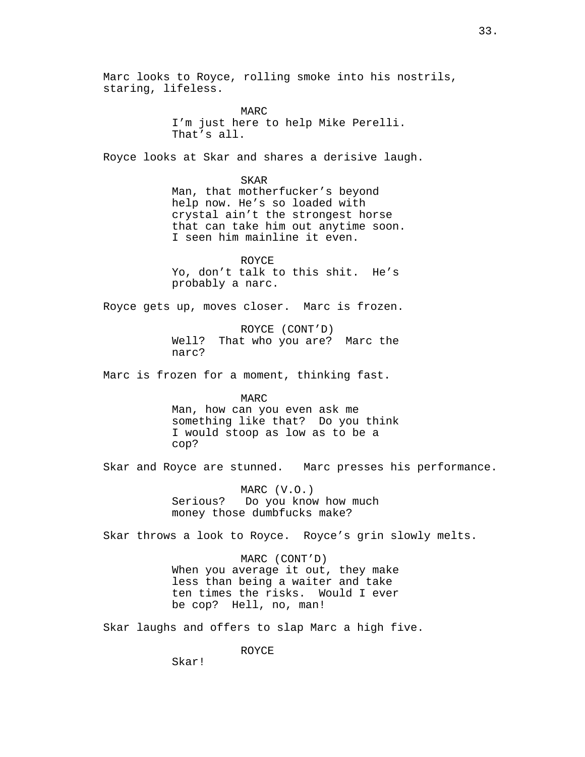Marc looks to Royce, rolling smoke into his nostrils, staring, lifeless.

MARC
I'm just here to help Mike Perelli. That's all.

Royce looks at Skar and shares a derisive laugh.

SKAR
Man, that motherfucker's beyond help now. He's so loaded with crystal ain't the strongest horse that can take him out anytime soon. I seen him mainline it even.

ROYCE
Yo, don't talk to this shit. He's probably a narc.

Royce gets up, moves closer. Marc is frozen.

ROYCE (CONT'D)
Well? That who you are? Marc the narc?

Marc is frozen for a moment, thinking fast.

MARC
Man, how can you even ask me something like that? Do you think I would stoop as low as to be a cop?

Skar and Royce are stunned. Marc presses his performance.

MARC (V.O.)
Serious? Do you know how much money those dumbfucks make?

Skar throws a look to Royce. Royce's grin slowly melts.

MARC (CONT'D)
When you average it out, they make less than being a waiter and take ten times the risks. Would I ever be cop? Hell, no, man!

Skar laughs and offers to slap Marc a high five.

ROYCE
Skar!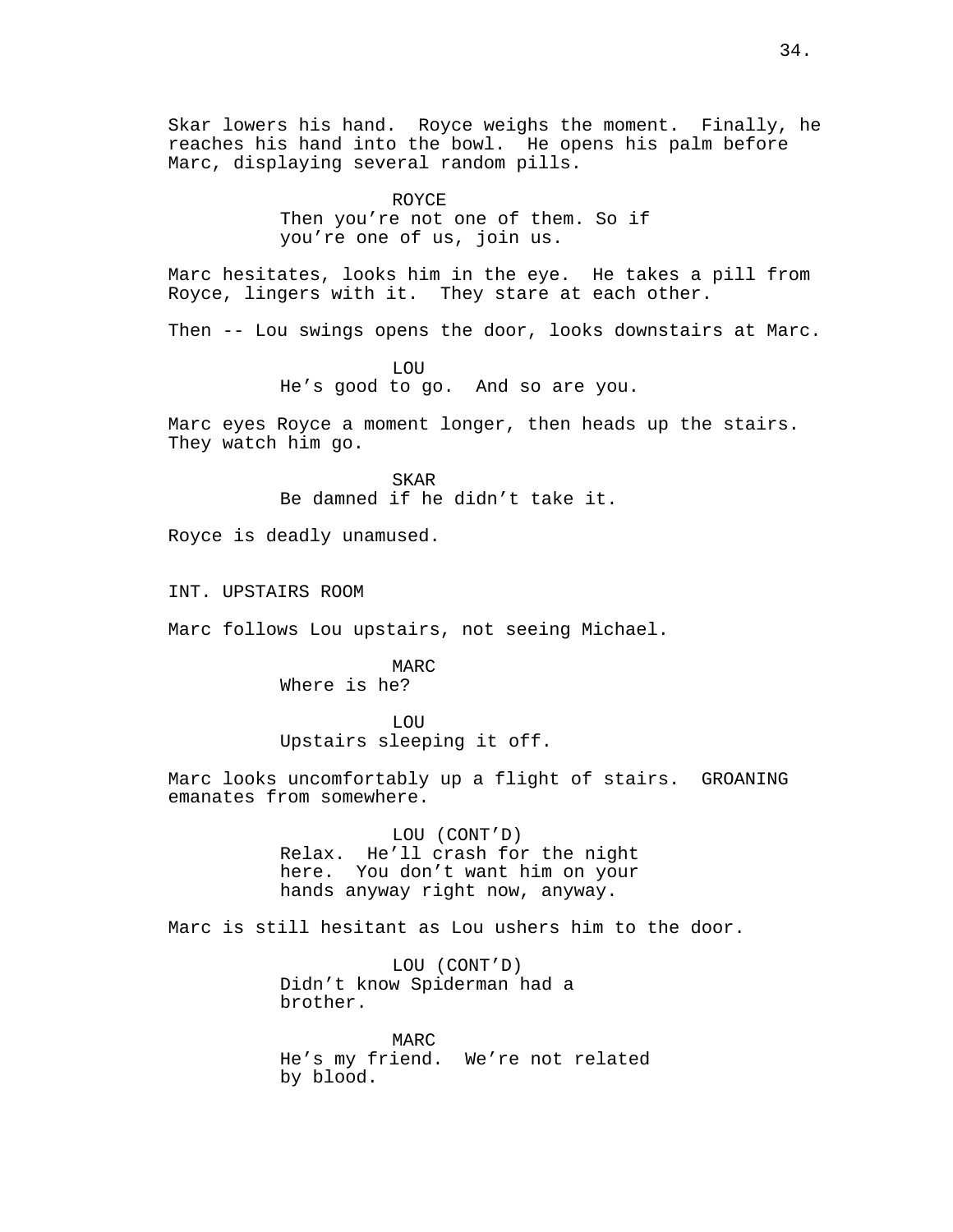Skar lowers his hand. Royce weighs the moment. Finally, he reaches his hand into the bowl. He opens his palm before Marc, displaying several random pills.

ROYCE
Then you're not one of them. So if you're one of us, join us.

Marc hesitates, looks him in the eye. He takes a pill from Royce, lingers with it. They stare at each other.

Then -- Lou swings opens the door, looks downstairs at Marc.

LOU
He's good to go. And so are you.

Marc eyes Royce a moment longer, then heads up the stairs. They watch him go.

SKAR
Be damned if he didn't take it.

Royce is deadly unamused.

INT. UPSTAIRS ROOM

Marc follows Lou upstairs, not seeing Michael.

MARC
Where is he?

LOU
Upstairs sleeping it off.

Marc looks uncomfortably up a flight of stairs. GROANING emanates from somewhere.

LOU (CONT'D)
Relax. He'll crash for the night here. You don't want him on your hands anyway right now, anyway.

Marc is still hesitant as Lou ushers him to the door.

LOU (CONT'D)
Didn't know Spiderman had a brother.

MARC
He's my friend. We're not related by blood.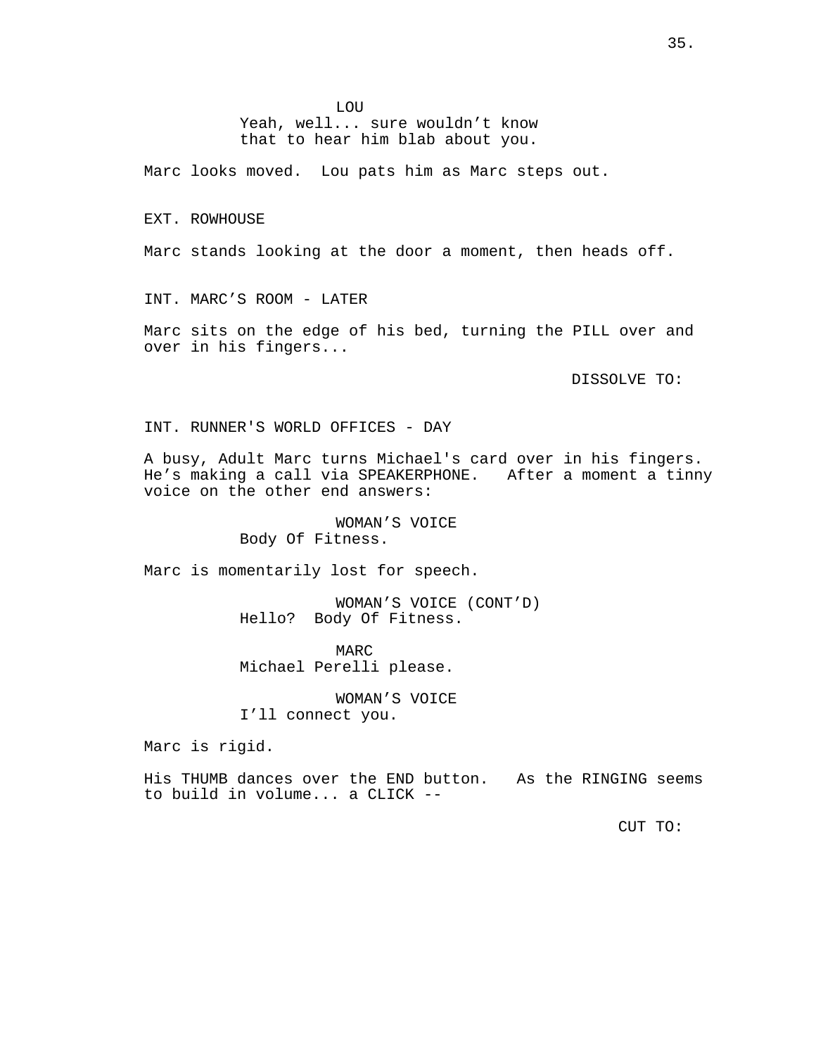LOU
Yeah, well... sure wouldn't know that to hear him blab about you.

Marc looks moved.  Lou pats him as Marc steps out.

EXT. ROWHOUSE

Marc stands looking at the door a moment, then heads off.

INT. MARC'S ROOM - LATER

Marc sits on the edge of his bed, turning the PILL over and over in his fingers...

DISSOLVE TO:

INT. RUNNER'S WORLD OFFICES - DAY

A busy, Adult Marc turns Michael's card over in his fingers. He's making a call via SPEAKERPHONE.   After a moment a tinny voice on the other end answers:

WOMAN'S VOICE
Body Of Fitness.

Marc is momentarily lost for speech.

WOMAN'S VOICE (CONT'D)
Hello?  Body Of Fitness.

MARC
Michael Perelli please.

WOMAN'S VOICE
I'll connect you.

Marc is rigid.

His THUMB dances over the END button.   As the RINGING seems to build in volume... a CLICK --

CUT TO: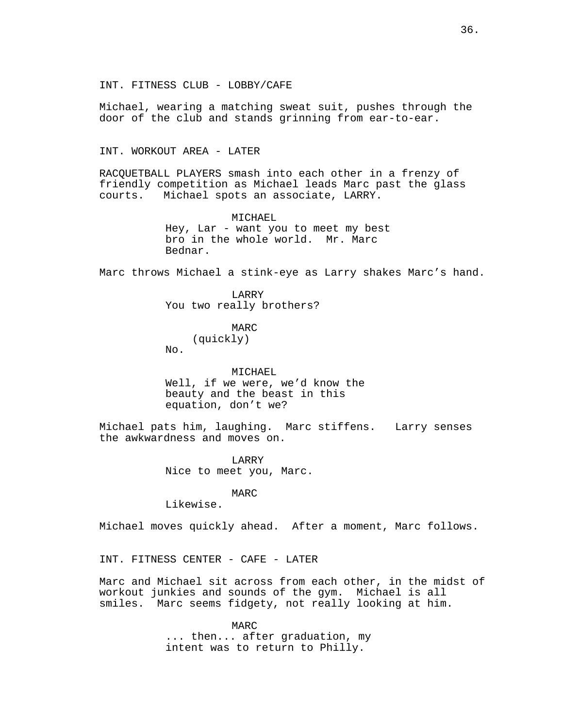INT. FITNESS CLUB - LOBBY/CAFE

Michael, wearing a matching sweat suit, pushes through the door of the club and stands grinning from ear-to-ear.

INT. WORKOUT AREA - LATER

RACQUETBALL PLAYERS smash into each other in a frenzy of friendly competition as Michael leads Marc past the glass courts. Michael spots an associate, LARRY.

MICHAEL
Hey, Lar - want you to meet my best bro in the whole world. Mr. Marc Bednar.

Marc throws Michael a stink-eye as Larry shakes Marc's hand.

LARRY
You two really brothers?

MARC
(quickly)
No.

MICHAEL
Well, if we were, we'd know the beauty and the beast in this equation, don't we?

Michael pats him, laughing. Marc stiffens. Larry senses the awkwardness and moves on.

LARRY
Nice to meet you, Marc.

MARC
Likewise.

Michael moves quickly ahead. After a moment, Marc follows.

INT. FITNESS CENTER - CAFE - LATER

Marc and Michael sit across from each other, in the midst of workout junkies and sounds of the gym. Michael is all smiles. Marc seems fidgety, not really looking at him.

MARC
... then... after graduation, my intent was to return to Philly.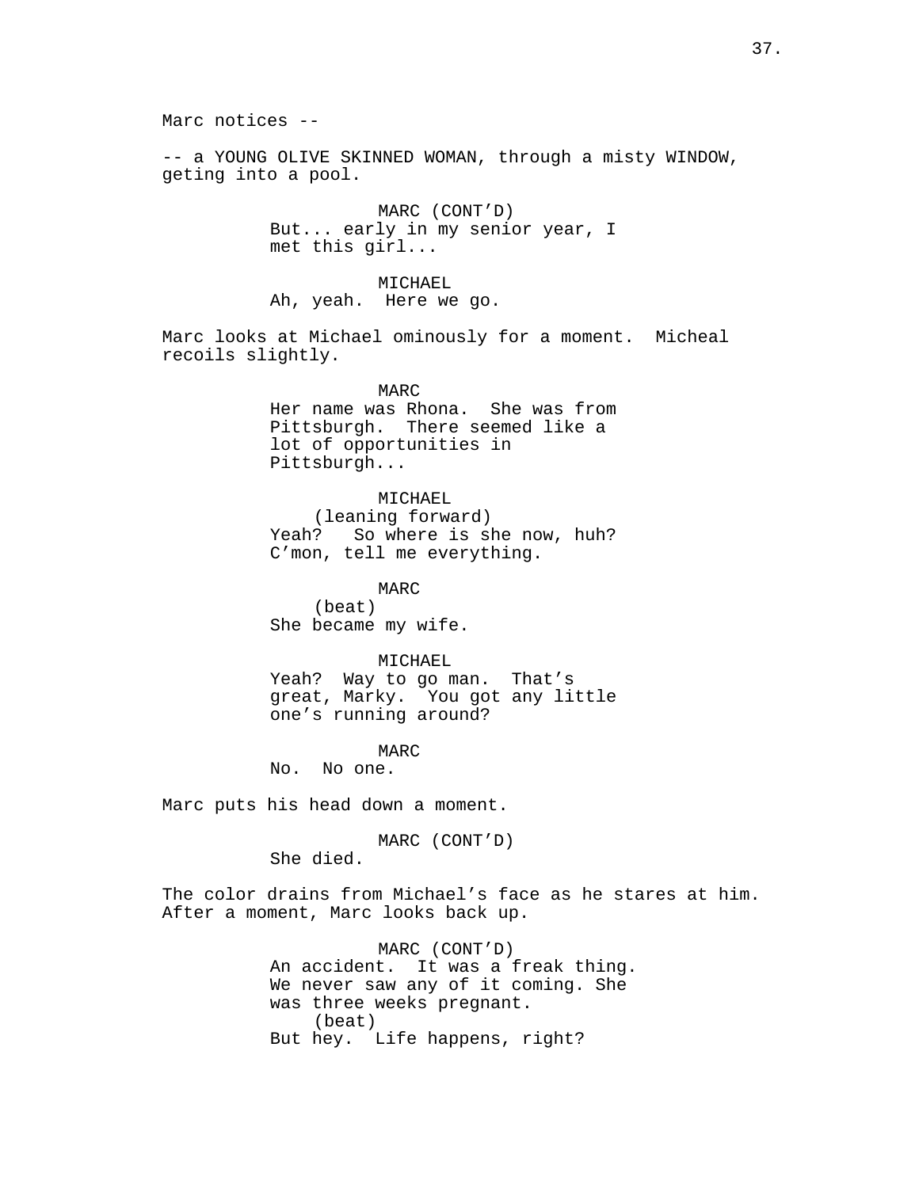Marc notices --

-- a YOUNG OLIVE SKINNED WOMAN, through a misty WINDOW, geting into a pool.

MARC (CONT'D)
But... early in my senior year, I met this girl...

MICHAEL
Ah, yeah.  Here we go.

Marc looks at Michael ominously for a moment.  Micheal recoils slightly.

MARC
Her name was Rhona.  She was from Pittsburgh.  There seemed like a lot of opportunities in Pittsburgh...

MICHAEL
(leaning forward)
Yeah?   So where is she now, huh? C'mon, tell me everything.

MARC
(beat)
She became my wife.

MICHAEL
Yeah?  Way to go man.  That's great, Marky.  You got any little one's running around?

MARC
No.  No one.

Marc puts his head down a moment.

MARC (CONT'D)
She died.

The color drains from Michael's face as he stares at him. After a moment, Marc looks back up.

MARC (CONT'D)
An accident.  It was a freak thing. We never saw any of it coming. She was three weeks pregnant.
(beat)
But hey.  Life happens, right?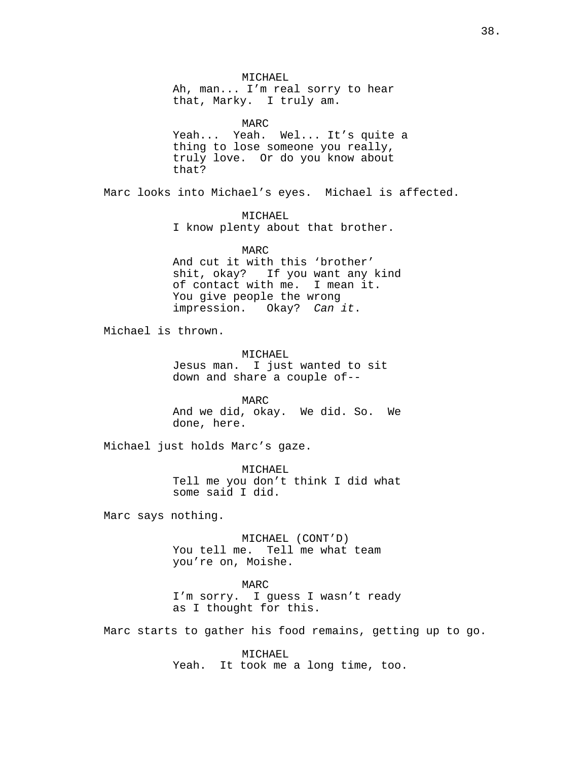MICHAEL
Ah, man... I'm real sorry to hear that, Marky. I truly am.

MARC
Yeah... Yeah. Wel... It's quite a thing to lose someone you really, truly love. Or do you know about that?

Marc looks into Michael's eyes. Michael is affected.

MICHAEL
I know plenty about that brother.

MARC
And cut it with this 'brother' shit, okay? If you want any kind of contact with me. I mean it. You give people the wrong impression. Okay? *Can it*.

Michael is thrown.

MICHAEL
Jesus man. I just wanted to sit down and share a couple of--

MARC
And we did, okay. We did. So. We done, here.

Michael just holds Marc's gaze.

MICHAEL
Tell me you don't think I did what some said I did.

Marc says nothing.

MICHAEL (CONT'D)
You tell me. Tell me what team you're on, Moishe.

MARC
I'm sorry. I guess I wasn't ready as I thought for this.

Marc starts to gather his food remains, getting up to go.

MICHAEL
Yeah. It took me a long time, too.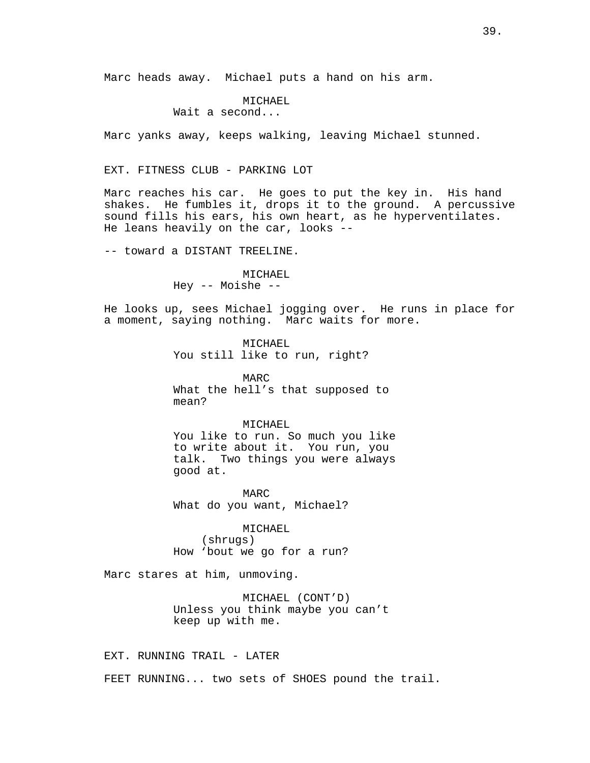Marc heads away. Michael puts a hand on his arm.

MICHAEL
Wait a second...

Marc yanks away, keeps walking, leaving Michael stunned.

EXT. FITNESS CLUB - PARKING LOT

Marc reaches his car. He goes to put the key in. His hand shakes. He fumbles it, drops it to the ground. A percussive sound fills his ears, his own heart, as he hyperventilates. He leans heavily on the car, looks --

-- toward a DISTANT TREELINE.

MICHAEL
Hey -- Moishe --

He looks up, sees Michael jogging over. He runs in place for a moment, saying nothing. Marc waits for more.

MICHAEL
You still like to run, right?

MARC
What the hell's that supposed to mean?

MICHAEL
You like to run. So much you like to write about it. You run, you talk. Two things you were always good at.

MARC
What do you want, Michael?

MICHAEL
(shrugs)
How 'bout we go for a run?

Marc stares at him, unmoving.

MICHAEL (CONT'D)
Unless you think maybe you can't keep up with me.

EXT. RUNNING TRAIL - LATER

FEET RUNNING... two sets of SHOES pound the trail.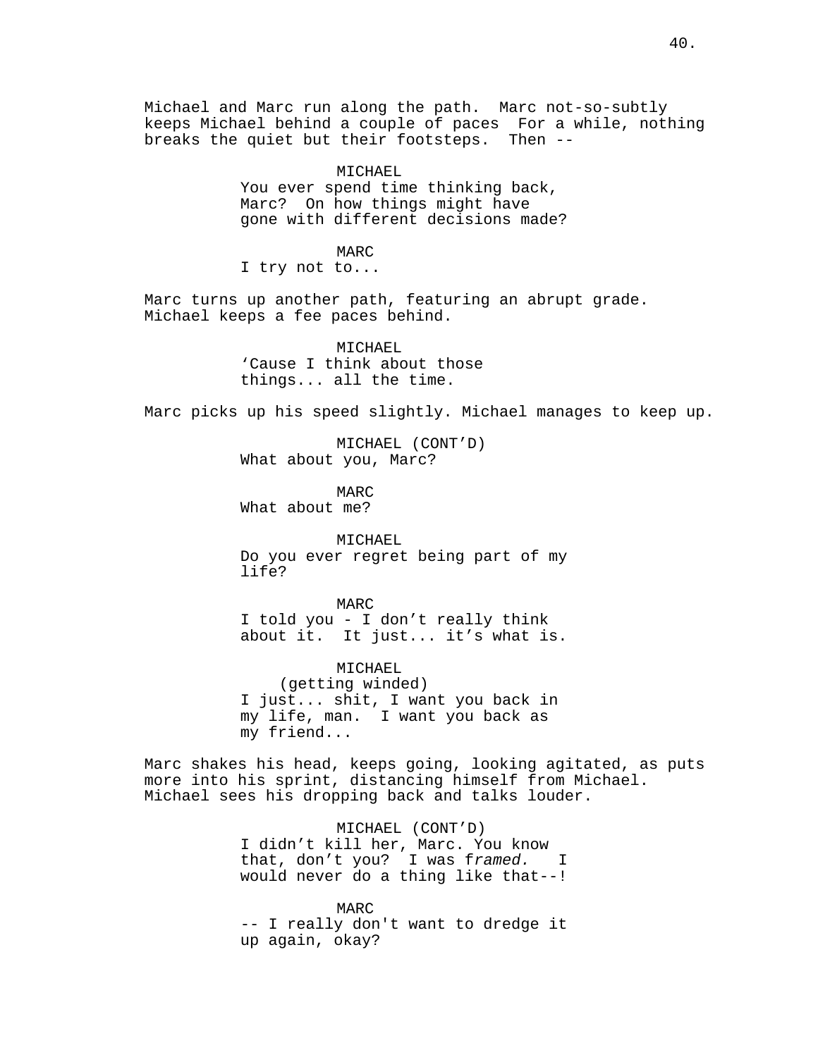Michael and Marc run along the path.  Marc not-so-subtly keeps Michael behind a couple of paces  For a while, nothing breaks the quiet but their footsteps.  Then --

MICHAEL
You ever spend time thinking back, Marc?  On how things might have gone with different decisions made?

MARC
I try not to...

Marc turns up another path, featuring an abrupt grade.  Michael keeps a fee paces behind.

MICHAEL
'Cause I think about those things... all the time.

Marc picks up his speed slightly. Michael manages to keep up.

MICHAEL (CONT'D)
What about you, Marc?

MARC
What about me?

MICHAEL
Do you ever regret being part of my life?

MARC
I told you - I don't really think about it.  It just... it's what is.

MICHAEL
(getting winded)
I just... shit, I want you back in my life, man.  I want you back as my friend...

Marc shakes his head, keeps going, looking agitated, as puts more into his sprint, distancing himself from Michael.  Michael sees his dropping back and talks louder.

MICHAEL (CONT'D)
I didn't kill her, Marc. You know that, don't you?  I was f*ramed.*   I would never do a thing like that--!

MARC
-- I really don't want to dredge it up again, okay?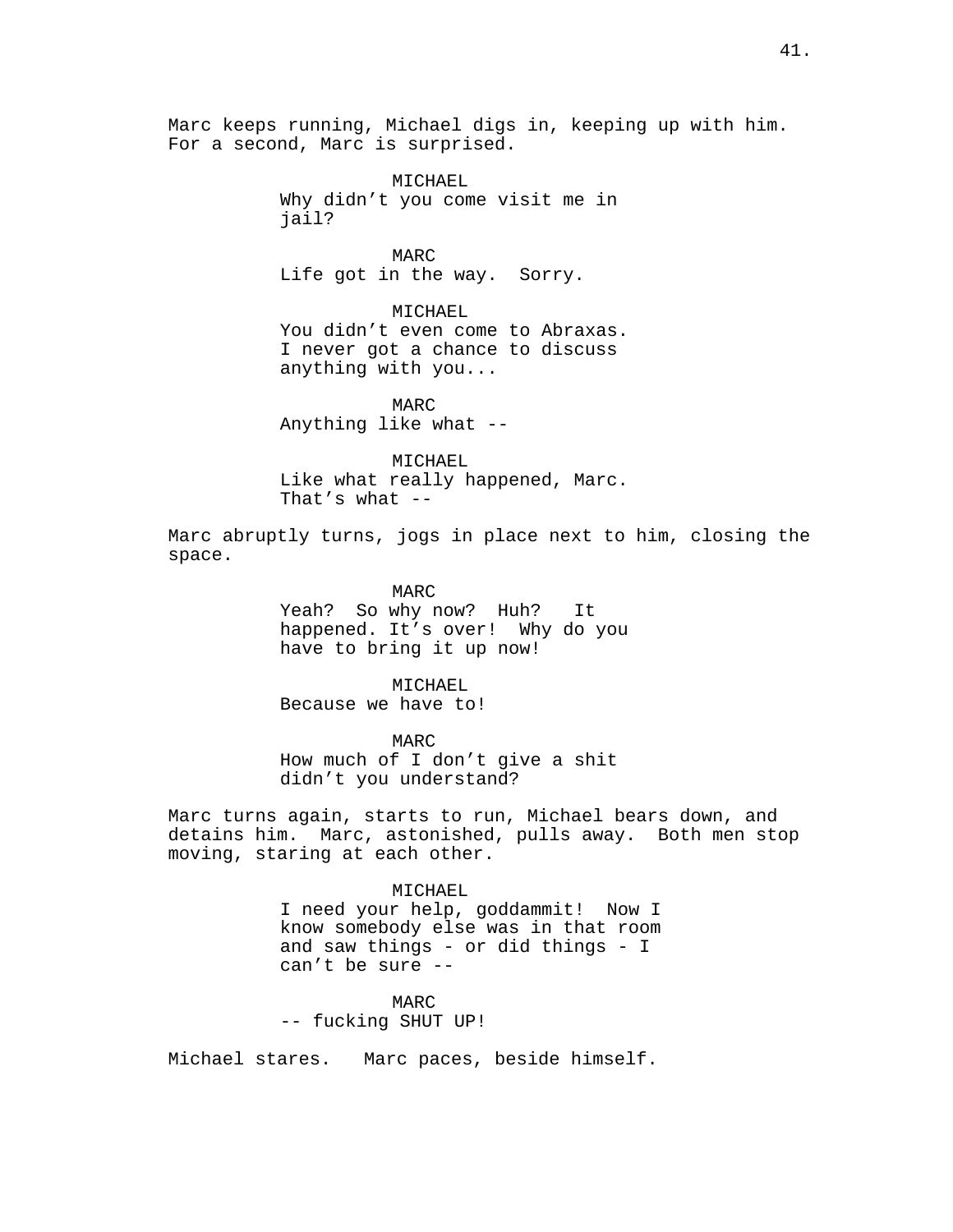Marc keeps running, Michael digs in, keeping up with him. For a second, Marc is surprised.

MICHAEL
Why didn't you come visit me in jail?

MARC
Life got in the way.  Sorry.

MICHAEL
You didn't even come to Abraxas. I never got a chance to discuss anything with you...

MARC
Anything like what --

MICHAEL
Like what really happened, Marc. That's what --

Marc abruptly turns, jogs in place next to him, closing the space.

MARC
Yeah?  So why now?  Huh?   It happened. It's over!  Why do you have to bring it up now!

MICHAEL
Because we have to!

MARC
How much of I don't give a shit didn't you understand?

Marc turns again, starts to run, Michael bears down, and detains him.  Marc, astonished, pulls away.  Both men stop moving, staring at each other.

MICHAEL
I need your help, goddammit!  Now I know somebody else was in that room and saw things - or did things - I can't be sure --

MARC
-- fucking SHUT UP!

Michael stares.   Marc paces, beside himself.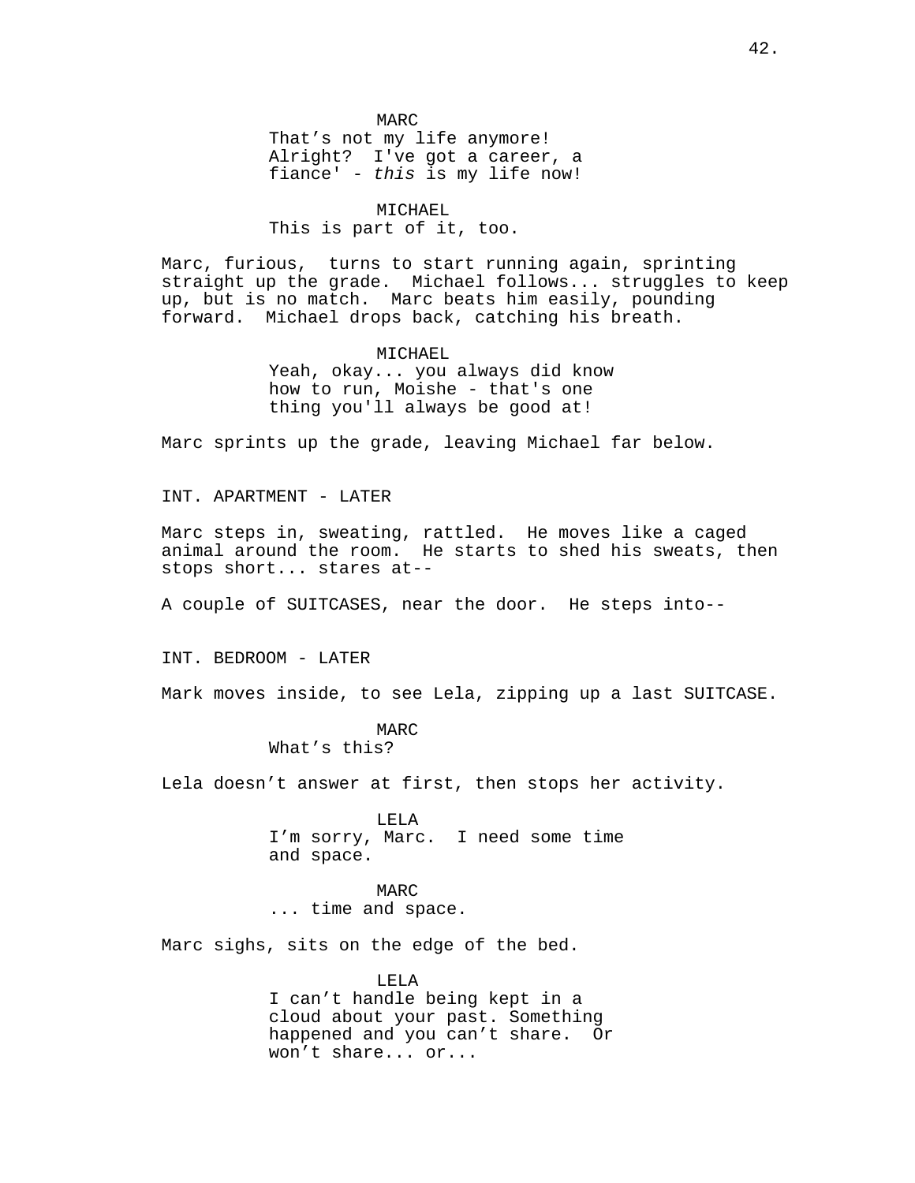MARC
That's not my life anymore! Alright? I've got a career, a fiance' - *this* is my life now!

MICHAEL
This is part of it, too.

Marc, furious, turns to start running again, sprinting straight up the grade. Michael follows... struggles to keep up, but is no match. Marc beats him easily, pounding forward. Michael drops back, catching his breath.

MICHAEL
Yeah, okay... you always did know how to run, Moishe - that's one thing you'll always be good at!

Marc sprints up the grade, leaving Michael far below.

INT. APARTMENT - LATER

Marc steps in, sweating, rattled. He moves like a caged animal around the room. He starts to shed his sweats, then stops short... stares at--

A couple of SUITCASES, near the door. He steps into--

INT. BEDROOM - LATER

Mark moves inside, to see Lela, zipping up a last SUITCASE.

MARC
What's this?

Lela doesn't answer at first, then stops her activity.

LELA
I'm sorry, Marc. I need some time and space.

MARC
... time and space.

Marc sighs, sits on the edge of the bed.

LELA
I can't handle being kept in a cloud about your past. Something happened and you can't share. Or won't share... or...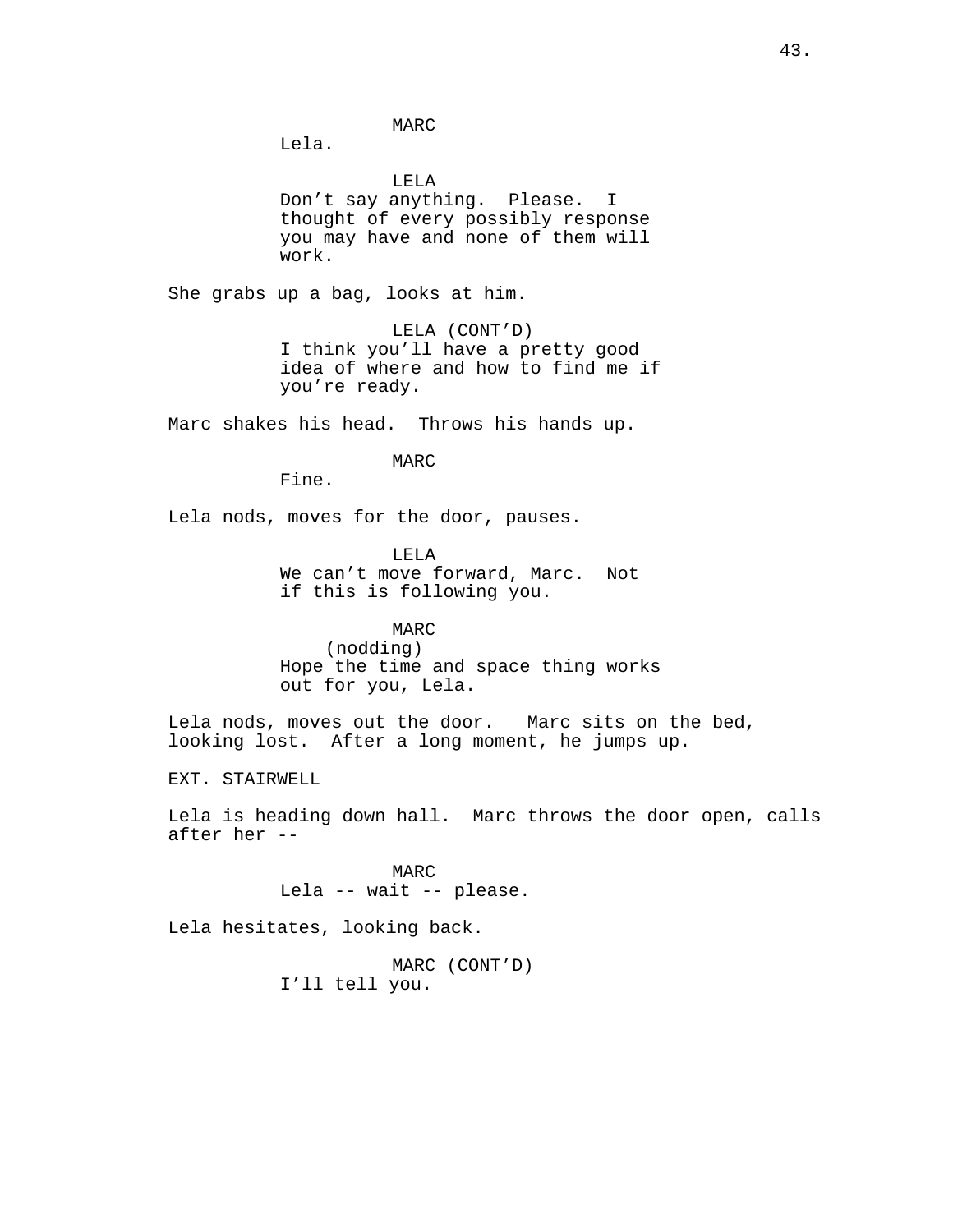MARC
Lela.

LELA
Don't say anything. Please. I thought of every possibly response you may have and none of them will work.

She grabs up a bag, looks at him.

LELA (CONT'D)
I think you'll have a pretty good idea of where and how to find me if you're ready.

Marc shakes his head. Throws his hands up.

MARC
Fine.

Lela nods, moves for the door, pauses.

LELA
We can't move forward, Marc. Not if this is following you.

MARC
(nodding)
Hope the time and space thing works out for you, Lela.

Lela nods, moves out the door. Marc sits on the bed, looking lost. After a long moment, he jumps up.

EXT. STAIRWELL

Lela is heading down hall. Marc throws the door open, calls after her --

MARC
Lela -- wait -- please.

Lela hesitates, looking back.

MARC (CONT'D)
I'll tell you.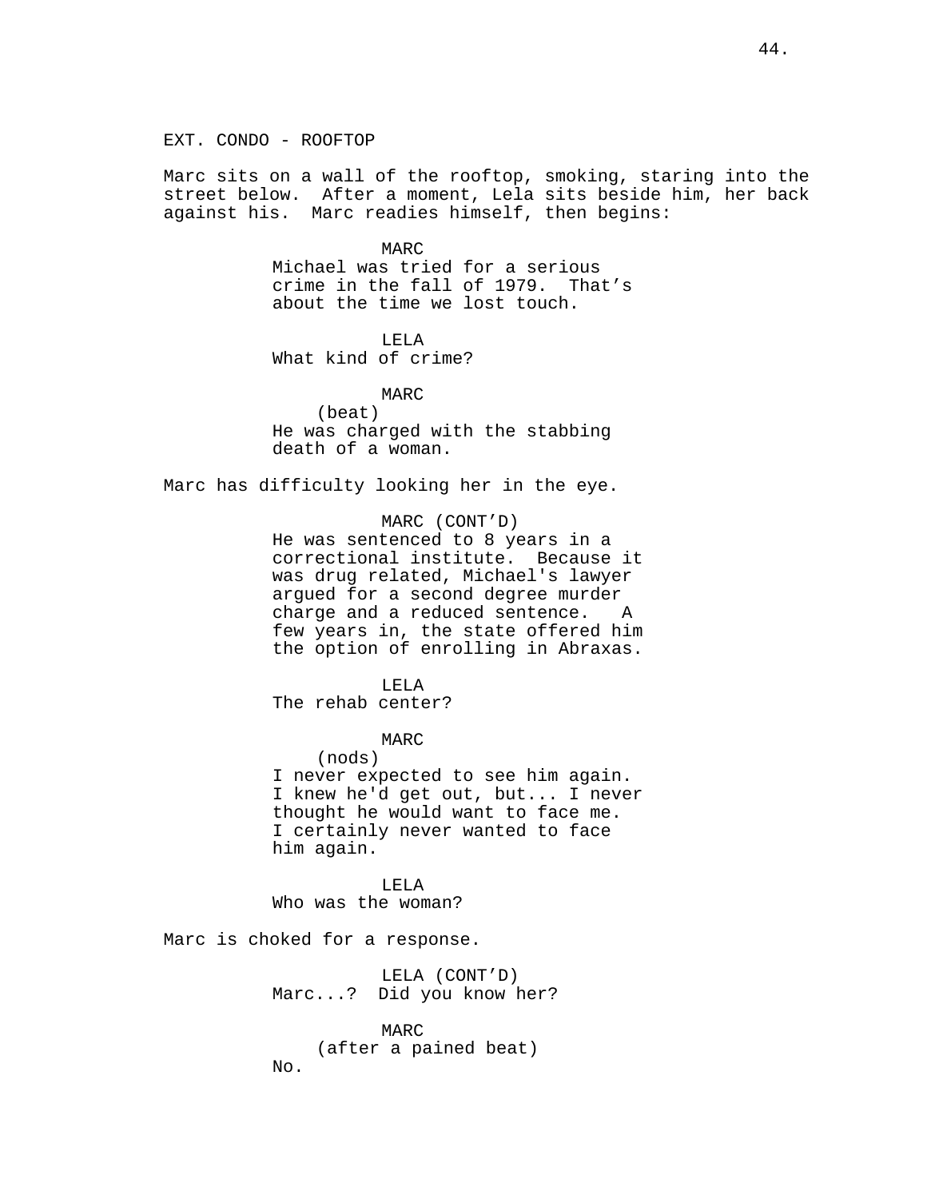EXT. CONDO - ROOFTOP

Marc sits on a wall of the rooftop, smoking, staring into the street below. After a moment, Lela sits beside him, her back against his. Marc readies himself, then begins:

MARC
Michael was tried for a serious crime in the fall of 1979. That's about the time we lost touch.

LELA
What kind of crime?

MARC
(beat)
He was charged with the stabbing death of a woman.

Marc has difficulty looking her in the eye.

MARC (CONT'D)
He was sentenced to 8 years in a correctional institute. Because it was drug related, Michael's lawyer argued for a second degree murder charge and a reduced sentence. A few years in, the state offered him the option of enrolling in Abraxas.

LELA
The rehab center?

MARC
(nods)
I never expected to see him again. I knew he'd get out, but... I never thought he would want to face me. I certainly never wanted to face him again.

LELA
Who was the woman?

Marc is choked for a response.

LELA (CONT'D)
Marc...? Did you know her?

MARC
(after a pained beat)
No.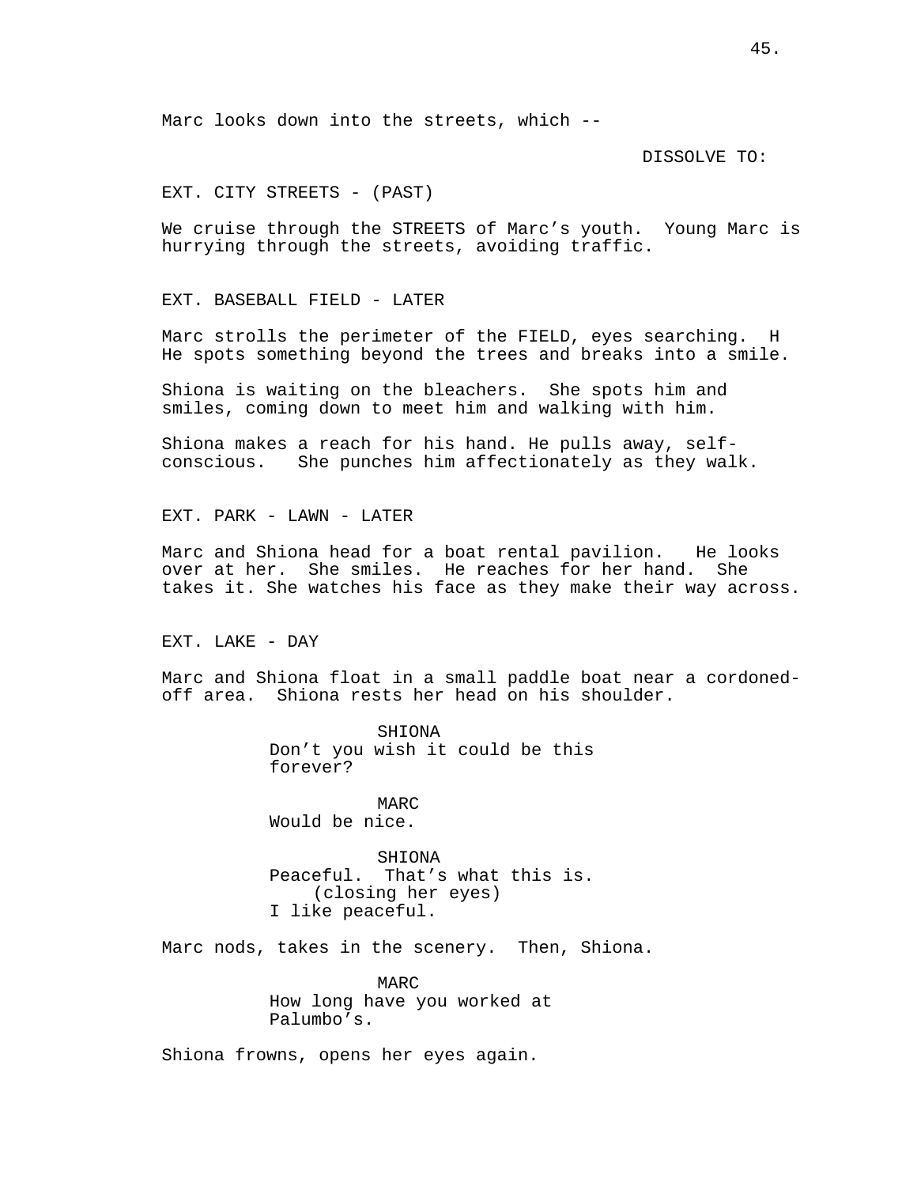Marc looks down into the streets, which --

DISSOLVE TO:

EXT. CITY STREETS - (PAST)

We cruise through the STREETS of Marc's youth.  Young Marc is hurrying through the streets, avoiding traffic.

EXT. BASEBALL FIELD - LATER

Marc strolls the perimeter of the FIELD, eyes searching.  H He spots something beyond the trees and breaks into a smile.

Shiona is waiting on the bleachers.  She spots him and smiles, coming down to meet him and walking with him.

Shiona makes a reach for his hand. He pulls away, self-conscious.   She punches him affectionately as they walk.

EXT. PARK - LAWN - LATER

Marc and Shiona head for a boat rental pavilion.   He looks over at her.  She smiles.  He reaches for her hand.  She takes it. She watches his face as they make their way across.

EXT. LAKE - DAY

Marc and Shiona float in a small paddle boat near a cordoned-off area.  Shiona rests her head on his shoulder.

SHIONA
Don't you wish it could be this forever?

MARC
Would be nice.

SHIONA
Peaceful.  That's what this is.
(closing her eyes)
I like peaceful.

Marc nods, takes in the scenery.  Then, Shiona.

MARC
How long have you worked at Palumbo's.

Shiona frowns, opens her eyes again.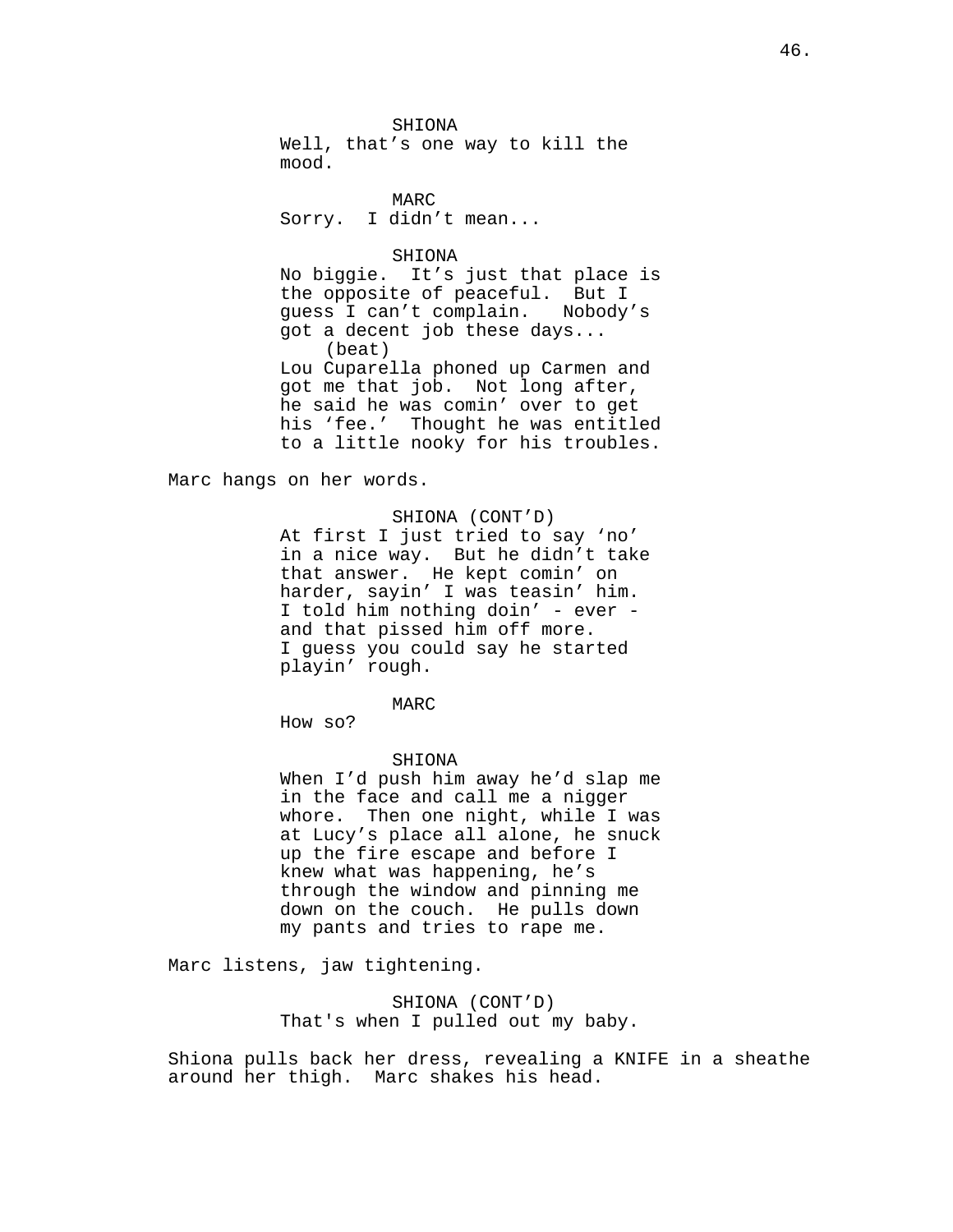SHIONA
Well, that's one way to kill the mood.

MARC
Sorry. I didn't mean...

SHIONA
No biggie. It's just that place is the opposite of peaceful. But I guess I can't complain. Nobody's got a decent job these days...
(beat)
Lou Cuparella phoned up Carmen and got me that job. Not long after, he said he was comin' over to get his 'fee.' Thought he was entitled to a little nooky for his troubles.

Marc hangs on her words.

SHIONA (CONT'D)
At first I just tried to say 'no' in a nice way. But he didn't take that answer. He kept comin' on harder, sayin' I was teasin' him. I told him nothing doin' - ever - and that pissed him off more. I guess you could say he started playin' rough.

MARC
How so?

SHIONA
When I'd push him away he'd slap me in the face and call me a nigger whore. Then one night, while I was at Lucy's place all alone, he snuck up the fire escape and before I knew what was happening, he's through the window and pinning me down on the couch. He pulls down my pants and tries to rape me.

Marc listens, jaw tightening.

SHIONA (CONT'D)
That's when I pulled out my baby.

Shiona pulls back her dress, revealing a KNIFE in a sheathe around her thigh. Marc shakes his head.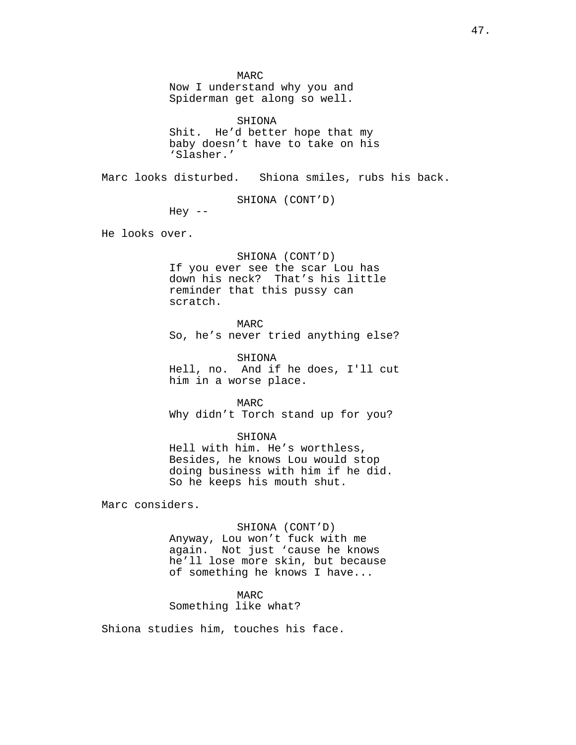MARC
Now I understand why you and Spiderman get along so well.

SHIONA
Shit. He'd better hope that my baby doesn't have to take on his 'Slasher.'

Marc looks disturbed. Shiona smiles, rubs his back.

SHIONA (CONT'D)
Hey --

He looks over.

SHIONA (CONT'D)
If you ever see the scar Lou has down his neck? That's his little reminder that this pussy can scratch.

MARC
So, he's never tried anything else?

SHIONA
Hell, no. And if he does, I'll cut him in a worse place.

MARC
Why didn't Torch stand up for you?

SHIONA
Hell with him. He's worthless, Besides, he knows Lou would stop doing business with him if he did. So he keeps his mouth shut.

Marc considers.

SHIONA (CONT'D)
Anyway, Lou won't fuck with me again. Not just 'cause he knows he'll lose more skin, but because of something he knows I have...

MARC
Something like what?

Shiona studies him, touches his face.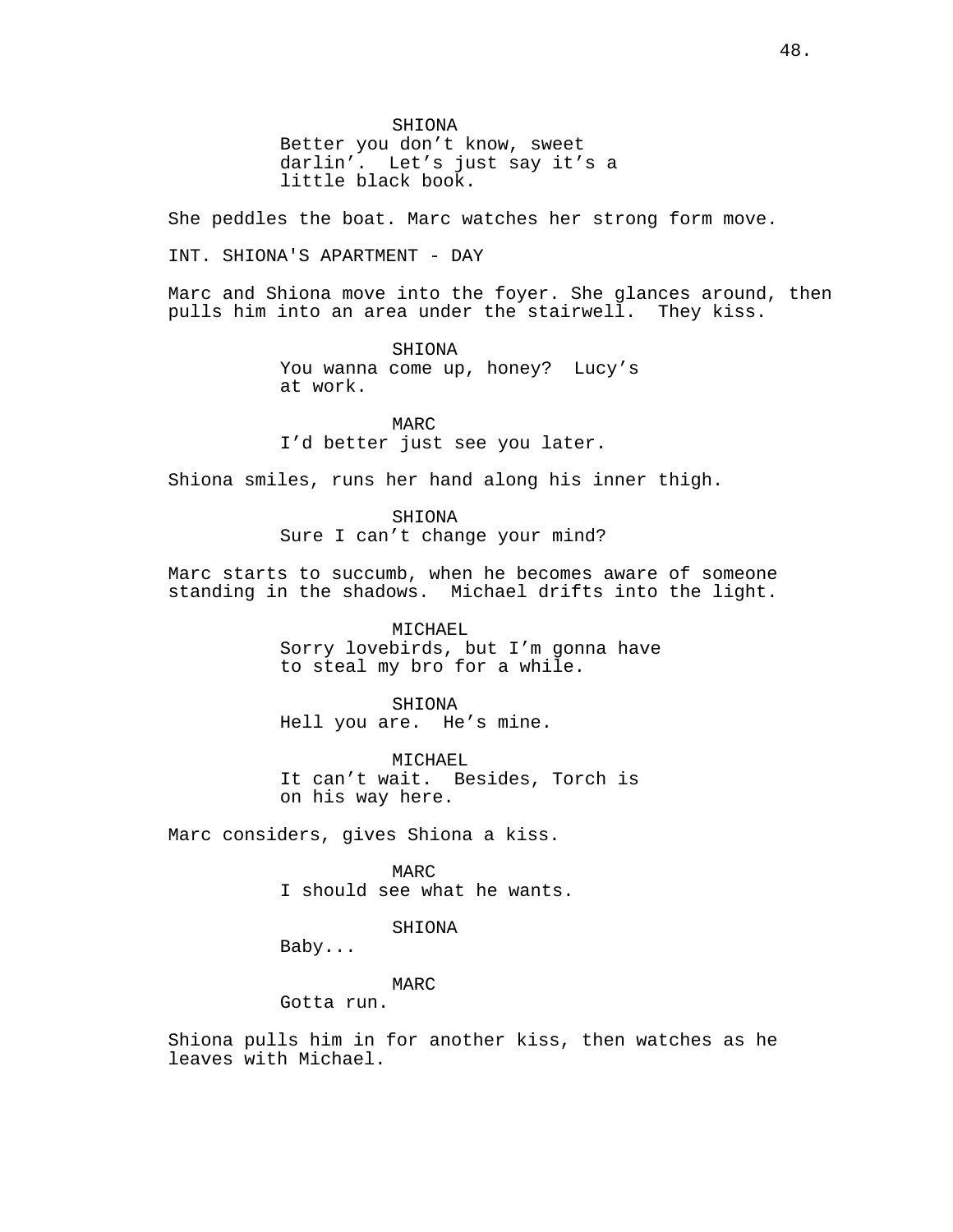SHIONA
Better you don't know, sweet darlin'. Let's just say it's a little black book.

She peddles the boat. Marc watches her strong form move.

INT. SHIONA'S APARTMENT - DAY

Marc and Shiona move into the foyer. She glances around, then pulls him into an area under the stairwell. They kiss.

SHIONA
You wanna come up, honey? Lucy's at work.

MARC
I'd better just see you later.

Shiona smiles, runs her hand along his inner thigh.

SHIONA
Sure I can't change your mind?

Marc starts to succumb, when he becomes aware of someone standing in the shadows. Michael drifts into the light.

MICHAEL
Sorry lovebirds, but I'm gonna have to steal my bro for a while.

SHIONA
Hell you are. He's mine.

MICHAEL
It can't wait. Besides, Torch is on his way here.

Marc considers, gives Shiona a kiss.

MARC
I should see what he wants.

SHIONA
Baby...

MARC
Gotta run.

Shiona pulls him in for another kiss, then watches as he leaves with Michael.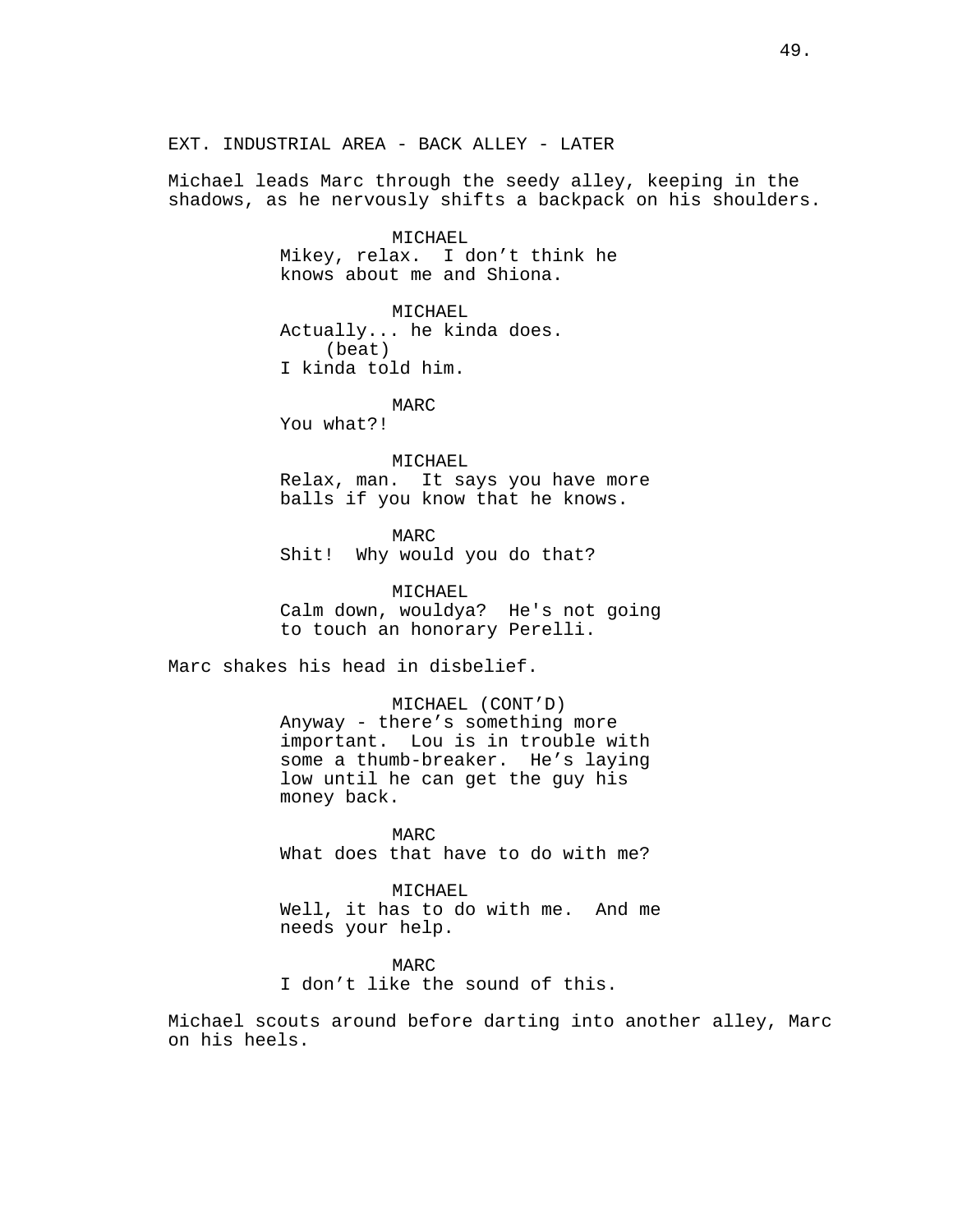EXT. INDUSTRIAL AREA - BACK ALLEY - LATER

Michael leads Marc through the seedy alley, keeping in the shadows, as he nervously shifts a backpack on his shoulders.

MICHAEL
Mikey, relax. I don't think he knows about me and Shiona.

MICHAEL
Actually... he kinda does.
(beat)
I kinda told him.

MARC
You what?!

MICHAEL
Relax, man. It says you have more balls if you know that he knows.

MARC
Shit! Why would you do that?

MICHAEL
Calm down, wouldya? He's not going to touch an honorary Perelli.

Marc shakes his head in disbelief.

MICHAEL (CONT'D)
Anyway - there's something more important. Lou is in trouble with some a thumb-breaker. He's laying low until he can get the guy his money back.

MARC
What does that have to do with me?

MICHAEL
Well, it has to do with me. And me needs your help.

MARC
I don't like the sound of this.

Michael scouts around before darting into another alley, Marc on his heels.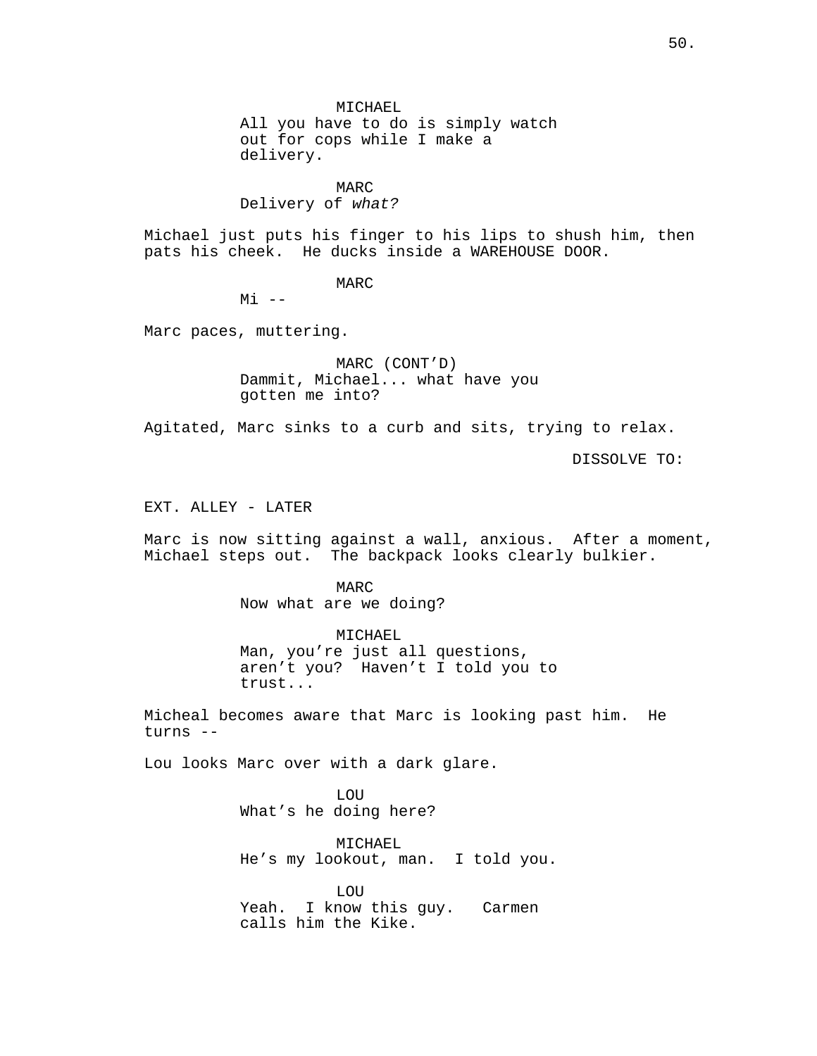MICHAEL
All you have to do is simply watch out for cops while I make a delivery.

MARC
Delivery of *what?*

Michael just puts his finger to his lips to shush him, then pats his cheek. He ducks inside a WAREHOUSE DOOR.

MARC
Mi --

Marc paces, muttering.

MARC (CONT'D)
Dammit, Michael... what have you gotten me into?

Agitated, Marc sinks to a curb and sits, trying to relax.

DISSOLVE TO:

EXT. ALLEY - LATER

Marc is now sitting against a wall, anxious. After a moment, Michael steps out. The backpack looks clearly bulkier.

MARC
Now what are we doing?

MICHAEL
Man, you're just all questions, aren't you? Haven't I told you to trust...

Micheal becomes aware that Marc is looking past him. He turns --

Lou looks Marc over with a dark glare.

LOU
What's he doing here?

MICHAEL
He's my lookout, man. I told you.

LOU
Yeah. I know this guy. Carmen calls him the Kike.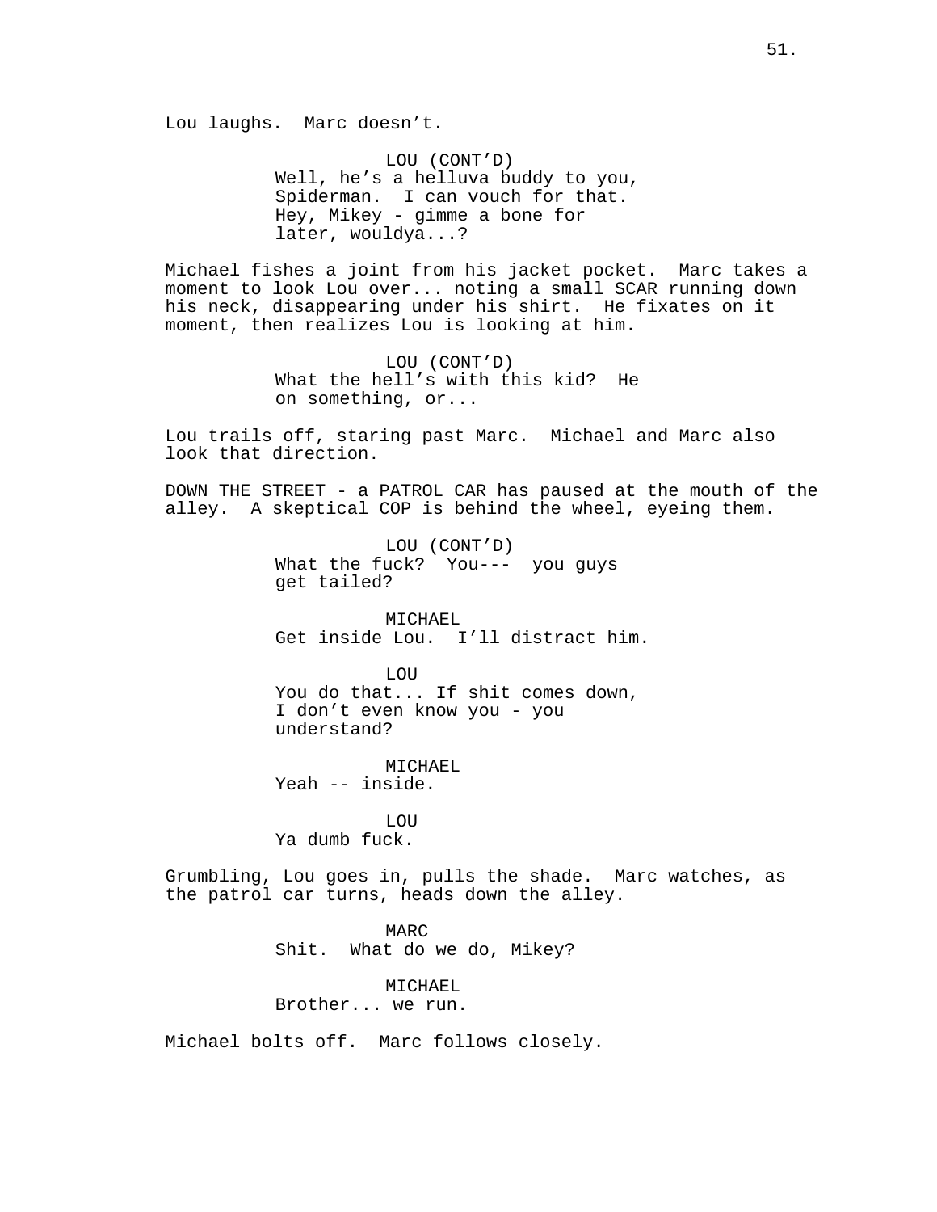Lou laughs. Marc doesn't.

LOU (CONT'D)
Well, he's a helluva buddy to you, Spiderman. I can vouch for that. Hey, Mikey - gimme a bone for later, wouldya...?

Michael fishes a joint from his jacket pocket. Marc takes a moment to look Lou over... noting a small SCAR running down his neck, disappearing under his shirt. He fixates on it moment, then realizes Lou is looking at him.

LOU (CONT'D)
What the hell's with this kid? He on something, or...

Lou trails off, staring past Marc. Michael and Marc also look that direction.

DOWN THE STREET - a PATROL CAR has paused at the mouth of the alley. A skeptical COP is behind the wheel, eyeing them.

LOU (CONT'D)
What the fuck? You--- you guys get tailed?

MICHAEL
Get inside Lou. I'll distract him.

LOU
You do that... If shit comes down, I don't even know you - you understand?

MICHAEL
Yeah -- inside.

LOU
Ya dumb fuck.

Grumbling, Lou goes in, pulls the shade. Marc watches, as the patrol car turns, heads down the alley.

MARC
Shit. What do we do, Mikey?

MICHAEL
Brother... we run.

Michael bolts off. Marc follows closely.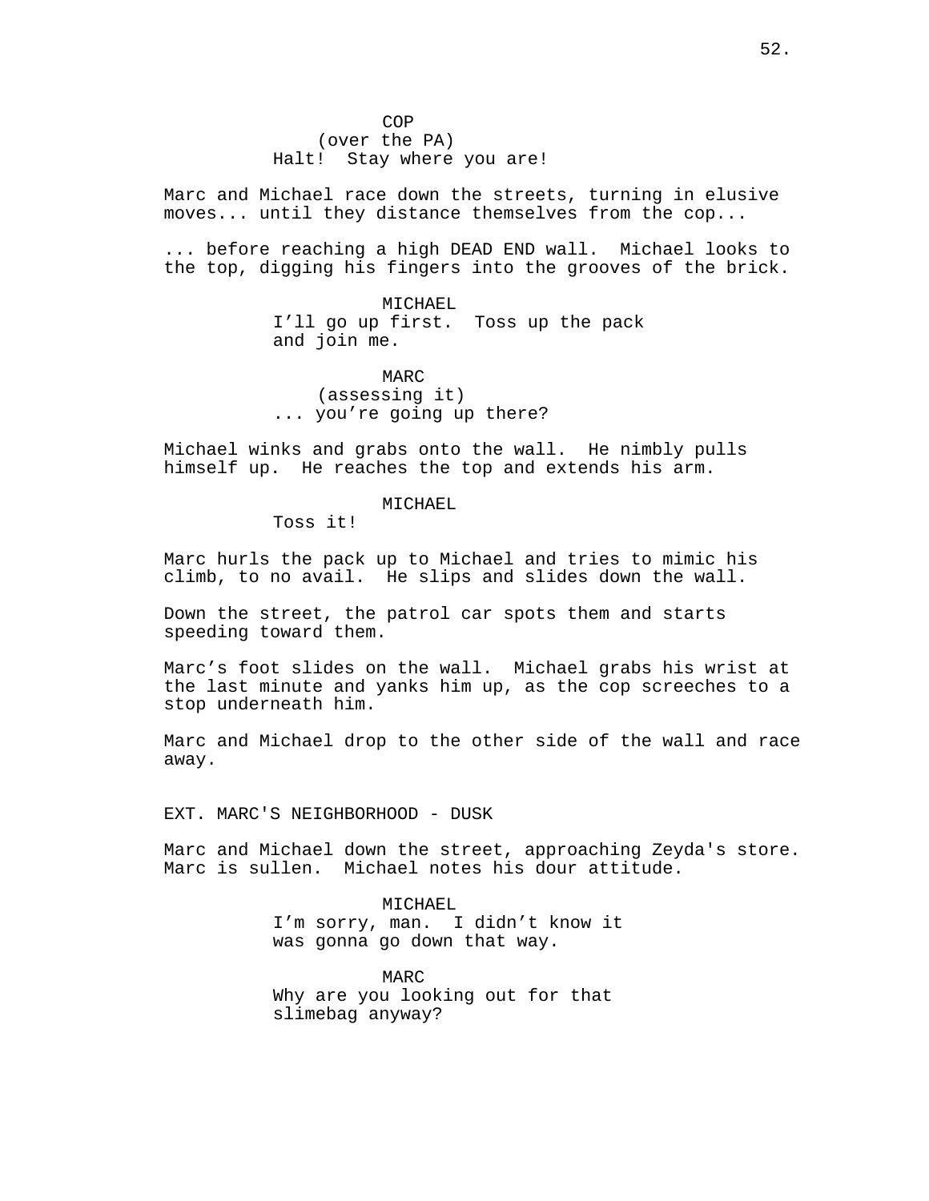COP
(over the PA)
Halt!  Stay where you are!

Marc and Michael race down the streets, turning in elusive moves... until they distance themselves from the cop...

... before reaching a high DEAD END wall.  Michael looks to the top, digging his fingers into the grooves of the brick.

MICHAEL
I'll go up first.  Toss up the pack and join me.

MARC
(assessing it)
... you're going up there?

Michael winks and grabs onto the wall.  He nimbly pulls himself up.  He reaches the top and extends his arm.

MICHAEL
Toss it!

Marc hurls the pack up to Michael and tries to mimic his climb, to no avail.  He slips and slides down the wall.

Down the street, the patrol car spots them and starts speeding toward them.

Marc's foot slides on the wall.  Michael grabs his wrist at the last minute and yanks him up, as the cop screeches to a stop underneath him.

Marc and Michael drop to the other side of the wall and race away.

EXT. MARC'S NEIGHBORHOOD - DUSK

Marc and Michael down the street, approaching Zeyda's store.  Marc is sullen.  Michael notes his dour attitude.

MICHAEL
I'm sorry, man.  I didn't know it was gonna go down that way.

MARC
Why are you looking out for that slimebag anyway?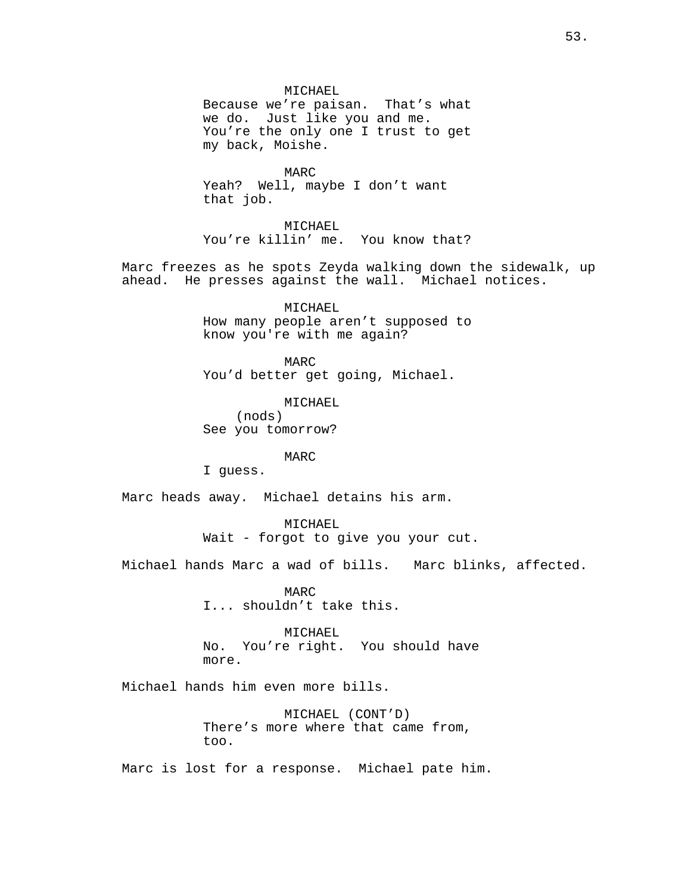MICHAEL
Because we're paisan. That's what we do. Just like you and me. You're the only one I trust to get my back, Moishe.

MARC
Yeah? Well, maybe I don't want that job.

MICHAEL
You're killin' me. You know that?

Marc freezes as he spots Zeyda walking down the sidewalk, up ahead. He presses against the wall. Michael notices.

MICHAEL
How many people aren't supposed to know you're with me again?

MARC
You'd better get going, Michael.

MICHAEL
(nods)
See you tomorrow?

MARC
I guess.

Marc heads away. Michael detains his arm.

MICHAEL
Wait - forgot to give you your cut.

Michael hands Marc a wad of bills. Marc blinks, affected.

MARC
I... shouldn't take this.

MICHAEL
No. You're right. You should have more.

Michael hands him even more bills.

MICHAEL (CONT'D)
There's more where that came from, too.

Marc is lost for a response. Michael pate him.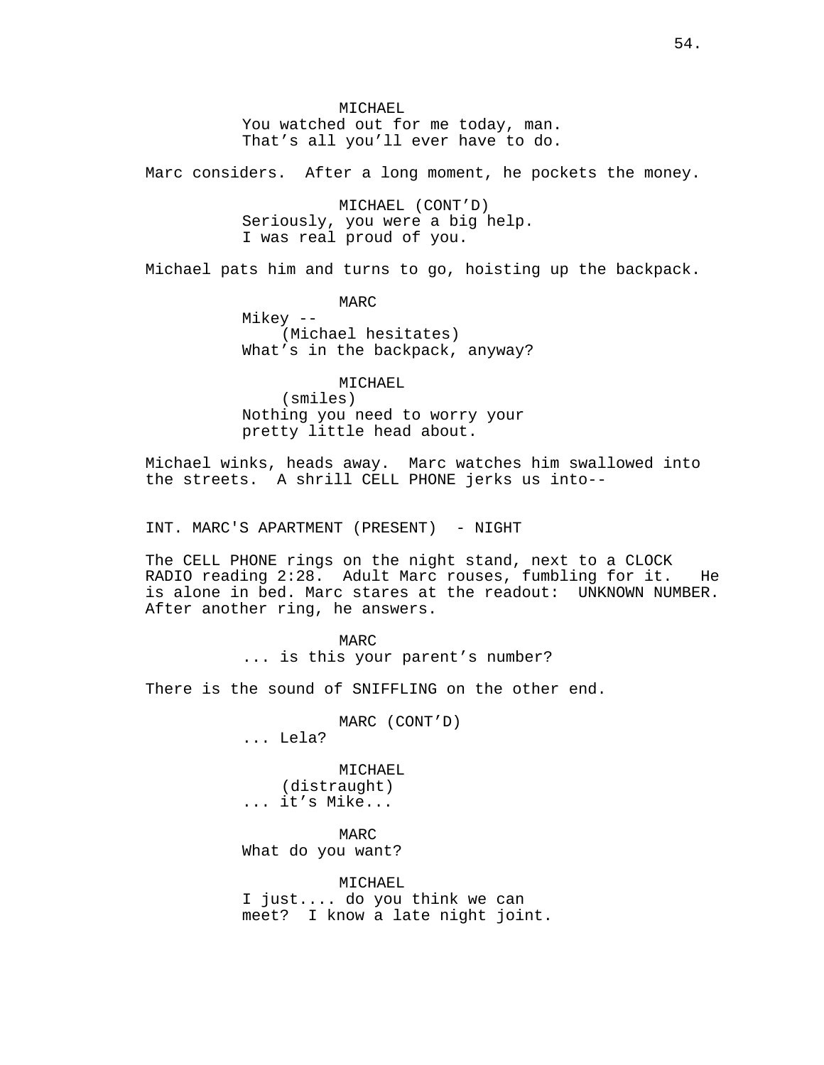MICHAEL

You watched out for me today, man. That's all you'll ever have to do.

Marc considers. After a long moment, he pockets the money.

MICHAEL (CONT'D)

Seriously, you were a big help. I was real proud of you.

Michael pats him and turns to go, hoisting up the backpack.

MARC

Mikey --

(Michael hesitates)

What's in the backpack, anyway?

MICHAEL

(smiles)

Nothing you need to worry your pretty little head about.

Michael winks, heads away. Marc watches him swallowed into the streets. A shrill CELL PHONE jerks us into--

INT. MARC'S APARTMENT (PRESENT) - NIGHT

The CELL PHONE rings on the night stand, next to a CLOCK RADIO reading 2:28. Adult Marc rouses, fumbling for it. He is alone in bed. Marc stares at the readout: UNKNOWN NUMBER. After another ring, he answers.

MARC

... is this your parent's number?

There is the sound of SNIFFLING on the other end.

MARC (CONT'D)

... Lela?

MICHAEL

(distraught)

... it's Mike...

MARC

What do you want?

MICHAEL

I just.... do you think we can meet? I know a late night joint.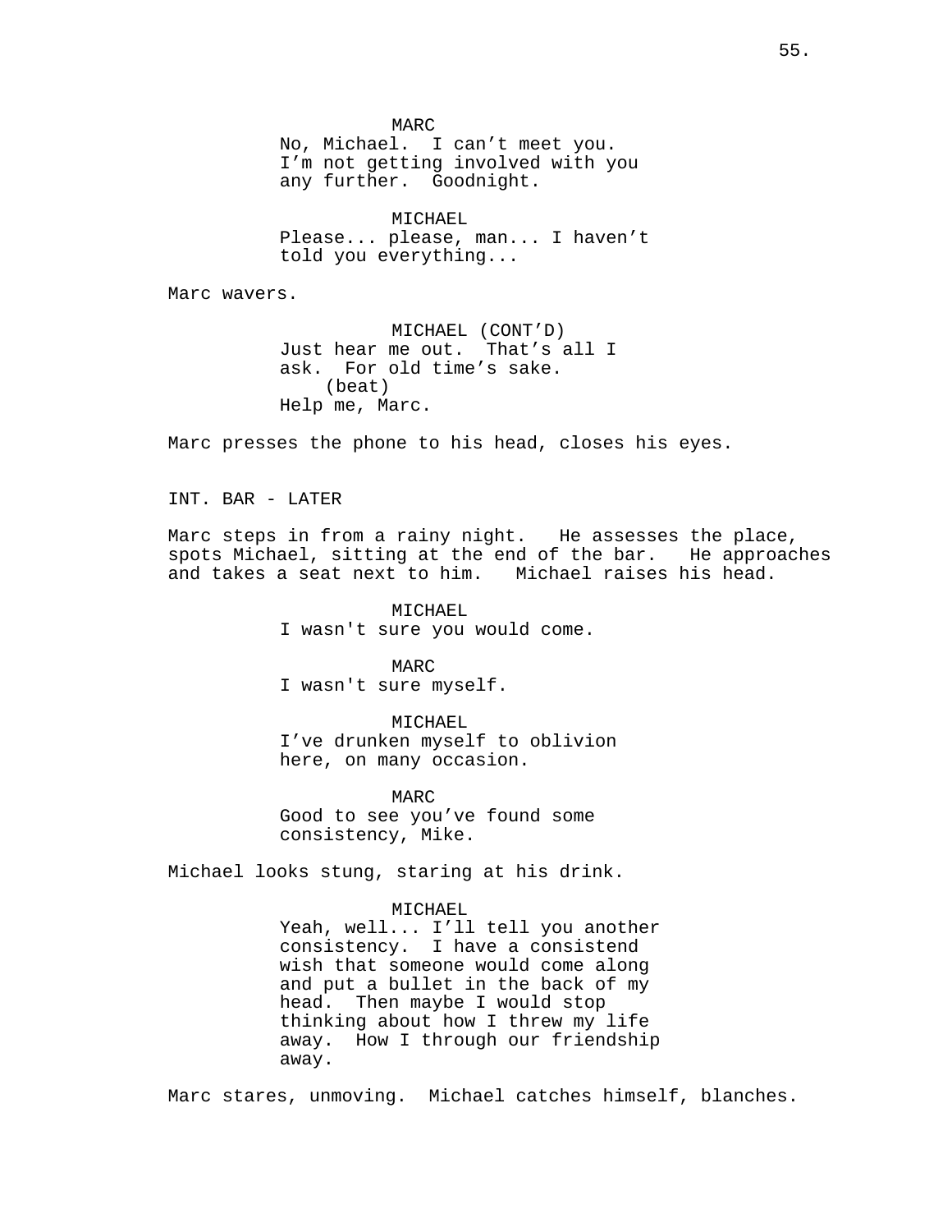MARC
No, Michael. I can't meet you. I'm not getting involved with you any further. Goodnight.

MICHAEL
Please... please, man... I haven't told you everything...

Marc wavers.

MICHAEL (CONT'D)
Just hear me out. That's all I ask. For old time's sake.
(beat)
Help me, Marc.

Marc presses the phone to his head, closes his eyes.

INT. BAR - LATER

Marc steps in from a rainy night. He assesses the place, spots Michael, sitting at the end of the bar. He approaches and takes a seat next to him. Michael raises his head.

MICHAEL
I wasn't sure you would come.

MARC
I wasn't sure myself.

MICHAEL
I've drunken myself to oblivion here, on many occasion.

MARC
Good to see you've found some consistency, Mike.

Michael looks stung, staring at his drink.

MICHAEL
Yeah, well... I'll tell you another consistency. I have a consistend wish that someone would come along and put a bullet in the back of my head. Then maybe I would stop thinking about how I threw my life away. How I through our friendship away.

Marc stares, unmoving. Michael catches himself, blanches.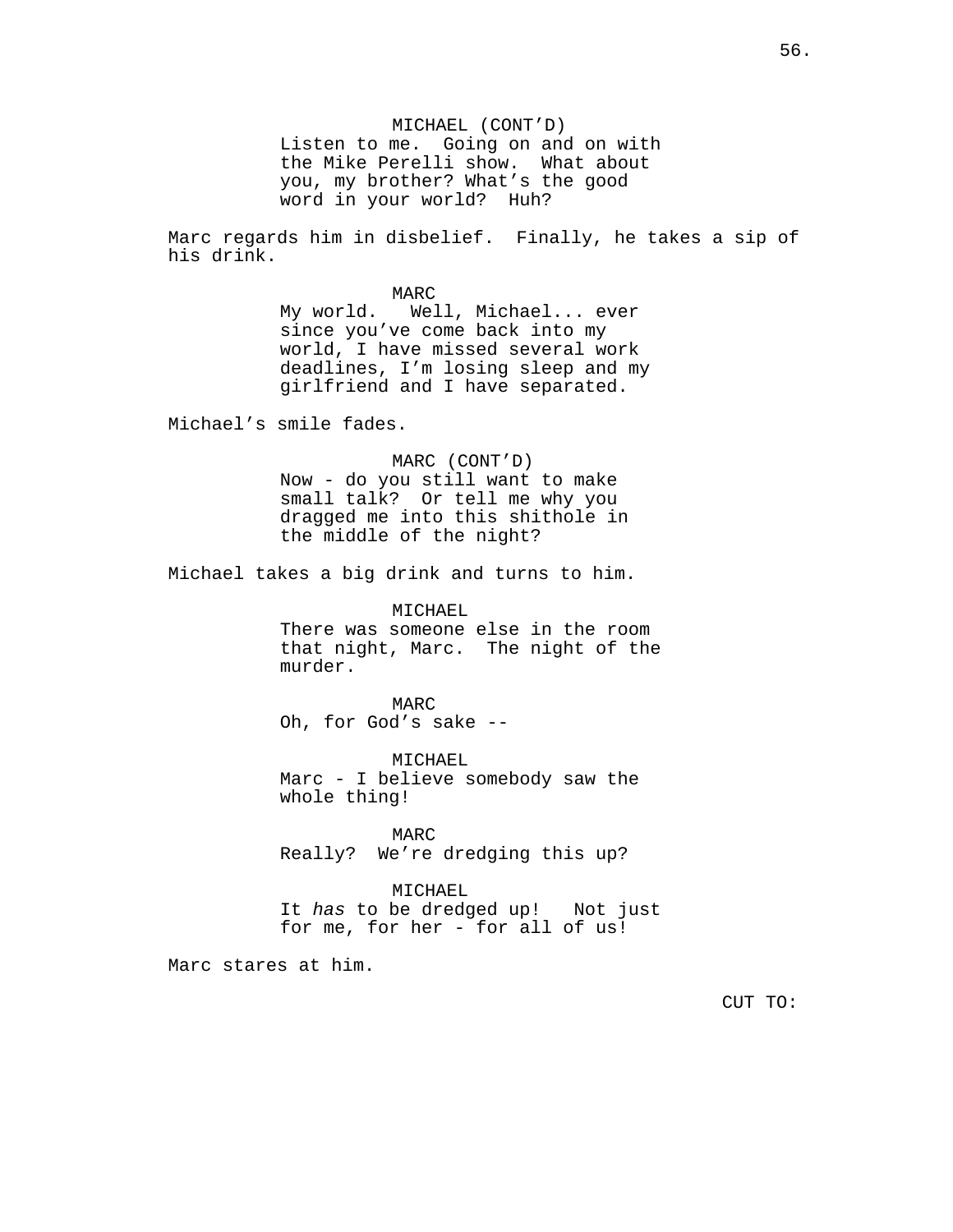MICHAEL (CONT'D)
Listen to me. Going on and on with the Mike Perelli show. What about you, my brother? What's the good word in your world? Huh?

Marc regards him in disbelief. Finally, he takes a sip of his drink.

MARC
My world. Well, Michael... ever since you've come back into my world, I have missed several work deadlines, I'm losing sleep and my girlfriend and I have separated.

Michael's smile fades.

MARC (CONT'D)
Now - do you still want to make small talk? Or tell me why you dragged me into this shithole in the middle of the night?

Michael takes a big drink and turns to him.

MICHAEL
There was someone else in the room that night, Marc. The night of the murder.

MARC
Oh, for God's sake --

MICHAEL
Marc - I believe somebody saw the whole thing!

MARC
Really? We're dredging this up?

MICHAEL
It *has* to be dredged up! Not just for me, for her - for all of us!

Marc stares at him.

CUT TO: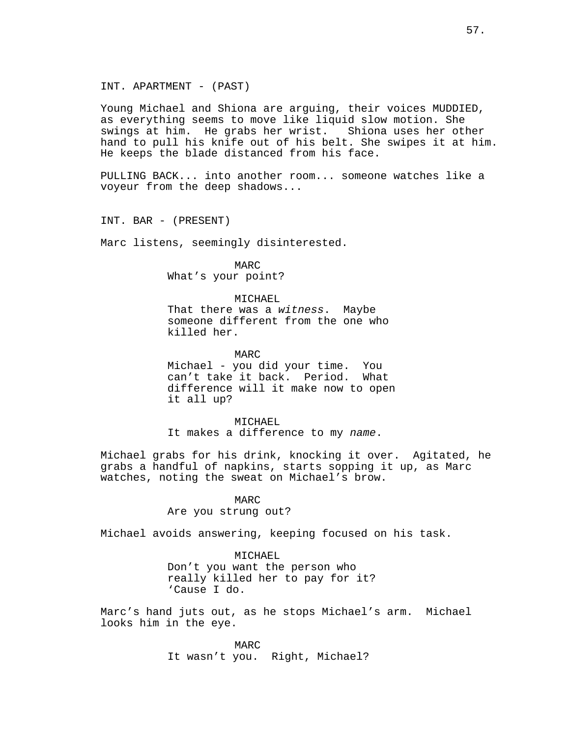INT. APARTMENT - (PAST)

Young Michael and Shiona are arguing, their voices MUDDIED, as everything seems to move like liquid slow motion. She swings at him. He grabs her wrist. Shiona uses her other hand to pull his knife out of his belt. She swipes it at him. He keeps the blade distanced from his face.

PULLING BACK... into another room... someone watches like a voyeur from the deep shadows...

INT. BAR - (PRESENT)

Marc listens, seemingly disinterested.

MARC
What's your point?

MICHAEL
That there was a *witness*. Maybe someone different from the one who killed her.

MARC
Michael - you did your time. You can't take it back. Period. What difference will it make now to open it all up?

MICHAEL
It makes a difference to my *name*.

Michael grabs for his drink, knocking it over. Agitated, he grabs a handful of napkins, starts sopping it up, as Marc watches, noting the sweat on Michael's brow.

MARC
Are you strung out?

Michael avoids answering, keeping focused on his task.

MICHAEL
Don't you want the person who really killed her to pay for it? 'Cause I do.

Marc's hand juts out, as he stops Michael's arm. Michael looks him in the eye.

MARC
It wasn't you. Right, Michael?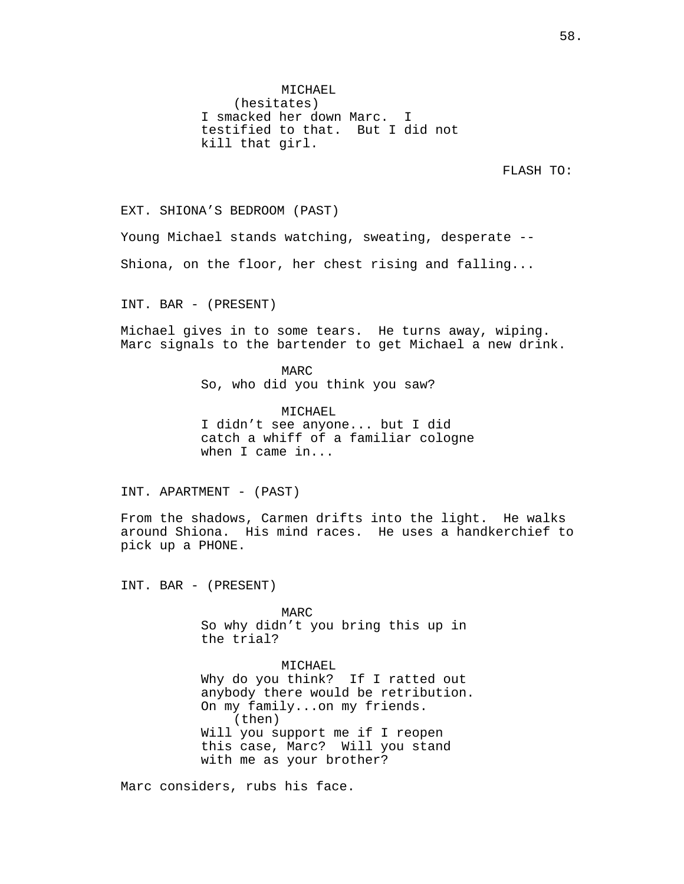MICHAEL
(hesitates)
I smacked her down Marc. I testified to that. But I did not kill that girl.

FLASH TO:

EXT. SHIONA'S BEDROOM (PAST)

Young Michael stands watching, sweating, desperate --

Shiona, on the floor, her chest rising and falling...

INT. BAR - (PRESENT)

Michael gives in to some tears. He turns away, wiping. Marc signals to the bartender to get Michael a new drink.

MARC
So, who did you think you saw?

MICHAEL
I didn't see anyone... but I did catch a whiff of a familiar cologne when I came in...

INT. APARTMENT - (PAST)

From the shadows, Carmen drifts into the light. He walks around Shiona. His mind races. He uses a handkerchief to pick up a PHONE.

INT. BAR - (PRESENT)

MARC
So why didn't you bring this up in the trial?

MICHAEL
Why do you think? If I ratted out anybody there would be retribution. On my family...on my friends.
(then)
Will you support me if I reopen this case, Marc? Will you stand with me as your brother?

Marc considers, rubs his face.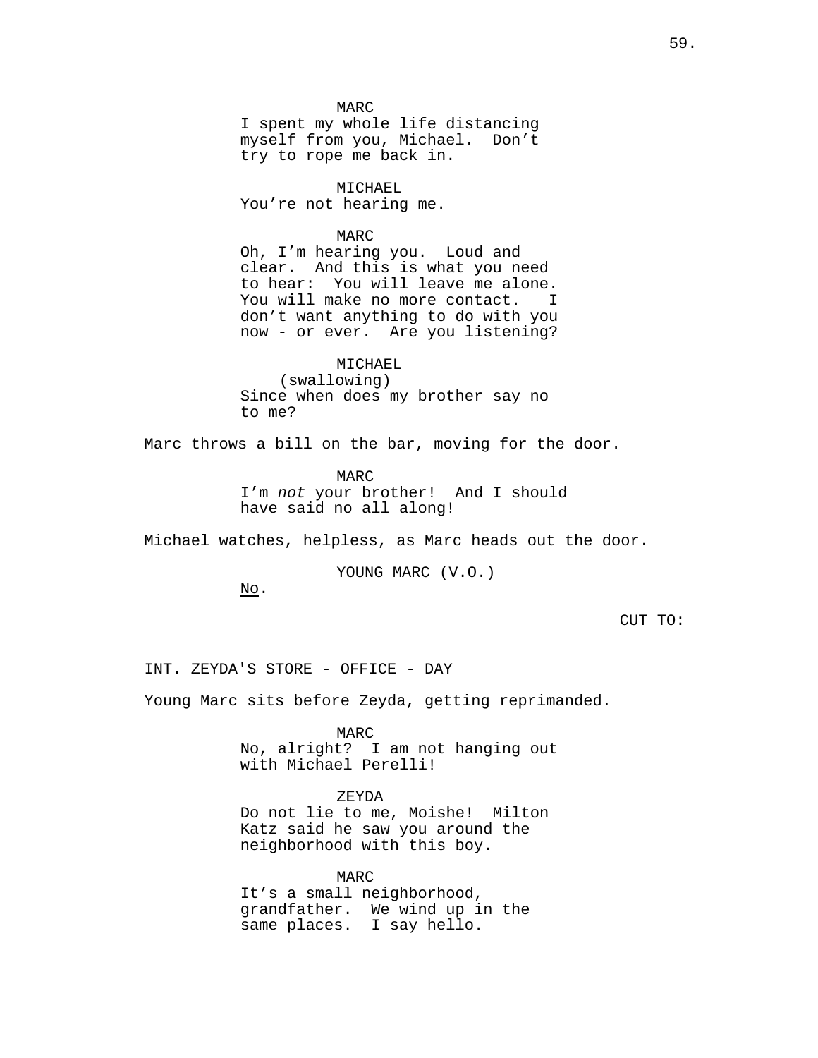MARC
I spent my whole life distancing myself from you, Michael. Don't try to rope me back in.

MICHAEL
You're not hearing me.

MARC
Oh, I'm hearing you. Loud and clear. And this is what you need to hear: You will leave me alone. You will make no more contact. I don't want anything to do with you now - or ever. Are you listening?

MICHAEL
(swallowing)
Since when does my brother say no to me?

Marc throws a bill on the bar, moving for the door.

MARC
I'm *not* your brother! And I should have said no all along!

Michael watches, helpless, as Marc heads out the door.

YOUNG MARC (V.O.)
No.

CUT TO:

INT. ZEYDA'S STORE - OFFICE - DAY

Young Marc sits before Zeyda, getting reprimanded.

MARC
No, alright? I am not hanging out with Michael Perelli!

ZEYDA
Do not lie to me, Moishe! Milton Katz said he saw you around the neighborhood with this boy.

MARC
It's a small neighborhood, grandfather. We wind up in the same places. I say hello.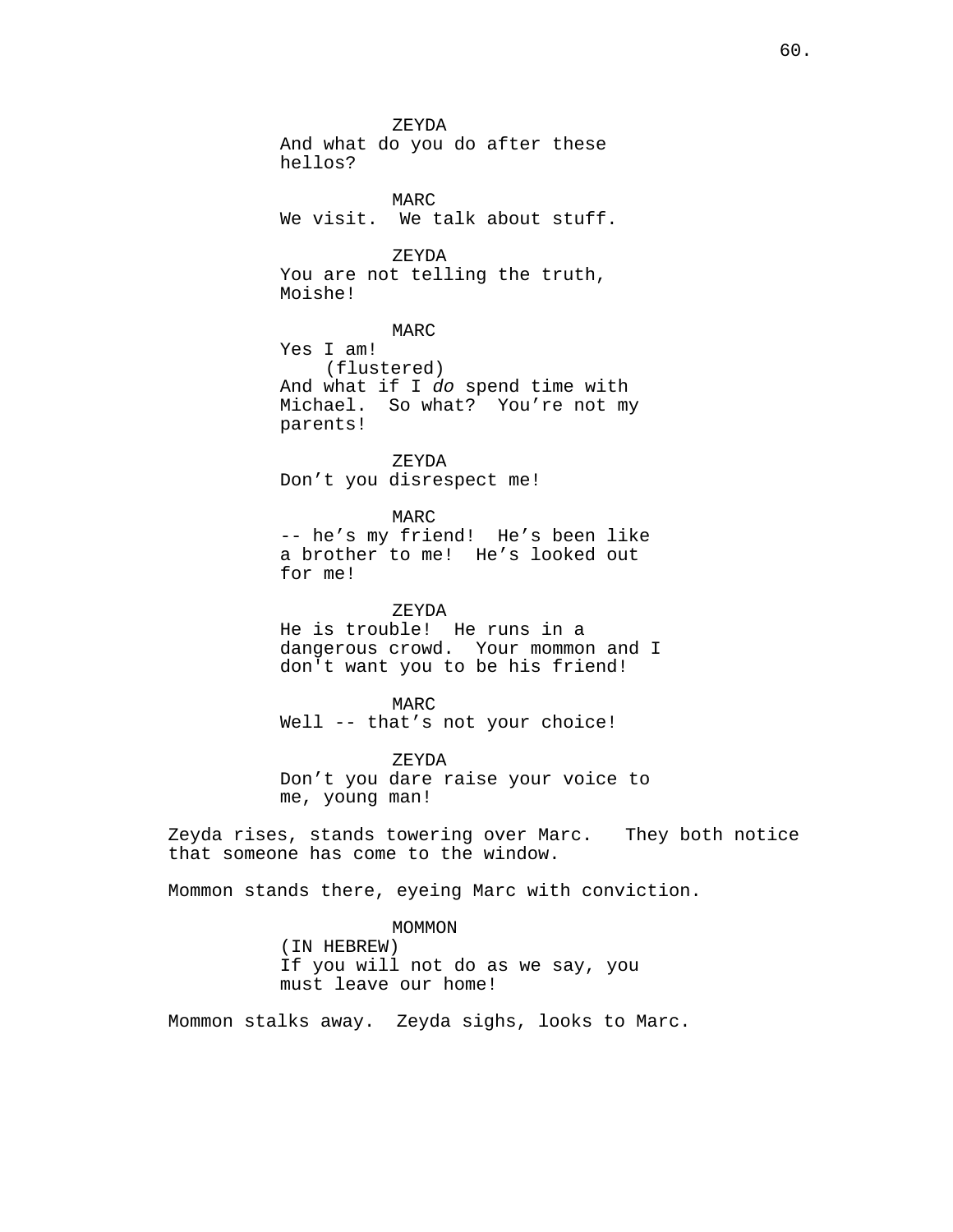ZEYDA
And what do you do after these hellos?

MARC
We visit.  We talk about stuff.

ZEYDA
You are not telling the truth, Moishe!

MARC
Yes I am!
(flustered)
And what if I *do* spend time with Michael.  So what?  You're not my parents!

ZEYDA
Don't you disrespect me!

MARC
-- he's my friend!  He's been like a brother to me!  He's looked out for me!

ZEYDA
He is trouble!  He runs in a dangerous crowd.  Your mommon and I don't want you to be his friend!

MARC
Well -- that's not your choice!

ZEYDA
Don't you dare raise your voice to me, young man!

Zeyda rises, stands towering over Marc.   They both notice that someone has come to the window.

Mommon stands there, eyeing Marc with conviction.

MOMMON
(IN HEBREW)
If you will not do as we say, you must leave our home!

Mommon stalks away.  Zeyda sighs, looks to Marc.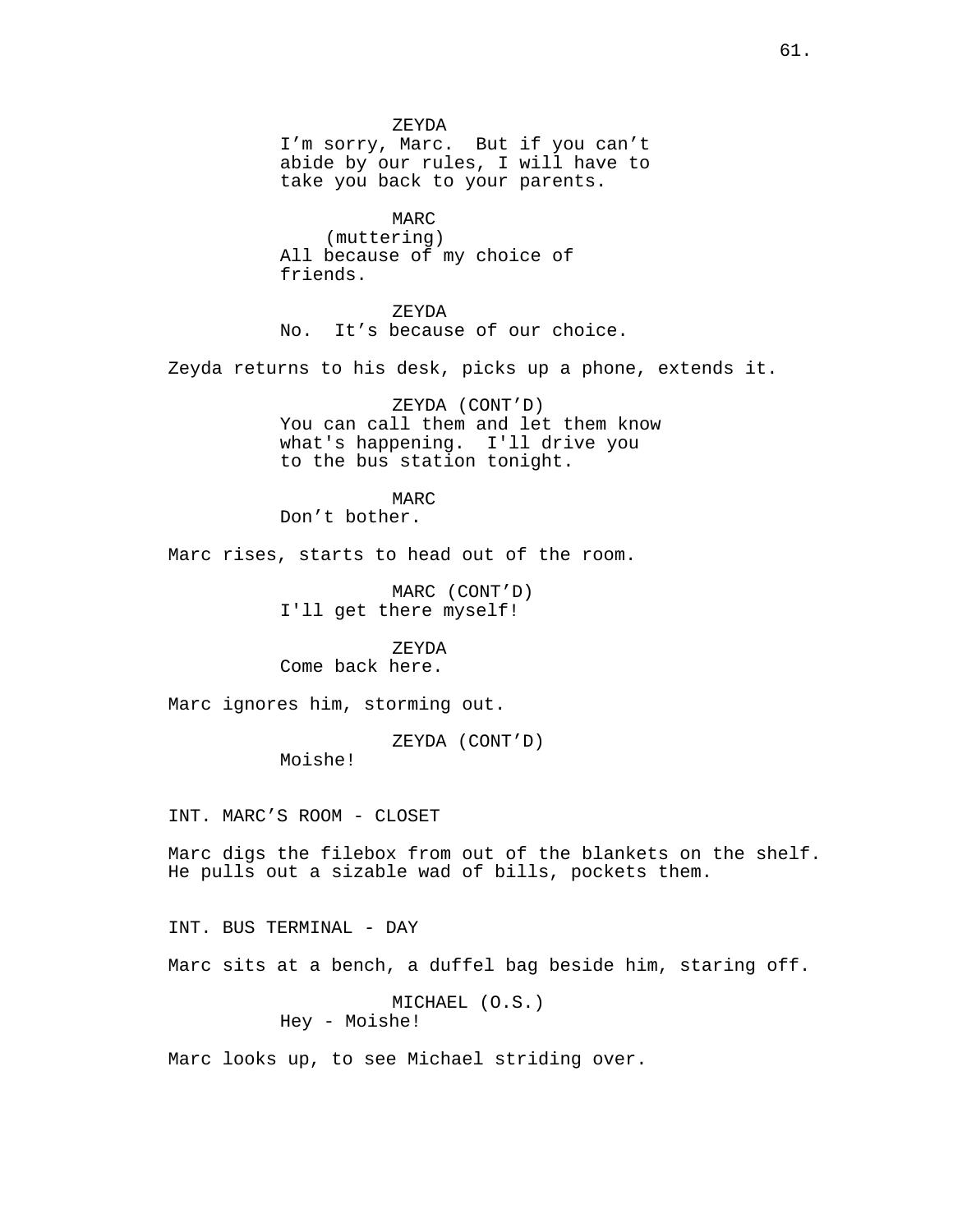ZEYDA
I'm sorry, Marc. But if you can't abide by our rules, I will have to take you back to your parents.

MARC
(muttering)
All because of my choice of friends.

ZEYDA
No. It's because of our choice.

Zeyda returns to his desk, picks up a phone, extends it.

ZEYDA (CONT'D)
You can call them and let them know what's happening. I'll drive you to the bus station tonight.

MARC
Don't bother.

Marc rises, starts to head out of the room.

MARC (CONT'D)
I'll get there myself!

ZEYDA
Come back here.

Marc ignores him, storming out.

ZEYDA (CONT'D)
Moishe!

INT. MARC'S ROOM - CLOSET

Marc digs the filebox from out of the blankets on the shelf. He pulls out a sizable wad of bills, pockets them.

INT. BUS TERMINAL - DAY

Marc sits at a bench, a duffel bag beside him, staring off.

MICHAEL (O.S.)
Hey - Moishe!

Marc looks up, to see Michael striding over.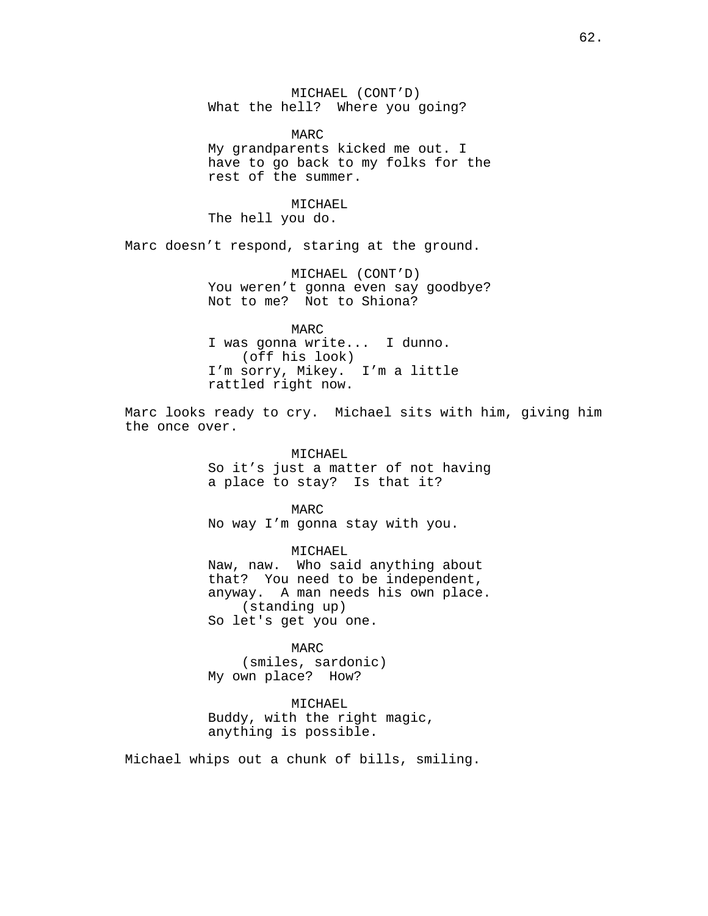MICHAEL (CONT'D)
What the hell? Where you going?

MARC
My grandparents kicked me out. I have to go back to my folks for the rest of the summer.

MICHAEL
The hell you do.

Marc doesn't respond, staring at the ground.

MICHAEL (CONT'D)
You weren't gonna even say goodbye? Not to me? Not to Shiona?

MARC
I was gonna write... I dunno.
(off his look)
I'm sorry, Mikey. I'm a little rattled right now.

Marc looks ready to cry. Michael sits with him, giving him the once over.

MICHAEL
So it's just a matter of not having a place to stay? Is that it?

MARC
No way I'm gonna stay with you.

MICHAEL
Naw, naw. Who said anything about that? You need to be independent, anyway. A man needs his own place.
(standing up)
So let's get you one.

MARC
(smiles, sardonic)
My own place? How?

MICHAEL
Buddy, with the right magic, anything is possible.

Michael whips out a chunk of bills, smiling.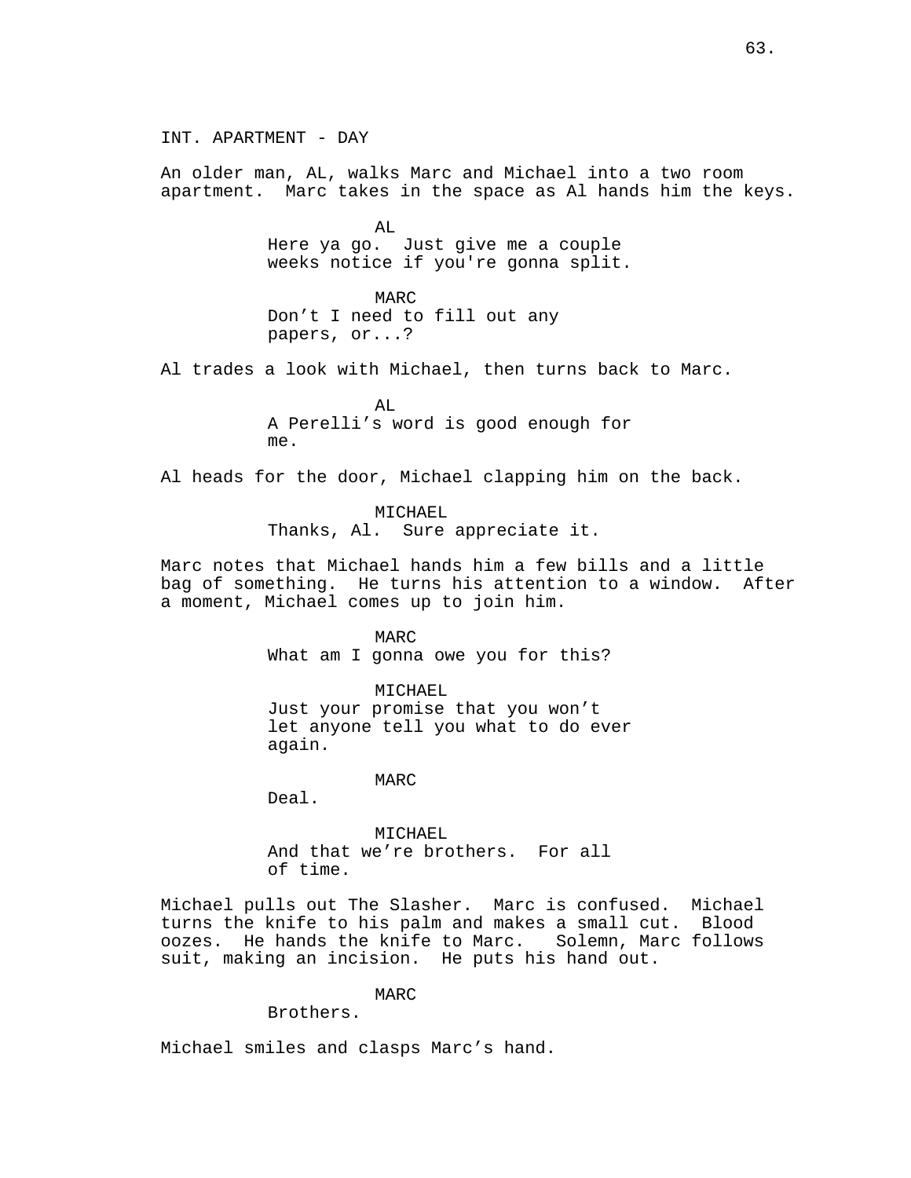INT. APARTMENT - DAY

An older man, AL, walks Marc and Michael into a two room apartment. Marc takes in the space as Al hands him the keys.

AL
Here ya go. Just give me a couple weeks notice if you're gonna split.

MARC
Don't I need to fill out any papers, or...?

Al trades a look with Michael, then turns back to Marc.

AL
A Perelli's word is good enough for me.

Al heads for the door, Michael clapping him on the back.

MICHAEL
Thanks, Al. Sure appreciate it.

Marc notes that Michael hands him a few bills and a little bag of something. He turns his attention to a window. After a moment, Michael comes up to join him.

MARC
What am I gonna owe you for this?

MICHAEL
Just your promise that you won't let anyone tell you what to do ever again.

MARC
Deal.

MICHAEL
And that we're brothers. For all of time.

Michael pulls out The Slasher. Marc is confused. Michael turns the knife to his palm and makes a small cut. Blood oozes. He hands the knife to Marc. Solemn, Marc follows suit, making an incision. He puts his hand out.

MARC
Brothers.

Michael smiles and clasps Marc's hand.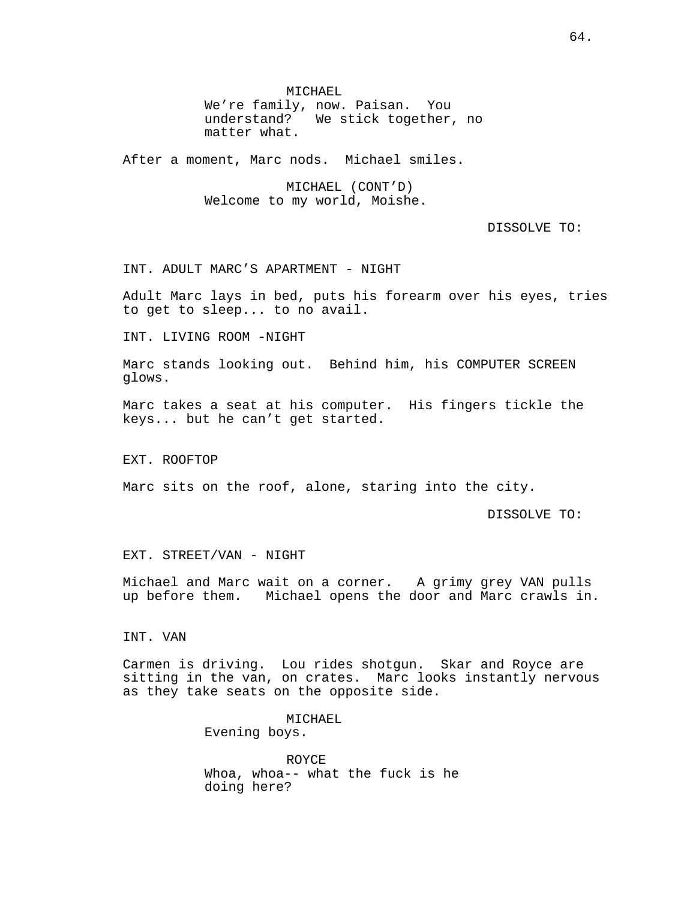MICHAEL
We're family, now. Paisan. You understand? We stick together, no matter what.

After a moment, Marc nods. Michael smiles.

MICHAEL (CONT'D)
Welcome to my world, Moishe.

DISSOLVE TO:

INT. ADULT MARC'S APARTMENT - NIGHT

Adult Marc lays in bed, puts his forearm over his eyes, tries to get to sleep... to no avail.

INT. LIVING ROOM -NIGHT

Marc stands looking out. Behind him, his COMPUTER SCREEN glows.

Marc takes a seat at his computer. His fingers tickle the keys... but he can't get started.

EXT. ROOFTOP

Marc sits on the roof, alone, staring into the city.

DISSOLVE TO:

EXT. STREET/VAN - NIGHT

Michael and Marc wait on a corner. A grimy grey VAN pulls up before them. Michael opens the door and Marc crawls in.

INT. VAN

Carmen is driving. Lou rides shotgun. Skar and Royce are sitting in the van, on crates. Marc looks instantly nervous as they take seats on the opposite side.

MICHAEL
Evening boys.

ROYCE
Whoa, whoa-- what the fuck is he doing here?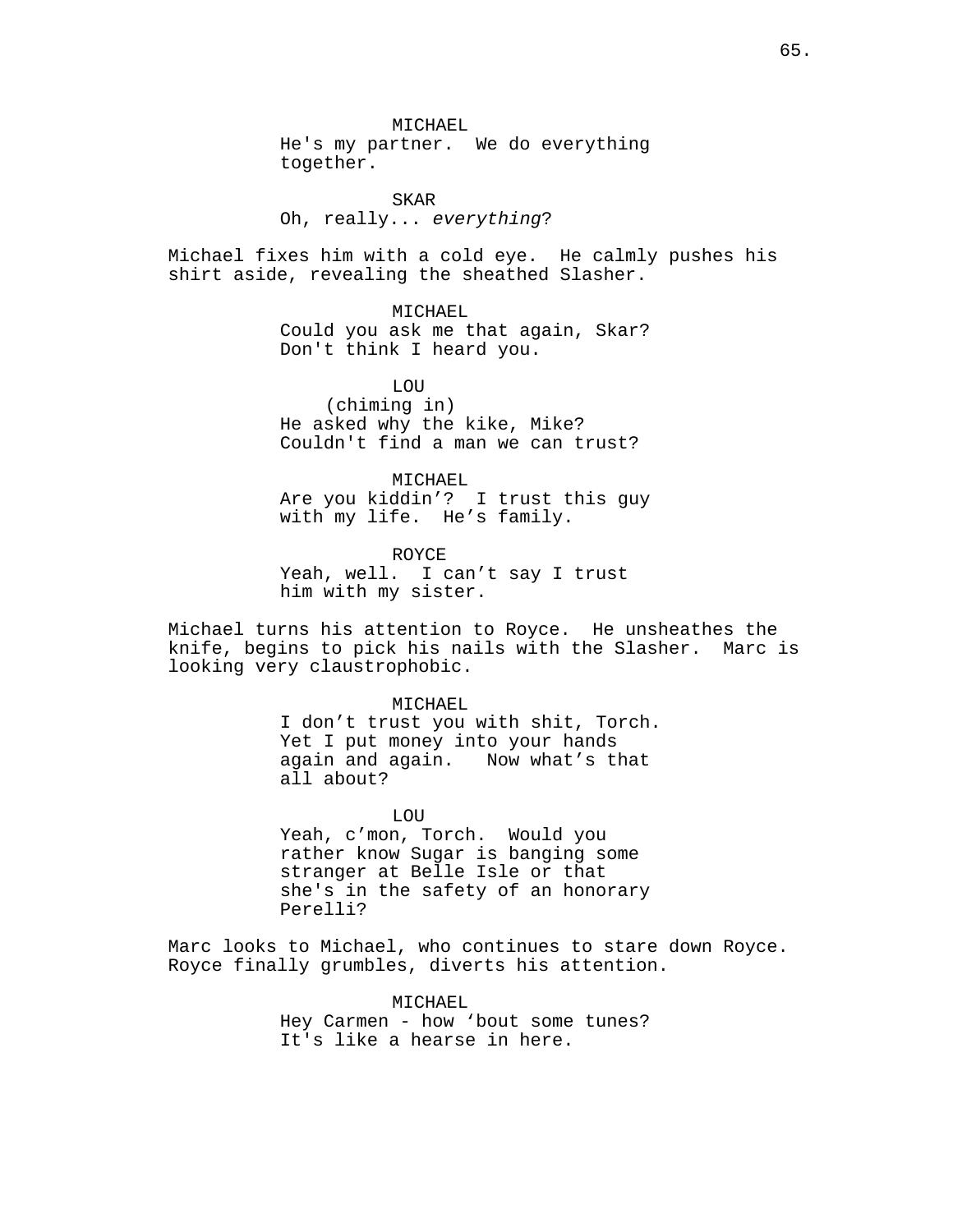MICHAEL
He's my partner.  We do everything together.

SKAR
Oh, really... *everything*?

Michael fixes him with a cold eye.  He calmly pushes his shirt aside, revealing the sheathed Slasher.

MICHAEL
Could you ask me that again, Skar? Don't think I heard you.

LOU
(chiming in)
He asked why the kike, Mike? Couldn't find a man we can trust?

MICHAEL
Are you kiddin'?  I trust this guy with my life.  He's family.

ROYCE
Yeah, well.  I can't say I trust him with my sister.

Michael turns his attention to Royce.  He unsheathes the knife, begins to pick his nails with the Slasher.  Marc is looking very claustrophobic.

MICHAEL
I don't trust you with shit, Torch. Yet I put money into your hands again and again.   Now what's that all about?

LOU
Yeah, c'mon, Torch.  Would you rather know Sugar is banging some stranger at Belle Isle or that she's in the safety of an honorary Perelli?

Marc looks to Michael, who continues to stare down Royce. Royce finally grumbles, diverts his attention.

MICHAEL
Hey Carmen - how 'bout some tunes? It's like a hearse in here.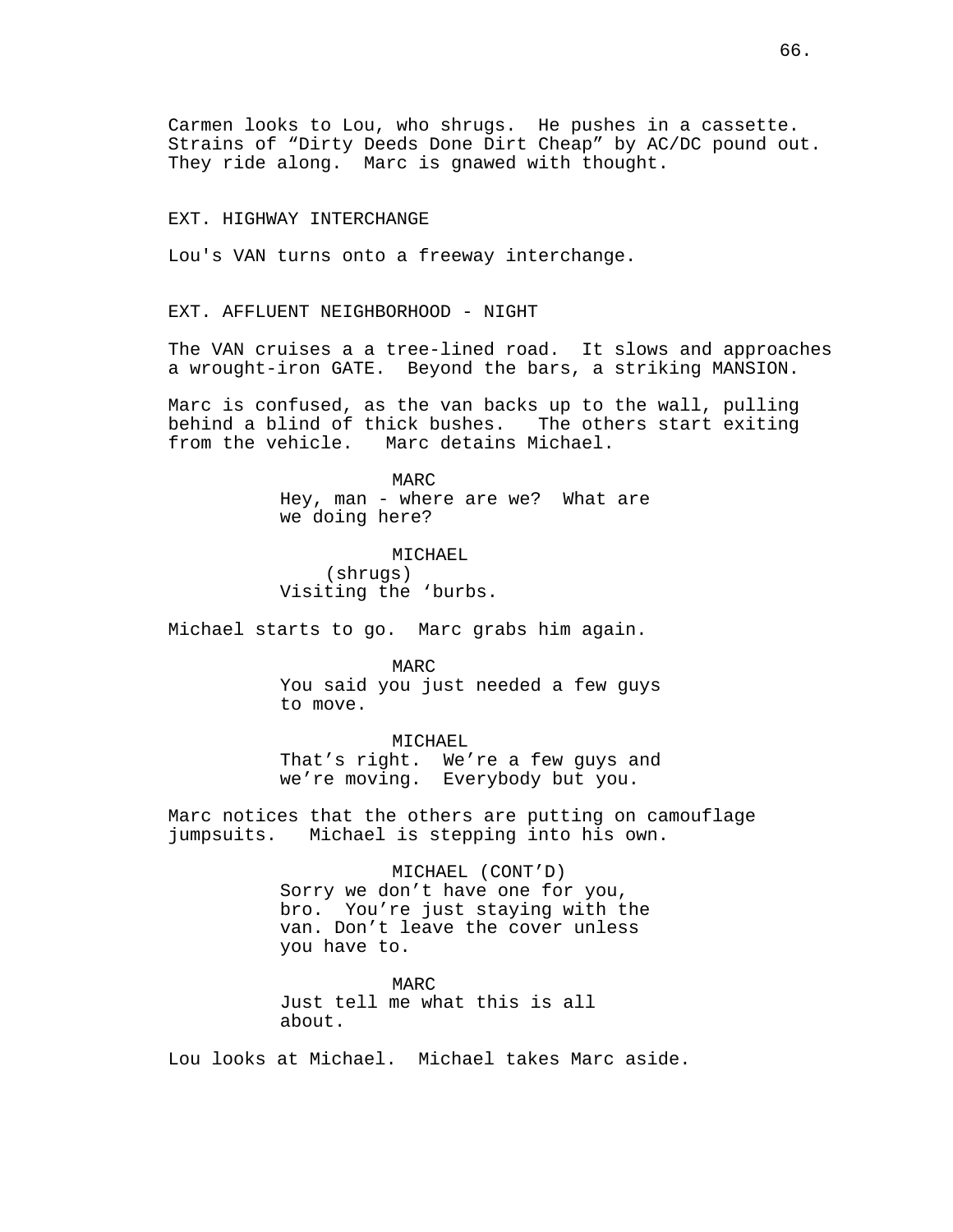Carmen looks to Lou, who shrugs. He pushes in a cassette. Strains of “Dirty Deeds Done Dirt Cheap” by AC/DC pound out. They ride along. Marc is gnawed with thought.

EXT. HIGHWAY INTERCHANGE

Lou's VAN turns onto a freeway interchange.

EXT. AFFLUENT NEIGHBORHOOD - NIGHT

The VAN cruises a a tree-lined road. It slows and approaches a wrought-iron GATE. Beyond the bars, a striking MANSION.

Marc is confused, as the van backs up to the wall, pulling behind a blind of thick bushes. The others start exiting from the vehicle. Marc detains Michael.

MARC
Hey, man - where are we? What are we doing here?

MICHAEL
(shrugs)
Visiting the ‘burbs.

Michael starts to go. Marc grabs him again.

MARC
You said you just needed a few guys to move.

MICHAEL
That’s right. We’re a few guys and we’re moving. Everybody but you.

Marc notices that the others are putting on camouflage jumpsuits. Michael is stepping into his own.

MICHAEL (CONT’D)
Sorry we don’t have one for you, bro. You’re just staying with the van. Don’t leave the cover unless you have to.

MARC
Just tell me what this is all about.

Lou looks at Michael. Michael takes Marc aside.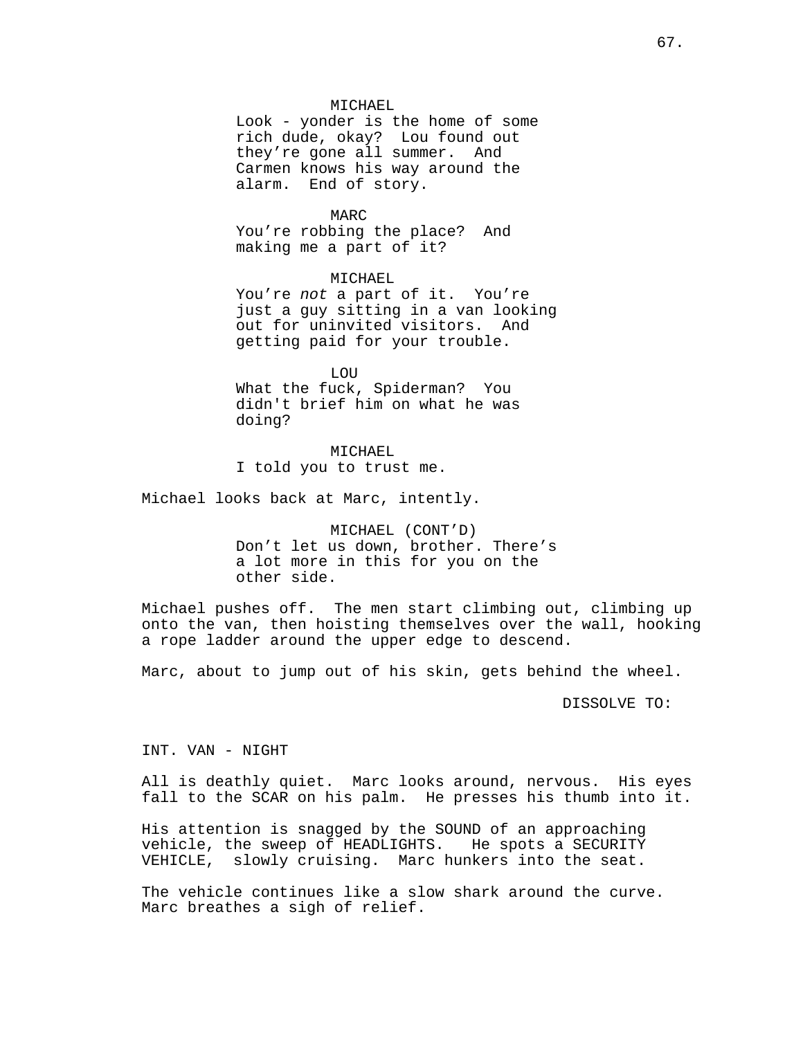MICHAEL
Look - yonder is the home of some rich dude, okay? Lou found out they're gone all summer. And Carmen knows his way around the alarm. End of story.

MARC
You're robbing the place? And making me a part of it?

MICHAEL
You're *not* a part of it. You're just a guy sitting in a van looking out for uninvited visitors. And getting paid for your trouble.

LOU
What the fuck, Spiderman? You didn't brief him on what he was doing?

MICHAEL
I told you to trust me.

Michael looks back at Marc, intently.

MICHAEL (CONT'D)
Don't let us down, brother. There's a lot more in this for you on the other side.

Michael pushes off. The men start climbing out, climbing up onto the van, then hoisting themselves over the wall, hooking a rope ladder around the upper edge to descend.

Marc, about to jump out of his skin, gets behind the wheel.

DISSOLVE TO:

INT. VAN - NIGHT

All is deathly quiet. Marc looks around, nervous. His eyes fall to the SCAR on his palm. He presses his thumb into it.

His attention is snagged by the SOUND of an approaching vehicle, the sweep of HEADLIGHTS. He spots a SECURITY VEHICLE, slowly cruising. Marc hunkers into the seat.

The vehicle continues like a slow shark around the curve. Marc breathes a sigh of relief.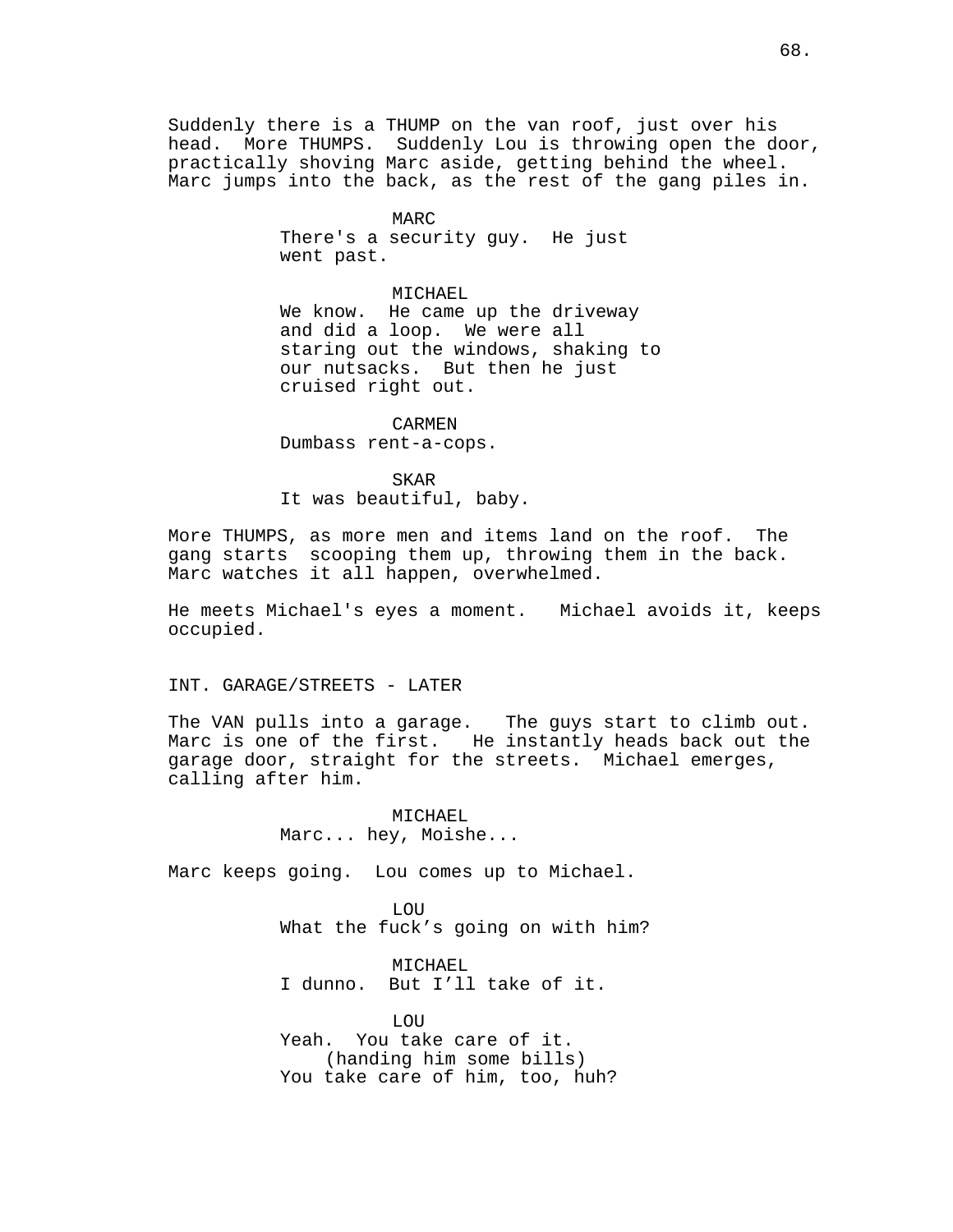Suddenly there is a THUMP on the van roof, just over his head. More THUMPS. Suddenly Lou is throwing open the door, practically shoving Marc aside, getting behind the wheel. Marc jumps into the back, as the rest of the gang piles in.

MARC
There's a security guy. He just went past.

MICHAEL
We know. He came up the driveway and did a loop. We were all staring out the windows, shaking to our nutsacks. But then he just cruised right out.

CARMEN
Dumbass rent-a-cops.

SKAR
It was beautiful, baby.

More THUMPS, as more men and items land on the roof. The gang starts scooping them up, throwing them in the back. Marc watches it all happen, overwhelmed.

He meets Michael's eyes a moment. Michael avoids it, keeps occupied.

INT. GARAGE/STREETS - LATER

The VAN pulls into a garage. The guys start to climb out. Marc is one of the first. He instantly heads back out the garage door, straight for the streets. Michael emerges, calling after him.

MICHAEL
Marc... hey, Moishe...

Marc keeps going. Lou comes up to Michael.

LOU
What the fuck's going on with him?

MICHAEL
I dunno. But I'll take of it.

LOU
Yeah. You take care of it.
(handing him some bills)
You take care of him, too, huh?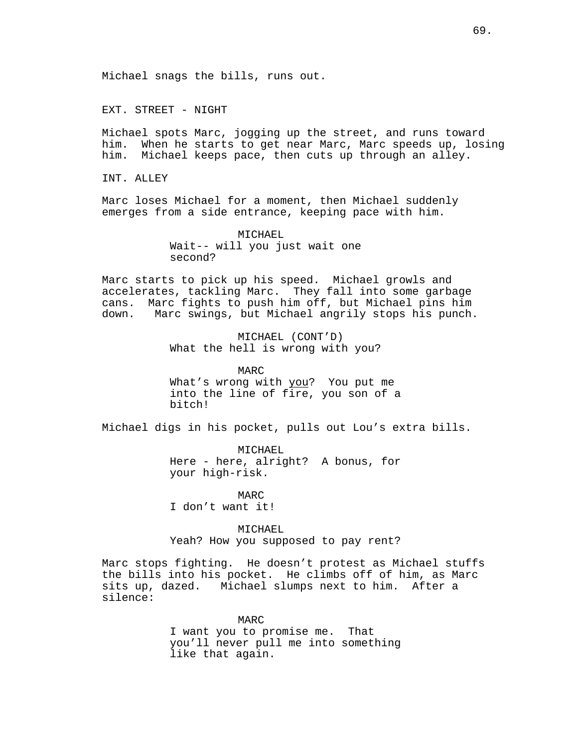Michael snags the bills, runs out.

EXT. STREET - NIGHT

Michael spots Marc, jogging up the street, and runs toward him. When he starts to get near Marc, Marc speeds up, losing him. Michael keeps pace, then cuts up through an alley.

INT. ALLEY

Marc loses Michael for a moment, then Michael suddenly emerges from a side entrance, keeping pace with him.

MICHAEL
Wait-- will you just wait one second?

Marc starts to pick up his speed. Michael growls and accelerates, tackling Marc. They fall into some garbage cans. Marc fights to push him off, but Michael pins him down. Marc swings, but Michael angrily stops his punch.

MICHAEL (CONT'D)
What the hell is wrong with you?

MARC
What's wrong with _you_? You put me into the line of fire, you son of a bitch!

Michael digs in his pocket, pulls out Lou's extra bills.

MICHAEL
Here - here, alright? A bonus, for your high-risk.

MARC
I don't want it!

MICHAEL
Yeah? How you supposed to pay rent?

Marc stops fighting. He doesn't protest as Michael stuffs the bills into his pocket. He climbs off of him, as Marc sits up, dazed. Michael slumps next to him. After a silence:

MARC
I want you to promise me. That you'll never pull me into something like that again.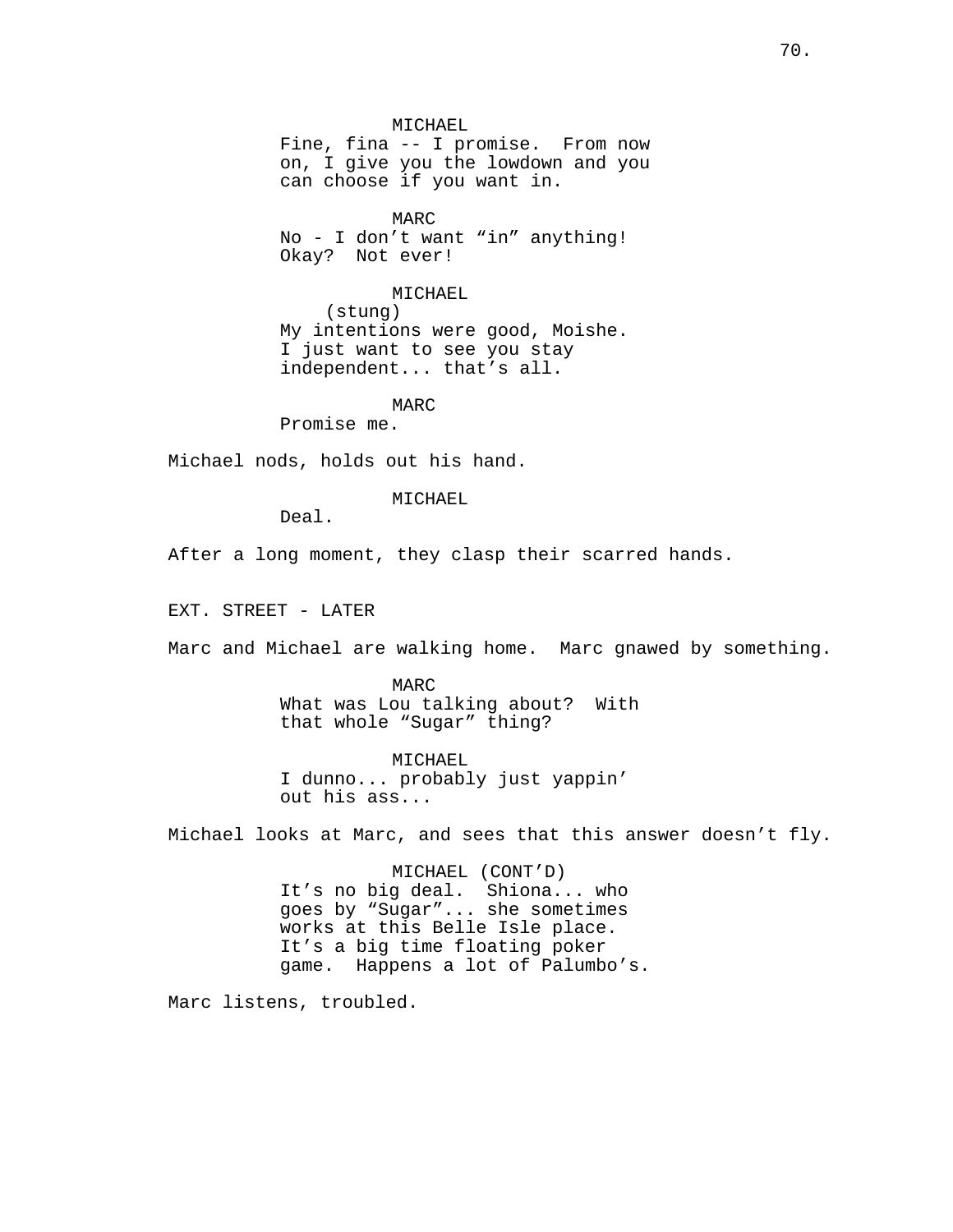MICHAEL
Fine, fina -- I promise. From now on, I give you the lowdown and you can choose if you want in.

MARC
No - I don't want "in" anything! Okay? Not ever!

MICHAEL
(stung)
My intentions were good, Moishe. I just want to see you stay independent... that's all.

MARC
Promise me.

Michael nods, holds out his hand.

MICHAEL
Deal.

After a long moment, they clasp their scarred hands.

EXT. STREET - LATER

Marc and Michael are walking home. Marc gnawed by something.

MARC
What was Lou talking about? With that whole "Sugar" thing?

MICHAEL
I dunno... probably just yappin' out his ass...

Michael looks at Marc, and sees that this answer doesn't fly.

MICHAEL (CONT'D)
It's no big deal. Shiona... who goes by "Sugar"... she sometimes works at this Belle Isle place. It's a big time floating poker game. Happens a lot of Palumbo's.

Marc listens, troubled.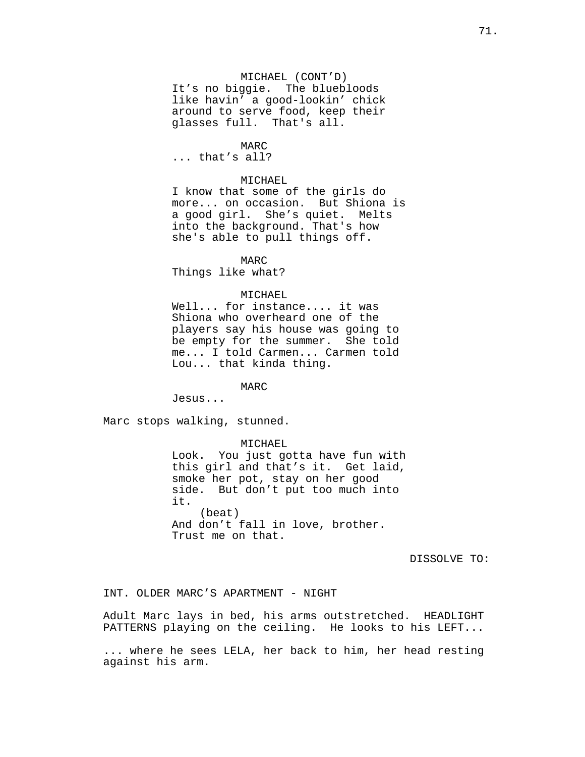MICHAEL (CONT'D)
It's no biggie. The bluebloods like havin' a good-lookin' chick around to serve food, keep their glasses full. That's all.

MARC
... that's all?

MICHAEL
I know that some of the girls do more... on occasion. But Shiona is a good girl. She's quiet. Melts into the background. That's how she's able to pull things off.

MARC
Things like what?

MICHAEL
Well... for instance.... it was Shiona who overheard one of the players say his house was going to be empty for the summer. She told me... I told Carmen... Carmen told Lou... that kinda thing.

MARC
Jesus...

Marc stops walking, stunned.

MICHAEL
Look. You just gotta have fun with this girl and that's it. Get laid, smoke her pot, stay on her good side. But don't put too much into it.
(beat)
And don't fall in love, brother. Trust me on that.

DISSOLVE TO:

INT. OLDER MARC'S APARTMENT - NIGHT

Adult Marc lays in bed, his arms outstretched. HEADLIGHT PATTERNS playing on the ceiling. He looks to his LEFT...

... where he sees LELA, her back to him, her head resting against his arm.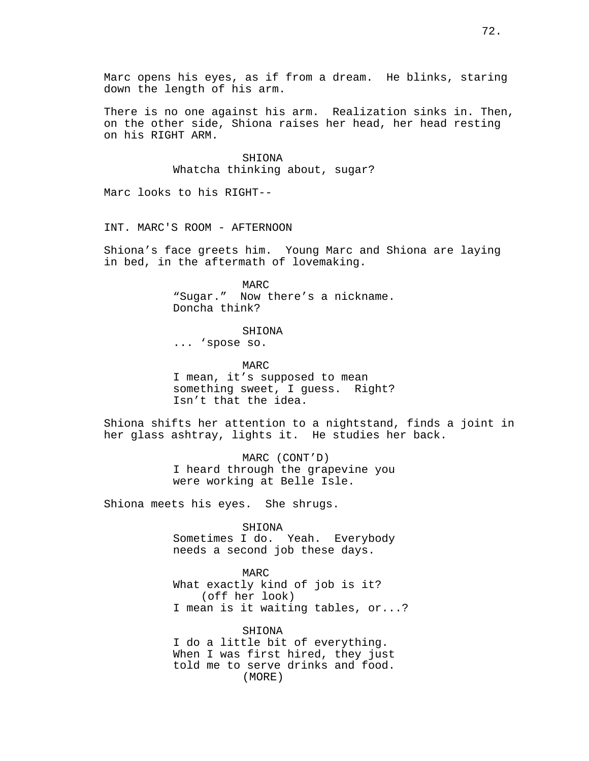Marc opens his eyes, as if from a dream. He blinks, staring down the length of his arm.

There is no one against his arm. Realization sinks in. Then, on the other side, Shiona raises her head, her head resting on his RIGHT ARM.

SHIONA
Whatcha thinking about, sugar?

Marc looks to his RIGHT--

INT. MARC'S ROOM - AFTERNOON

Shiona's face greets him. Young Marc and Shiona are laying in bed, in the aftermath of lovemaking.

MARC
"Sugar." Now there's a nickname. Doncha think?

SHIONA
... 'spose so.

MARC
I mean, it's supposed to mean something sweet, I guess. Right? Isn't that the idea.

Shiona shifts her attention to a nightstand, finds a joint in her glass ashtray, lights it. He studies her back.

MARC (CONT'D)
I heard through the grapevine you were working at Belle Isle.

Shiona meets his eyes. She shrugs.

SHIONA
Sometimes I do. Yeah. Everybody needs a second job these days.

MARC
What exactly kind of job is it?
(off her look)
I mean is it waiting tables, or...?

SHIONA
I do a little bit of everything. When I was first hired, they just told me to serve drinks and food.
(MORE)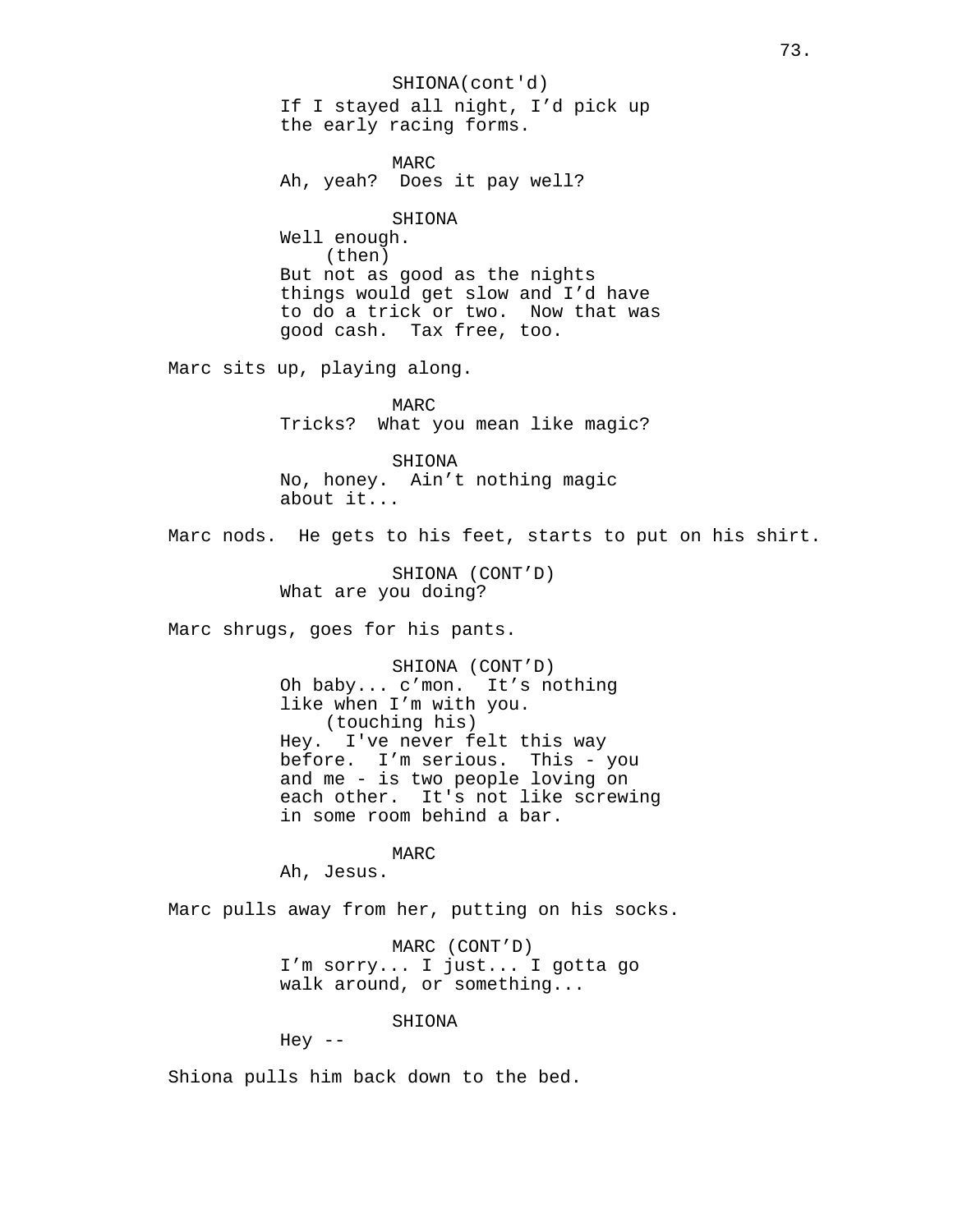SHIONA(cont'd)
If I stayed all night, I'd pick up the early racing forms.

MARC
Ah, yeah? Does it pay well?

SHIONA
Well enough.
(then)
But not as good as the nights things would get slow and I'd have to do a trick or two. Now that was good cash. Tax free, too.

Marc sits up, playing along.

MARC
Tricks? What you mean like magic?

SHIONA
No, honey. Ain't nothing magic about it...

Marc nods. He gets to his feet, starts to put on his shirt.

SHIONA (CONT'D)
What are you doing?

Marc shrugs, goes for his pants.

SHIONA (CONT'D)
Oh baby... c'mon. It's nothing like when I'm with you.
(touching his)
Hey. I've never felt this way before. I'm serious. This - you and me - is two people loving on each other. It's not like screwing in some room behind a bar.

MARC
Ah, Jesus.

Marc pulls away from her, putting on his socks.

MARC (CONT'D)
I'm sorry... I just... I gotta go walk around, or something...

SHIONA
Hey --

Shiona pulls him back down to the bed.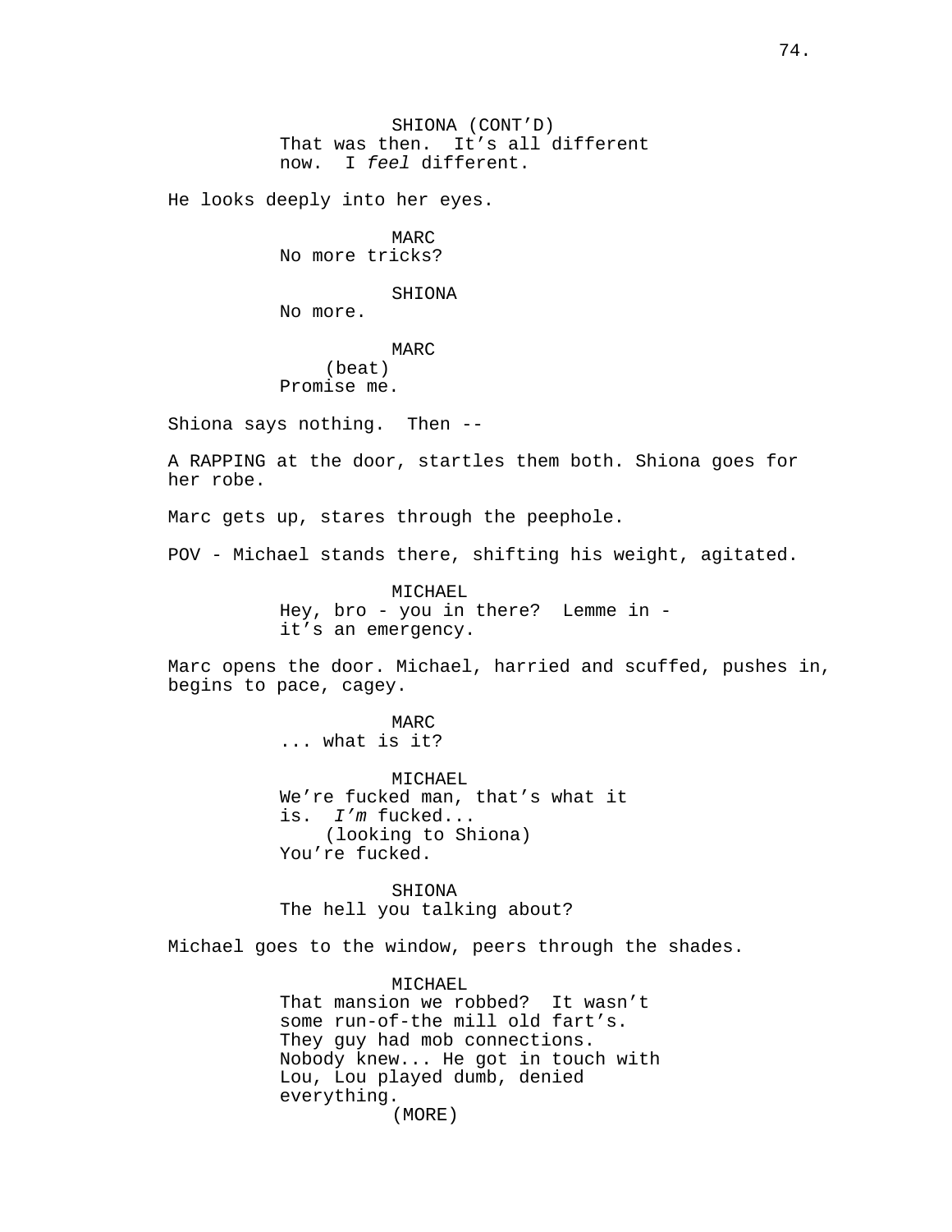SHIONA (CONT'D)
That was then. It's all different now. I *feel* different.

He looks deeply into her eyes.

MARC
No more tricks?

SHIONA
No more.

MARC
(beat)
Promise me.

Shiona says nothing. Then --

A RAPPING at the door, startles them both. Shiona goes for her robe.

Marc gets up, stares through the peephole.

POV - Michael stands there, shifting his weight, agitated.

MICHAEL
Hey, bro - you in there? Lemme in - it's an emergency.

Marc opens the door. Michael, harried and scuffed, pushes in, begins to pace, cagey.

MARC
... what is it?

MICHAEL
We're fucked man, that's what it is. *I'm* fucked...
(looking to Shiona)
You're fucked.

SHIONA
The hell you talking about?

Michael goes to the window, peers through the shades.

MICHAEL
That mansion we robbed? It wasn't some run-of-the mill old fart's. They guy had mob connections. Nobody knew... He got in touch with Lou, Lou played dumb, denied everything.
(MORE)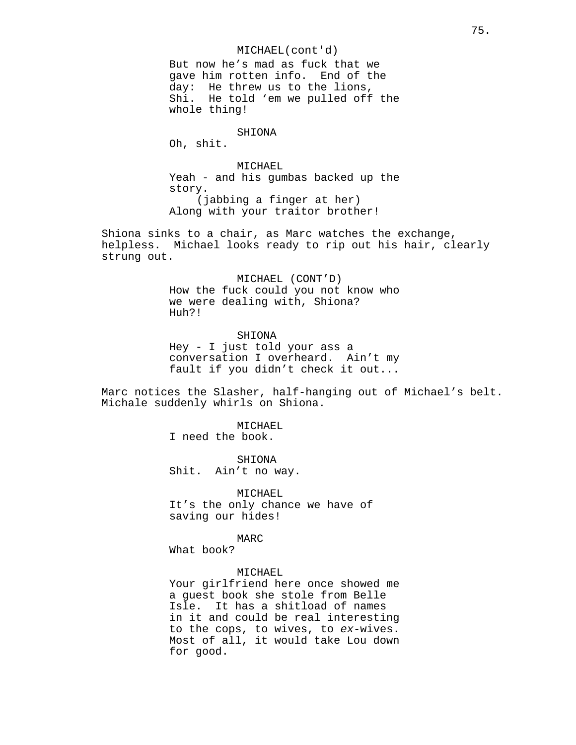MICHAEL(cont'd)
But now he's mad as fuck that we gave him rotten info. End of the day: He threw us to the lions, Shi. He told 'em we pulled off the whole thing!

SHIONA
Oh, shit.

MICHAEL
Yeah - and his gumbas backed up the story.
(jabbing a finger at her)
Along with your traitor brother!

Shiona sinks to a chair, as Marc watches the exchange, helpless. Michael looks ready to rip out his hair, clearly strung out.

MICHAEL (CONT'D)
How the fuck could you not know who we were dealing with, Shiona? Huh?!

SHIONA
Hey - I just told your ass a conversation I overheard. Ain't my fault if you didn't check it out...

Marc notices the Slasher, half-hanging out of Michael's belt. Michale suddenly whirls on Shiona.

MICHAEL
I need the book.

SHIONA
Shit. Ain't no way.

MICHAEL
It's the only chance we have of saving our hides!

MARC
What book?

MICHAEL
Your girlfriend here once showed me a guest book she stole from Belle Isle. It has a shitload of names in it and could be real interesting to the cops, to wives, to *ex*-wives. Most of all, it would take Lou down for good.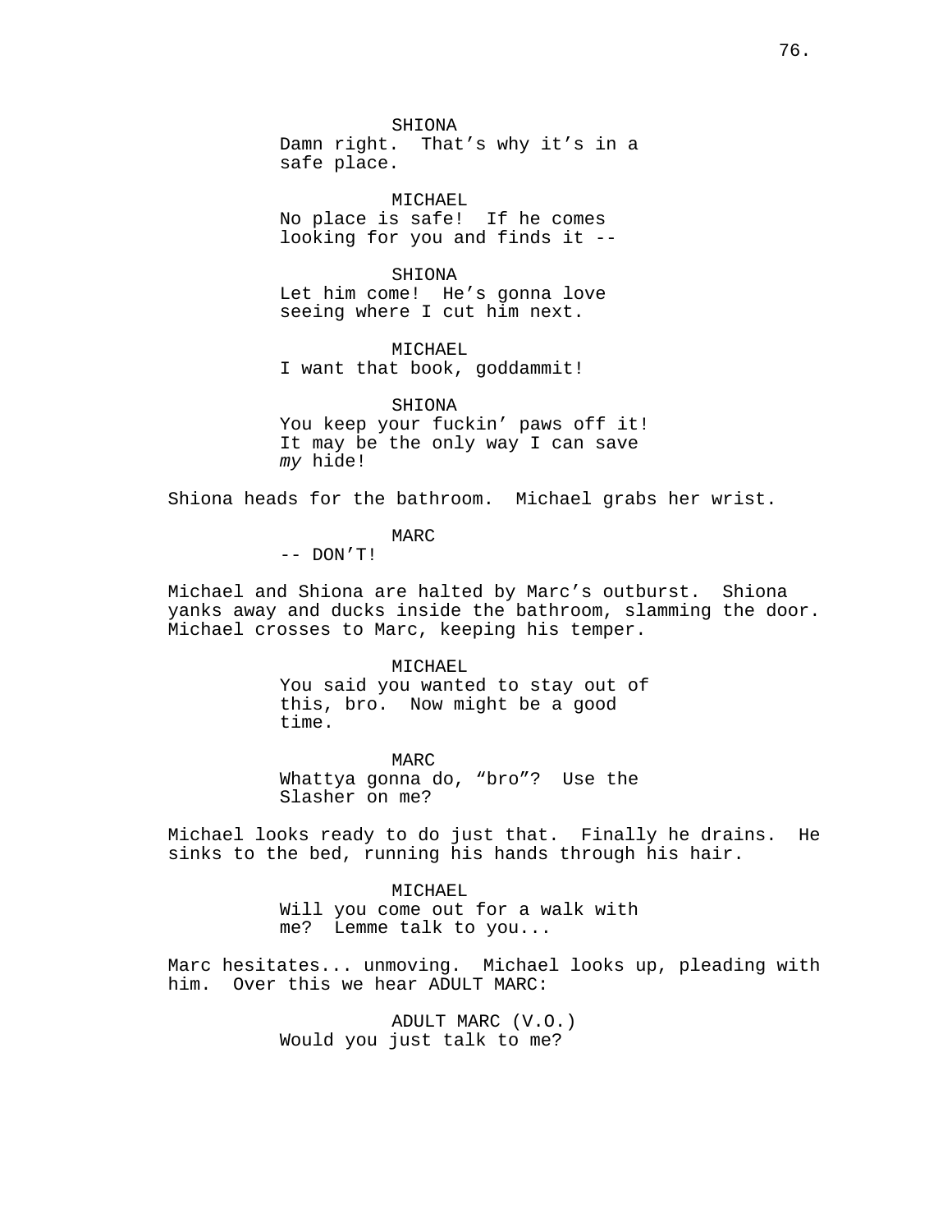SHIONA
Damn right.  That's why it's in a safe place.

MICHAEL
No place is safe!  If he comes looking for you and finds it --

SHIONA
Let him come!  He's gonna love seeing where I cut him next.

MICHAEL
I want that book, goddammit!

SHIONA
You keep your fuckin' paws off it! It may be the only way I can save *my* hide!

Shiona heads for the bathroom.  Michael grabs her wrist.

MARC
-- DON'T!

Michael and Shiona are halted by Marc's outburst.  Shiona yanks away and ducks inside the bathroom, slamming the door. Michael crosses to Marc, keeping his temper.

MICHAEL
You said you wanted to stay out of this, bro.  Now might be a good time.

MARC
Whattya gonna do, "bro"?  Use the Slasher on me?

Michael looks ready to do just that.  Finally he drains.  He sinks to the bed, running his hands through his hair.

MICHAEL
Will you come out for a walk with me?  Lemme talk to you...

Marc hesitates... unmoving.  Michael looks up, pleading with him.  Over this we hear ADULT MARC:

ADULT MARC (V.O.)
Would you just talk to me?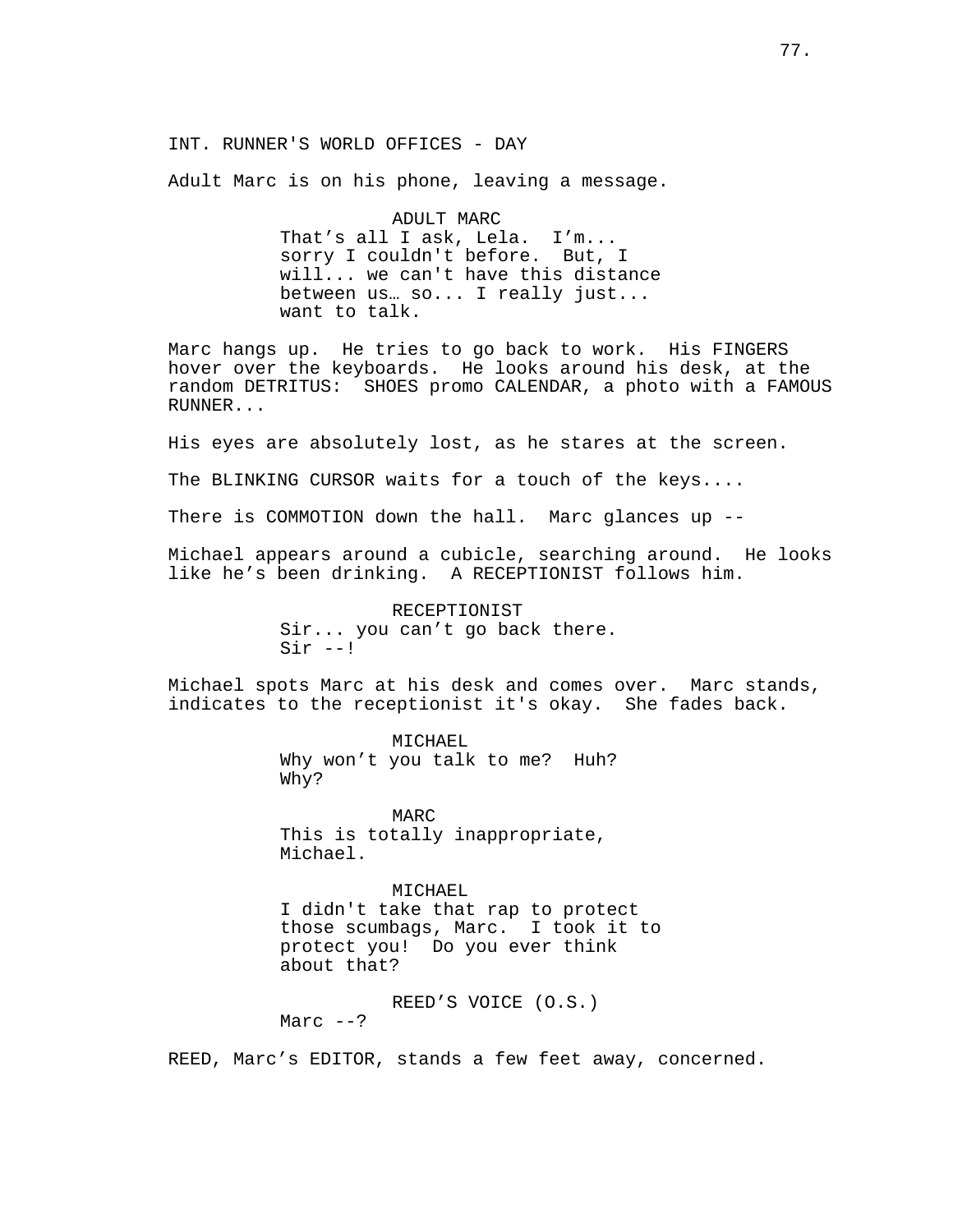INT. RUNNER'S WORLD OFFICES - DAY

Adult Marc is on his phone, leaving a message.

ADULT MARC
That’s all I ask, Lela. I’m... sorry I couldn't before. But, I will... we can't have this distance between us… so... I really just... want to talk.

Marc hangs up. He tries to go back to work. His FINGERS hover over the keyboards. He looks around his desk, at the random DETRITUS: SHOES promo CALENDAR, a photo with a FAMOUS RUNNER...

His eyes are absolutely lost, as he stares at the screen.

The BLINKING CURSOR waits for a touch of the keys....

There is COMMOTION down the hall. Marc glances up --

Michael appears around a cubicle, searching around. He looks like he’s been drinking. A RECEPTIONIST follows him.

RECEPTIONIST
Sir... you can’t go back there. Sir --!

Michael spots Marc at his desk and comes over. Marc stands, indicates to the receptionist it's okay. She fades back.

MICHAEL
Why won’t you talk to me? Huh? Why?

MARC
This is totally inappropriate, Michael.

MICHAEL
I didn't take that rap to protect those scumbags, Marc. I took it to protect you! Do you ever think about that?

REED’S VOICE (O.S.)
Marc --?

REED, Marc’s EDITOR, stands a few feet away, concerned.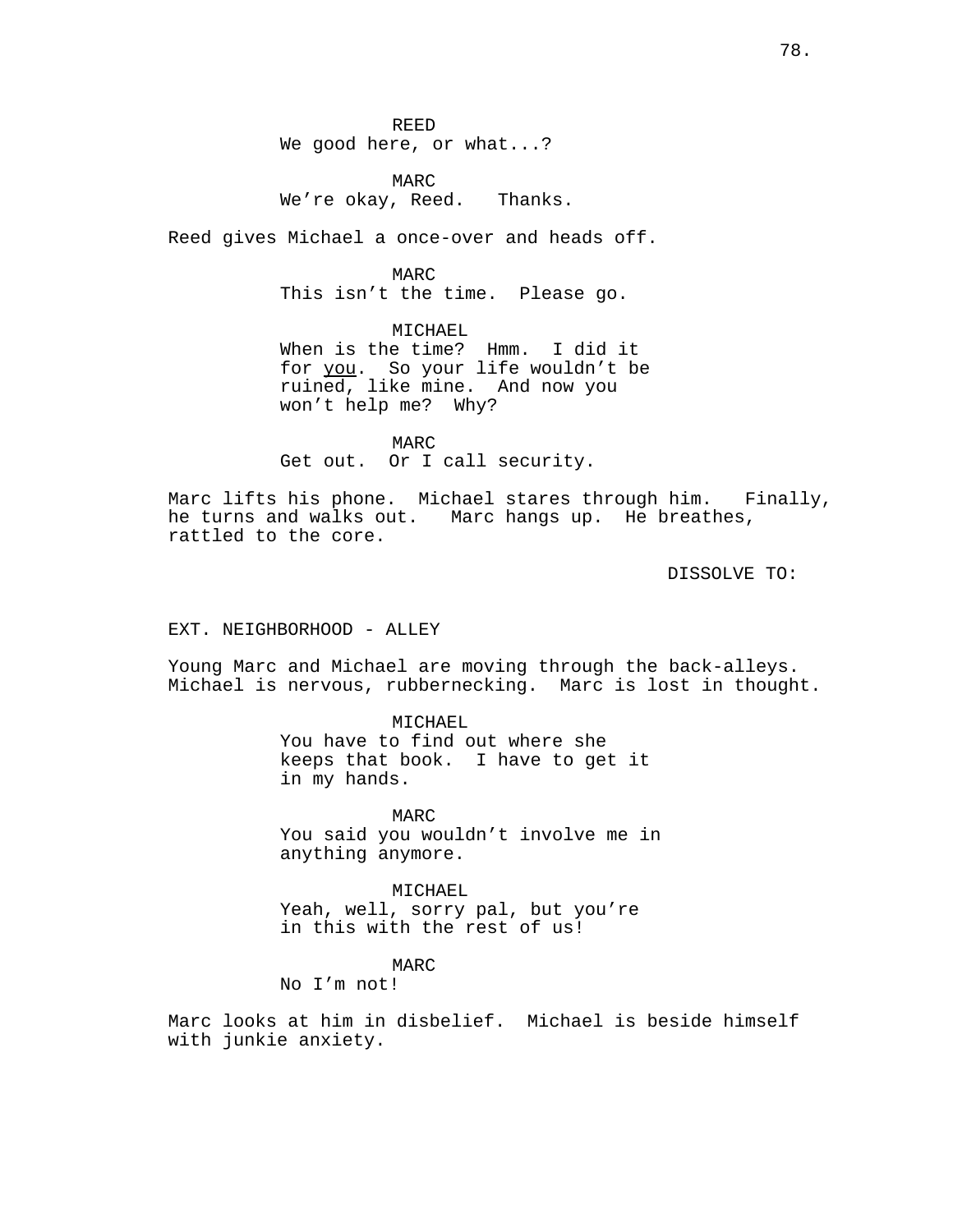REED
We good here, or what...?

MARC
We're okay, Reed.   Thanks.

Reed gives Michael a once-over and heads off.

MARC
This isn't the time.  Please go.

MICHAEL
When is the time?  Hmm.  I did it for <u>you</u>.  So your life wouldn't be ruined, like mine.  And now you won't help me?  Why?

MARC
Get out.  Or I call security.

Marc lifts his phone.  Michael stares through him.   Finally, he turns and walks out.   Marc hangs up.  He breathes, rattled to the core.

DISSOLVE TO:

EXT. NEIGHBORHOOD - ALLEY

Young Marc and Michael are moving through the back-alleys. Michael is nervous, rubbernecking.  Marc is lost in thought.

MICHAEL
You have to find out where she keeps that book.  I have to get it in my hands.

MARC
You said you wouldn't involve me in anything anymore.

MICHAEL
Yeah, well, sorry pal, but you're in this with the rest of us!

MARC
No I'm not!

Marc looks at him in disbelief.  Michael is beside himself with junkie anxiety.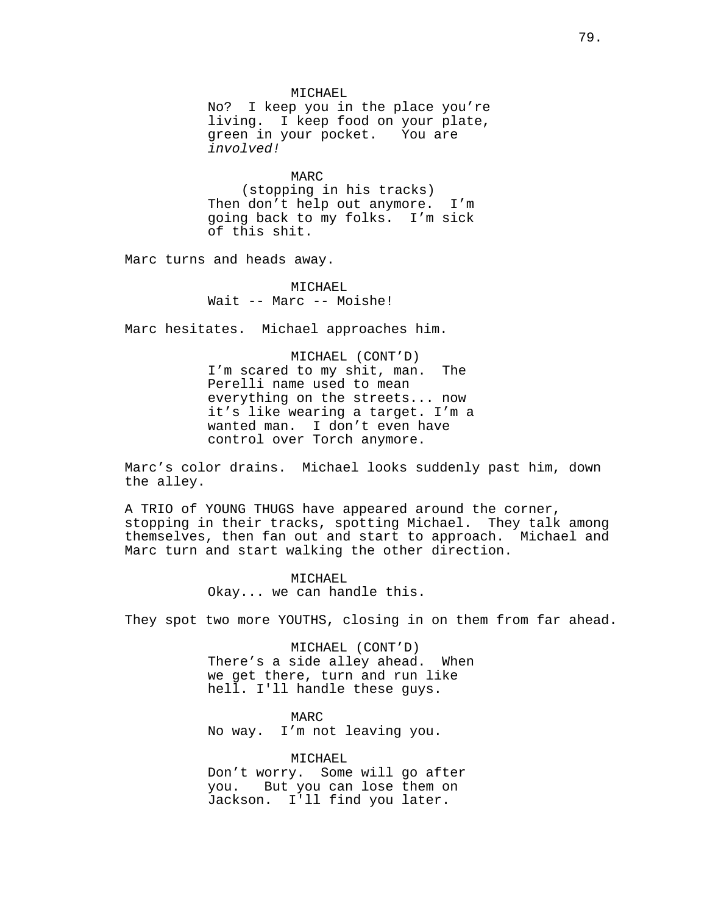MICHAEL
No?  I keep you in the place you're living.  I keep food on your plate, green in your pocket.  You are *involved!*

MARC
(stopping in his tracks)
Then don't help out anymore.  I'm going back to my folks.  I'm sick of this shit.

Marc turns and heads away.

MICHAEL
Wait -- Marc -- Moishe!

Marc hesitates.  Michael approaches him.

MICHAEL (CONT'D)
I'm scared to my shit, man.  The Perelli name used to mean everything on the streets... now it's like wearing a target. I'm a wanted man.  I don't even have control over Torch anymore.

Marc's color drains.  Michael looks suddenly past him, down the alley.

A TRIO of YOUNG THUGS have appeared around the corner, stopping in their tracks, spotting Michael.  They talk among themselves, then fan out and start to approach.  Michael and Marc turn and start walking the other direction.

MICHAEL
Okay... we can handle this.

They spot two more YOUTHS, closing in on them from far ahead.

MICHAEL (CONT'D)
There's a side alley ahead.  When we get there, turn and run like hell. I'll handle these guys.

MARC
No way.  I'm not leaving you.

MICHAEL
Don't worry.  Some will go after you.   But you can lose them on Jackson.  I'll find you later.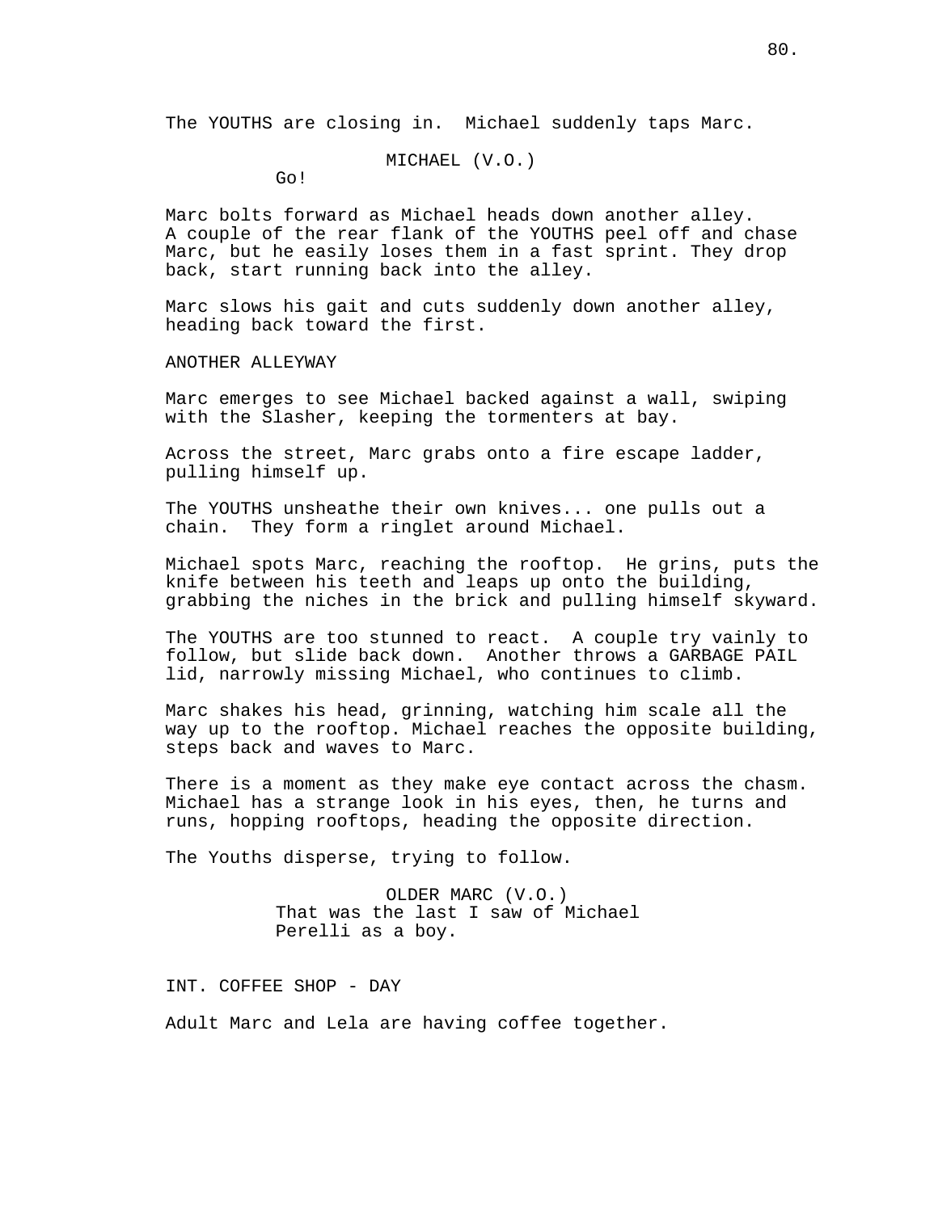The YOUTHS are closing in.  Michael suddenly taps Marc.

MICHAEL (V.O.)
Go!

Marc bolts forward as Michael heads down another alley. A couple of the rear flank of the YOUTHS peel off and chase Marc, but he easily loses them in a fast sprint. They drop back, start running back into the alley.

Marc slows his gait and cuts suddenly down another alley, heading back toward the first.

ANOTHER ALLEYWAY

Marc emerges to see Michael backed against a wall, swiping with the Slasher, keeping the tormenters at bay.

Across the street, Marc grabs onto a fire escape ladder, pulling himself up.

The YOUTHS unsheathe their own knives... one pulls out a chain.  They form a ringlet around Michael.

Michael spots Marc, reaching the rooftop.  He grins, puts the knife between his teeth and leaps up onto the building, grabbing the niches in the brick and pulling himself skyward.

The YOUTHS are too stunned to react.  A couple try vainly to follow, but slide back down.  Another throws a GARBAGE PAIL lid, narrowly missing Michael, who continues to climb.

Marc shakes his head, grinning, watching him scale all the way up to the rooftop. Michael reaches the opposite building, steps back and waves to Marc.

There is a moment as they make eye contact across the chasm. Michael has a strange look in his eyes, then, he turns and runs, hopping rooftops, heading the opposite direction.

The Youths disperse, trying to follow.

OLDER MARC (V.O.)
That was the last I saw of Michael Perelli as a boy.

INT. COFFEE SHOP - DAY

Adult Marc and Lela are having coffee together.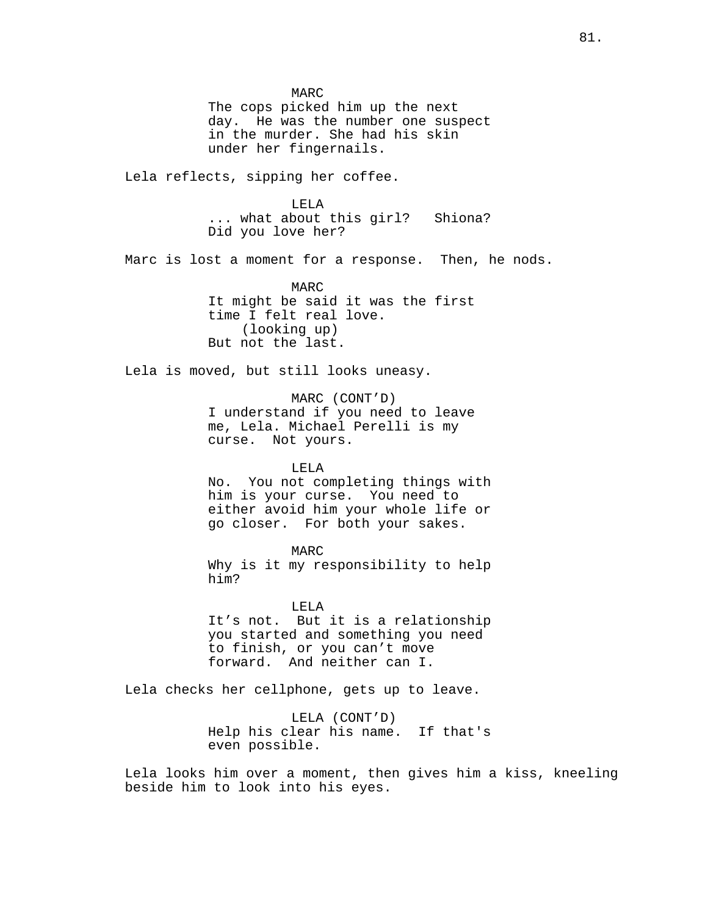MARC
The cops picked him up the next day. He was the number one suspect in the murder. She had his skin under her fingernails.

Lela reflects, sipping her coffee.

LELA
... what about this girl? Shiona? Did you love her?

Marc is lost a moment for a response. Then, he nods.

MARC
It might be said it was the first time I felt real love.
(looking up)
But not the last.

Lela is moved, but still looks uneasy.

MARC (CONT'D)
I understand if you need to leave me, Lela. Michael Perelli is my curse. Not yours.

LELA
No. You not completing things with him is your curse. You need to either avoid him your whole life or go closer. For both your sakes.

MARC
Why is it my responsibility to help him?

LELA
It's not. But it is a relationship you started and something you need to finish, or you can't move forward. And neither can I.

Lela checks her cellphone, gets up to leave.

LELA (CONT'D)
Help his clear his name. If that's even possible.

Lela looks him over a moment, then gives him a kiss, kneeling beside him to look into his eyes.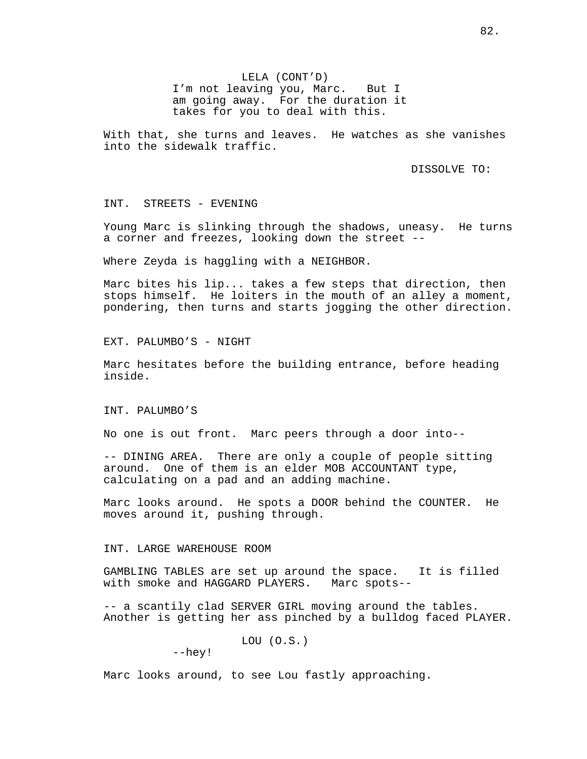LELA (CONT'D)
I'm not leaving you, Marc.   But I am going away.  For the duration it takes for you to deal with this.

With that, she turns and leaves.  He watches as she vanishes into the sidewalk traffic.

DISSOLVE TO:

INT.  STREETS - EVENING

Young Marc is slinking through the shadows, uneasy.  He turns a corner and freezes, looking down the street --

Where Zeyda is haggling with a NEIGHBOR.

Marc bites his lip... takes a few steps that direction, then stops himself.  He loiters in the mouth of an alley a moment, pondering, then turns and starts jogging the other direction.

EXT. PALUMBO'S - NIGHT

Marc hesitates before the building entrance, before heading inside.

INT. PALUMBO'S

No one is out front.  Marc peers through a door into--

-- DINING AREA.  There are only a couple of people sitting around.  One of them is an elder MOB ACCOUNTANT type, calculating on a pad and an adding machine.

Marc looks around.  He spots a DOOR behind the COUNTER.  He moves around it, pushing through.

INT. LARGE WAREHOUSE ROOM

GAMBLING TABLES are set up around the space.   It is filled with smoke and HAGGARD PLAYERS.   Marc spots--

-- a scantily clad SERVER GIRL moving around the tables. Another is getting her ass pinched by a bulldog faced PLAYER.

LOU (O.S.)
--hey!

Marc looks around, to see Lou fastly approaching.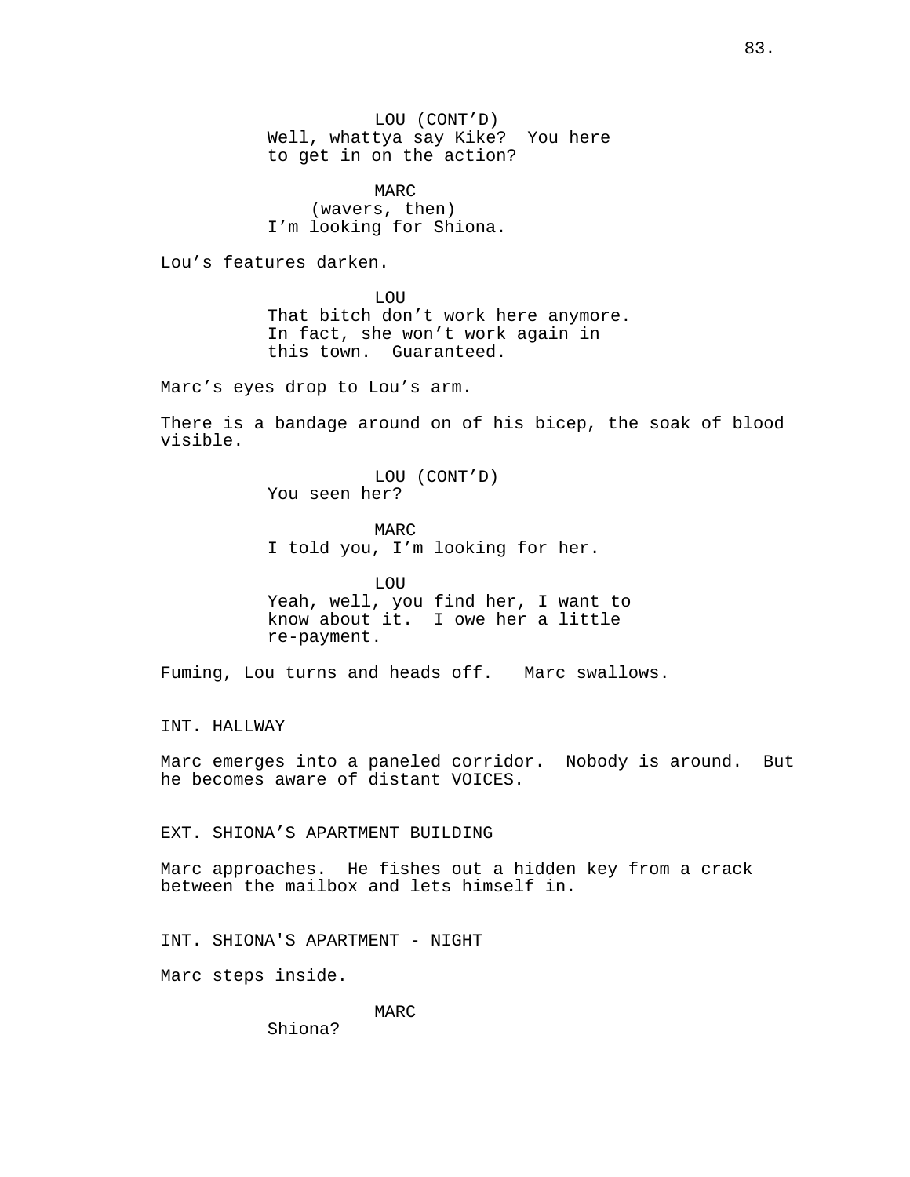LOU (CONT'D)
Well, whattya say Kike? You here to get in on the action?

MARC
(wavers, then)
I'm looking for Shiona.

Lou's features darken.

LOU
That bitch don't work here anymore. In fact, she won't work again in this town. Guaranteed.

Marc's eyes drop to Lou's arm.

There is a bandage around on of his bicep, the soak of blood visible.

LOU (CONT'D)
You seen her?

MARC
I told you, I'm looking for her.

LOU
Yeah, well, you find her, I want to know about it. I owe her a little re-payment.

Fuming, Lou turns and heads off. Marc swallows.

INT. HALLWAY

Marc emerges into a paneled corridor. Nobody is around. But he becomes aware of distant VOICES.

EXT. SHIONA'S APARTMENT BUILDING

Marc approaches. He fishes out a hidden key from a crack between the mailbox and lets himself in.

INT. SHIONA'S APARTMENT - NIGHT

Marc steps inside.

MARC
Shiona?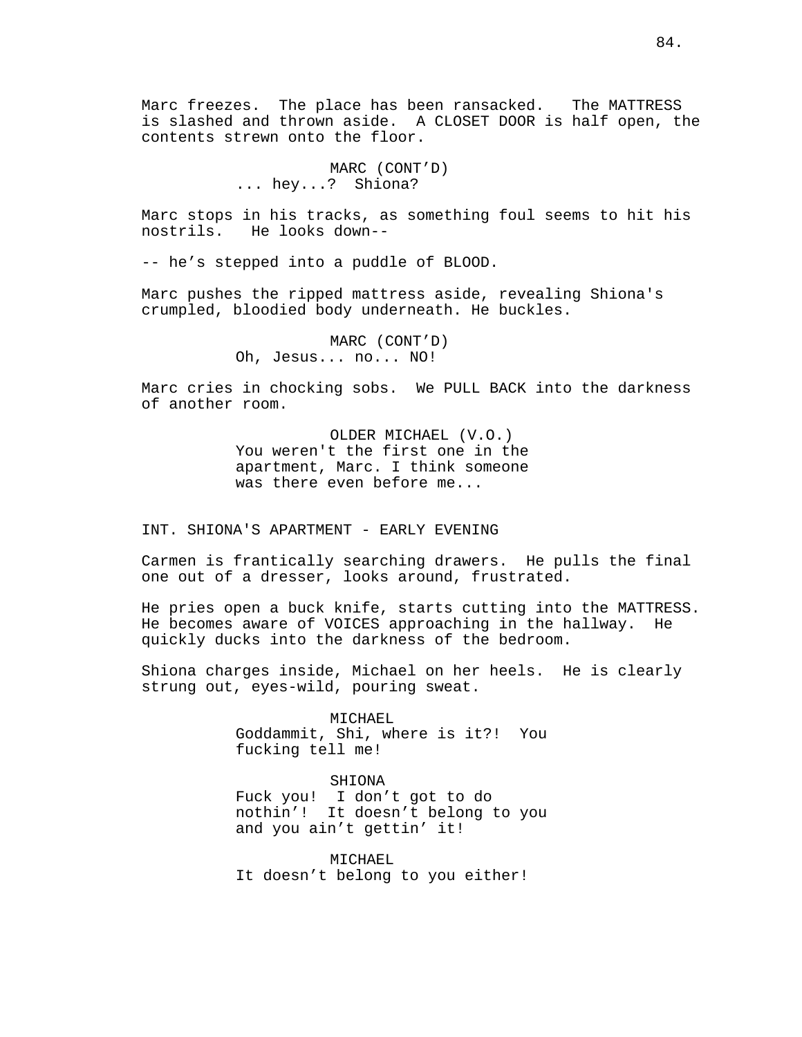Marc freezes. The place has been ransacked. The MATTRESS is slashed and thrown aside. A CLOSET DOOR is half open, the contents strewn onto the floor.

MARC (CONT'D)
... hey...? Shiona?

Marc stops in his tracks, as something foul seems to hit his nostrils. He looks down--

-- he's stepped into a puddle of BLOOD.

Marc pushes the ripped mattress aside, revealing Shiona's crumpled, bloodied body underneath. He buckles.

MARC (CONT'D)
Oh, Jesus... no... NO!

Marc cries in chocking sobs. We PULL BACK into the darkness of another room.

OLDER MICHAEL (V.O.)
You weren't the first one in the apartment, Marc. I think someone was there even before me...

INT. SHIONA'S APARTMENT - EARLY EVENING

Carmen is frantically searching drawers. He pulls the final one out of a dresser, looks around, frustrated.

He pries open a buck knife, starts cutting into the MATTRESS. He becomes aware of VOICES approaching in the hallway. He quickly ducks into the darkness of the bedroom.

Shiona charges inside, Michael on her heels. He is clearly strung out, eyes-wild, pouring sweat.

MICHAEL
Goddammit, Shi, where is it?! You fucking tell me!

SHIONA
Fuck you! I don't got to do nothin'! It doesn't belong to you and you ain't gettin' it!

MICHAEL
It doesn't belong to you either!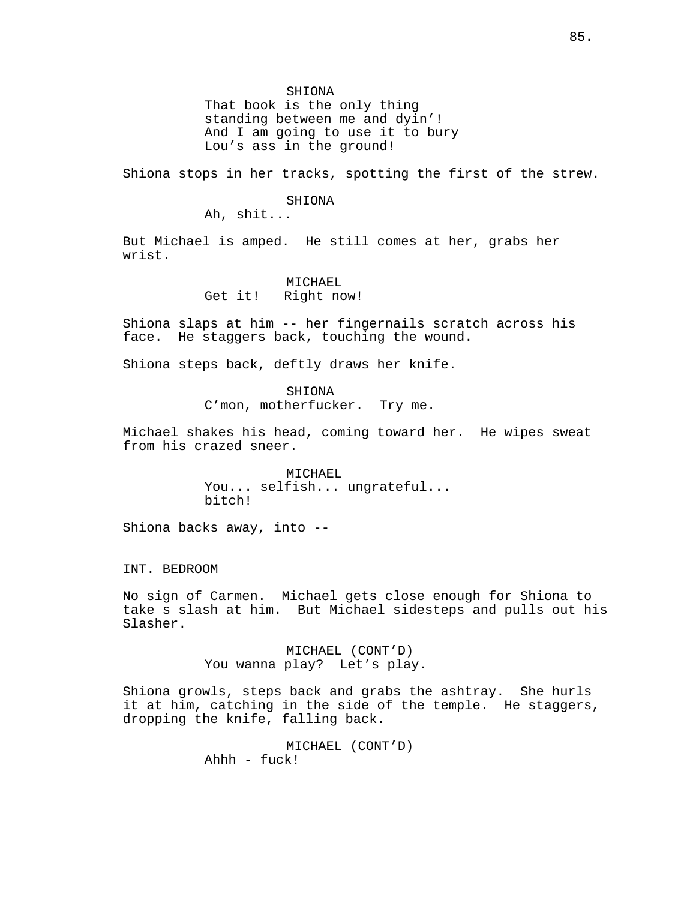SHIONA
That book is the only thing standing between me and dyin'! And I am going to use it to bury Lou's ass in the ground!

Shiona stops in her tracks, spotting the first of the strew.

SHIONA
Ah, shit...

But Michael is amped. He still comes at her, grabs her wrist.

MICHAEL
Get it! Right now!

Shiona slaps at him -- her fingernails scratch across his face. He staggers back, touching the wound.

Shiona steps back, deftly draws her knife.

SHIONA
C'mon, motherfucker. Try me.

Michael shakes his head, coming toward her. He wipes sweat from his crazed sneer.

MICHAEL
You... selfish... ungrateful... bitch!

Shiona backs away, into --

INT. BEDROOM

No sign of Carmen. Michael gets close enough for Shiona to take s slash at him. But Michael sidesteps and pulls out his Slasher.

MICHAEL (CONT'D)
You wanna play? Let's play.

Shiona growls, steps back and grabs the ashtray. She hurls it at him, catching in the side of the temple. He staggers, dropping the knife, falling back.

MICHAEL (CONT'D)
Ahhh - fuck!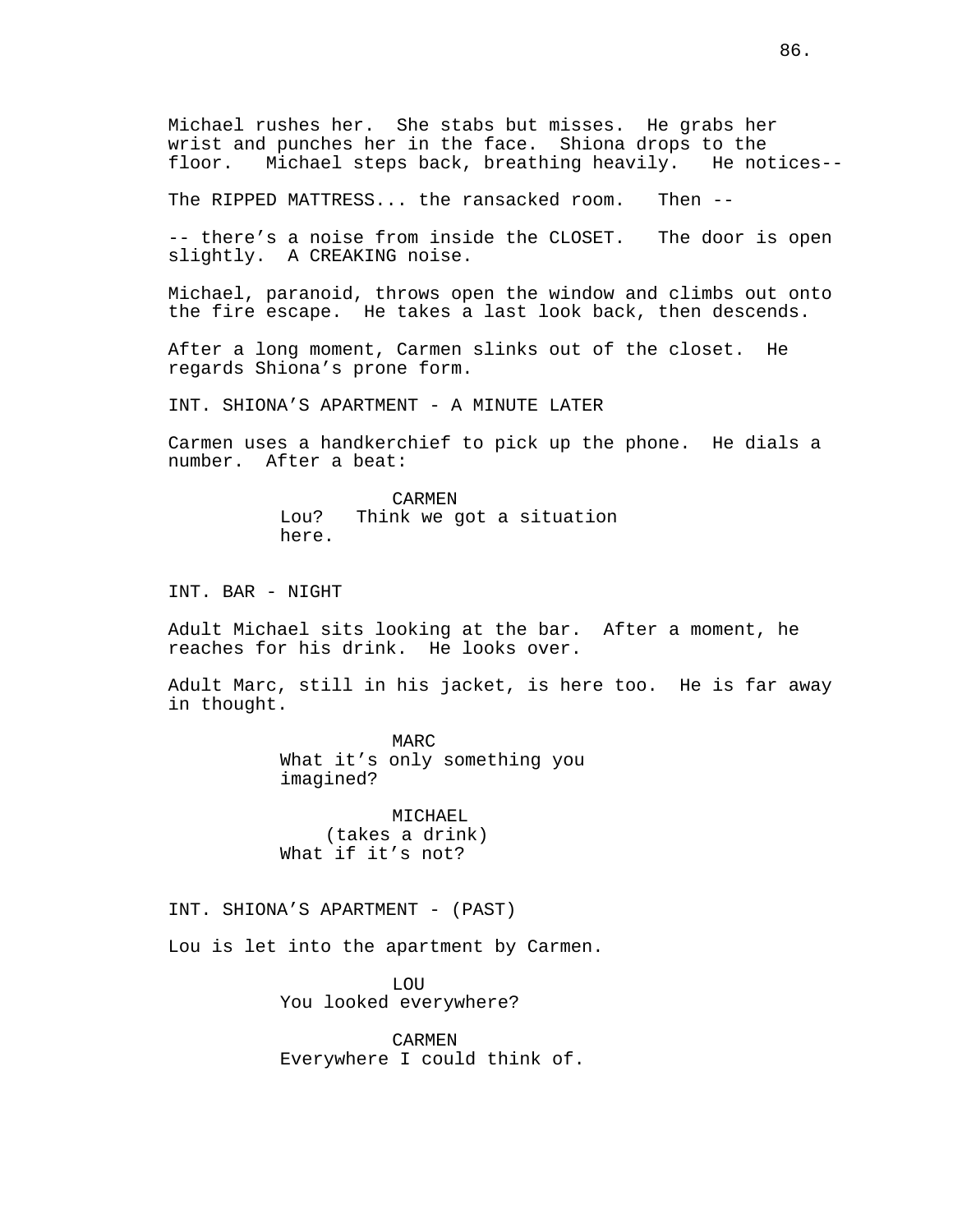Michael rushes her. She stabs but misses. He grabs her wrist and punches her in the face. Shiona drops to the floor. Michael steps back, breathing heavily. He notices--

The RIPPED MATTRESS... the ransacked room. Then --

-- there's a noise from inside the CLOSET. The door is open slightly. A CREAKING noise.

Michael, paranoid, throws open the window and climbs out onto the fire escape. He takes a last look back, then descends.

After a long moment, Carmen slinks out of the closet. He regards Shiona's prone form.

INT. SHIONA'S APARTMENT - A MINUTE LATER

Carmen uses a handkerchief to pick up the phone. He dials a number. After a beat:

CARMEN
Lou? Think we got a situation here.

INT. BAR - NIGHT

Adult Michael sits looking at the bar. After a moment, he reaches for his drink. He looks over.

Adult Marc, still in his jacket, is here too. He is far away in thought.

MARC
What it's only something you imagined?

MICHAEL
(takes a drink)
What if it's not?

INT. SHIONA'S APARTMENT - (PAST)

Lou is let into the apartment by Carmen.

LOU
You looked everywhere?

CARMEN
Everywhere I could think of.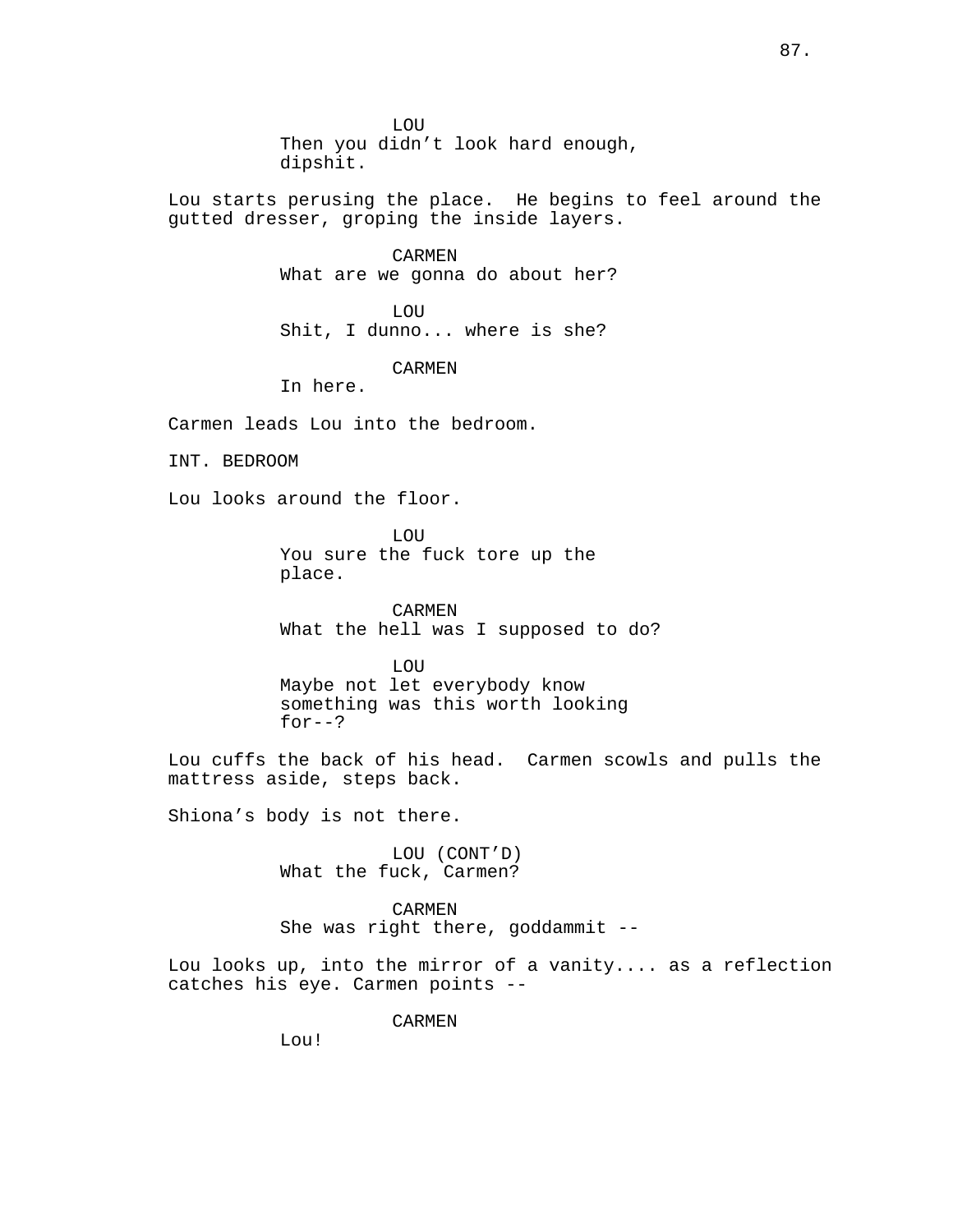LOU
Then you didn't look hard enough, dipshit.

Lou starts perusing the place. He begins to feel around the gutted dresser, groping the inside layers.

CARMEN
What are we gonna do about her?

LOU
Shit, I dunno... where is she?

CARMEN
In here.

Carmen leads Lou into the bedroom.

INT. BEDROOM

Lou looks around the floor.

LOU
You sure the fuck tore up the place.

CARMEN
What the hell was I supposed to do?

LOU
Maybe not let everybody know something was this worth looking for--?

Lou cuffs the back of his head. Carmen scowls and pulls the mattress aside, steps back.

Shiona's body is not there.

LOU (CONT'D)
What the fuck, Carmen?

CARMEN
She was right there, goddammit --

Lou looks up, into the mirror of a vanity.... as a reflection catches his eye. Carmen points --

CARMEN
Lou!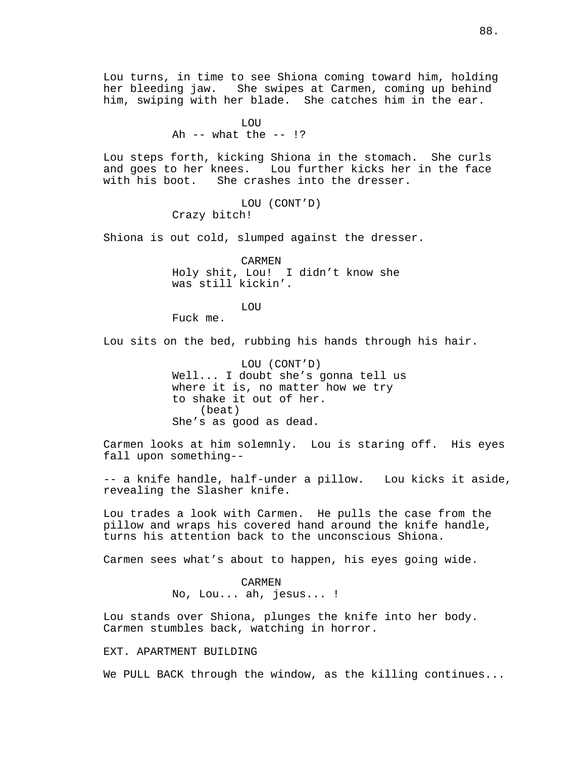Lou turns, in time to see Shiona coming toward him, holding her bleeding jaw. She swipes at Carmen, coming up behind him, swiping with her blade. She catches him in the ear.

LOU
Ah -- what the -- !?

Lou steps forth, kicking Shiona in the stomach. She curls and goes to her knees. Lou further kicks her in the face with his boot. She crashes into the dresser.

LOU (CONT'D)
Crazy bitch!

Shiona is out cold, slumped against the dresser.

CARMEN
Holy shit, Lou! I didn't know she was still kickin'.

LOU
Fuck me.

Lou sits on the bed, rubbing his hands through his hair.

LOU (CONT'D)
Well... I doubt she's gonna tell us where it is, no matter how we try to shake it out of her.
(beat)
She's as good as dead.

Carmen looks at him solemnly. Lou is staring off. His eyes fall upon something--

-- a knife handle, half-under a pillow. Lou kicks it aside, revealing the Slasher knife.

Lou trades a look with Carmen. He pulls the case from the pillow and wraps his covered hand around the knife handle, turns his attention back to the unconscious Shiona.

Carmen sees what's about to happen, his eyes going wide.

CARMEN
No, Lou... ah, jesus... !

Lou stands over Shiona, plunges the knife into her body. Carmen stumbles back, watching in horror.

EXT. APARTMENT BUILDING

We PULL BACK through the window, as the killing continues...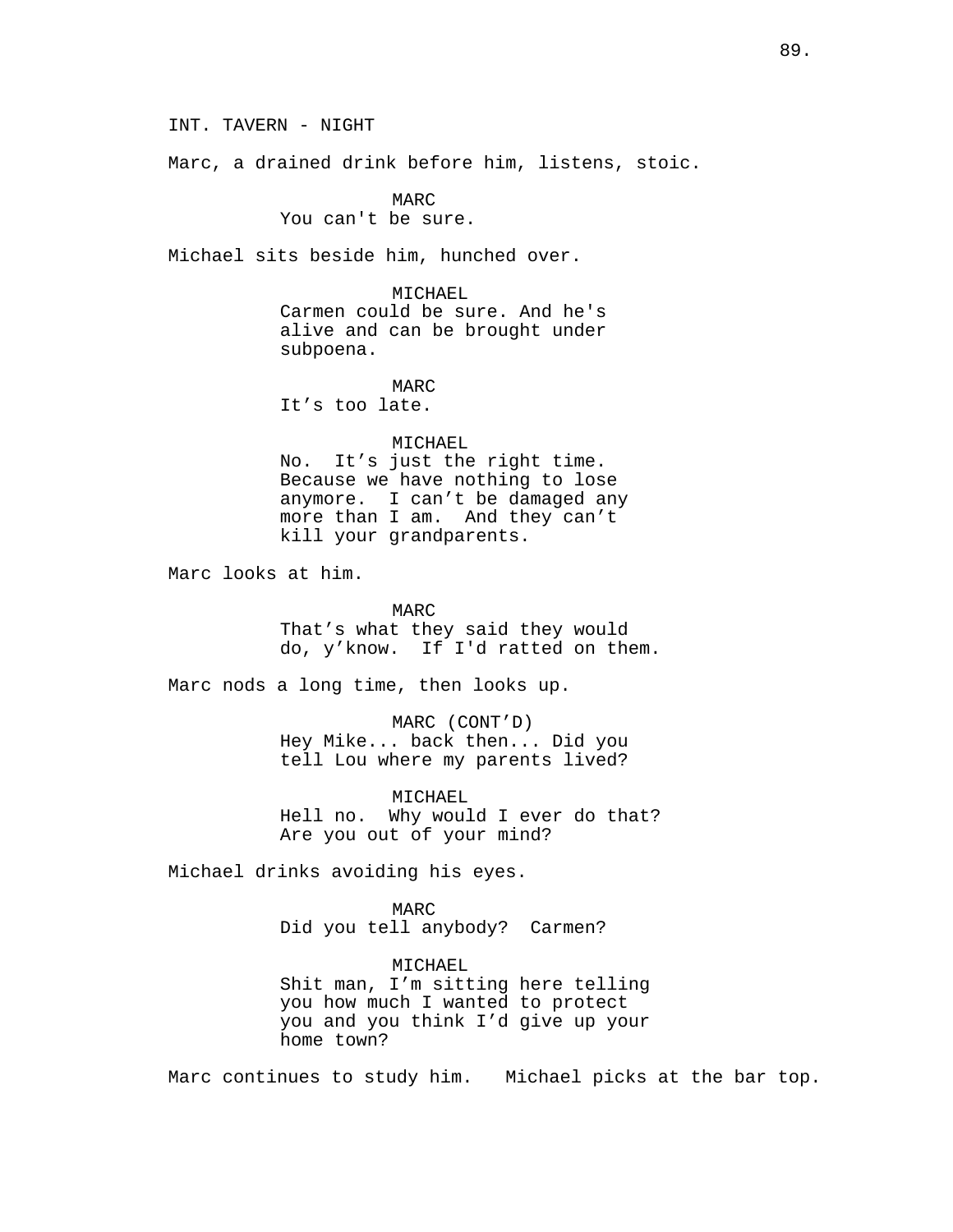INT. TAVERN - NIGHT

Marc, a drained drink before him, listens, stoic.

MARC
You can't be sure.

Michael sits beside him, hunched over.

MICHAEL
Carmen could be sure. And he's alive and can be brought under subpoena.

MARC
It’s too late.

MICHAEL
No.  It’s just the right time. Because we have nothing to lose anymore.  I can’t be damaged any more than I am.  And they can’t kill your grandparents.

Marc looks at him.

MARC
That’s what they said they would do, y’know.  If I'd ratted on them.

Marc nods a long time, then looks up.

MARC (CONT’D)
Hey Mike... back then... Did you tell Lou where my parents lived?

MICHAEL
Hell no.  Why would I ever do that? Are you out of your mind?

Michael drinks avoiding his eyes.

MARC
Did you tell anybody?  Carmen?

MICHAEL
Shit man, I’m sitting here telling you how much I wanted to protect you and you think I’d give up your home town?

Marc continues to study him.   Michael picks at the bar top.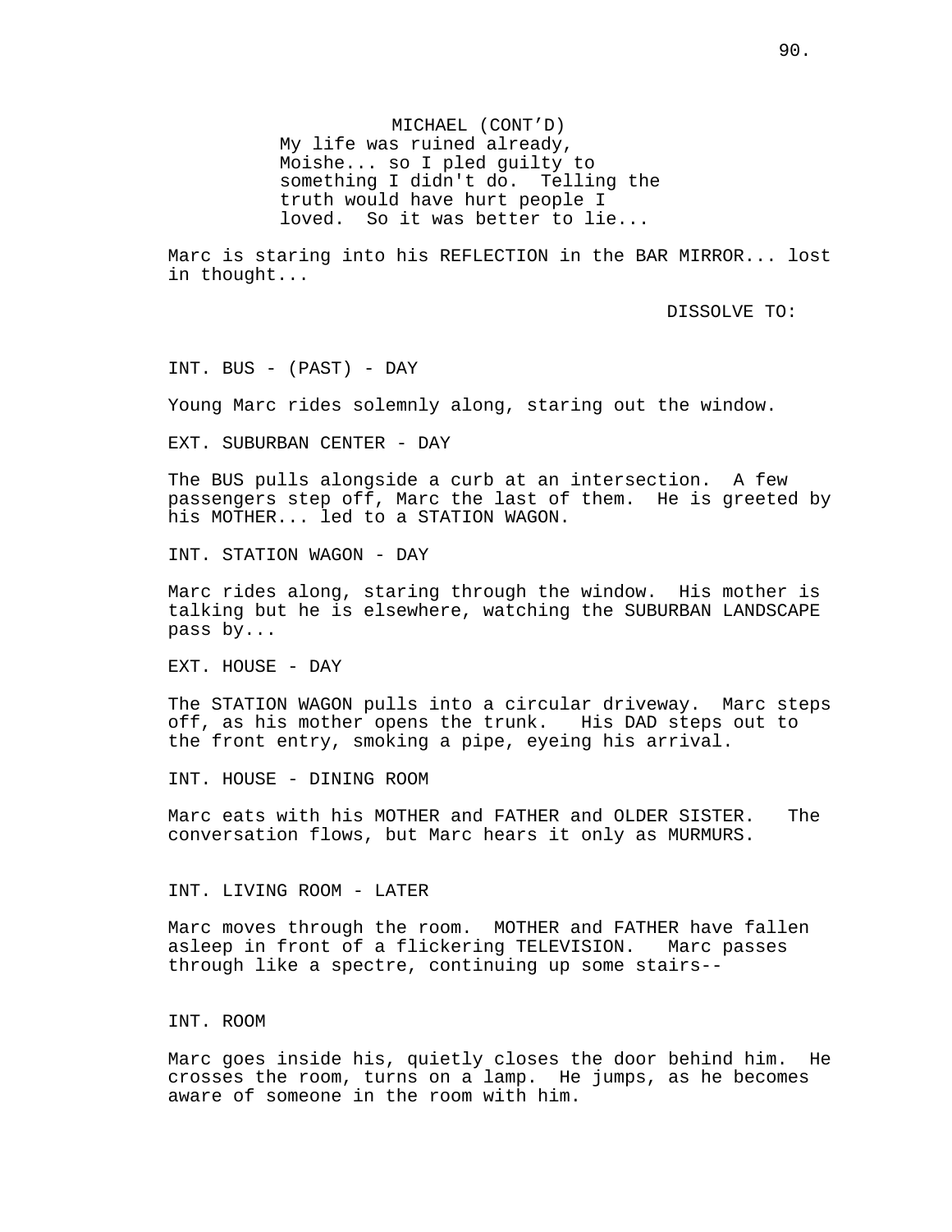MICHAEL (CONT'D)
My life was ruined already, Moishe... so I pled guilty to something I didn't do. Telling the truth would have hurt people I loved. So it was better to lie...

Marc is staring into his REFLECTION in the BAR MIRROR... lost in thought...

DISSOLVE TO:

INT. BUS - (PAST) - DAY

Young Marc rides solemnly along, staring out the window.

EXT. SUBURBAN CENTER - DAY

The BUS pulls alongside a curb at an intersection. A few passengers step off, Marc the last of them. He is greeted by his MOTHER... led to a STATION WAGON.

INT. STATION WAGON - DAY

Marc rides along, staring through the window. His mother is talking but he is elsewhere, watching the SUBURBAN LANDSCAPE pass by...

EXT. HOUSE - DAY

The STATION WAGON pulls into a circular driveway. Marc steps off, as his mother opens the trunk. His DAD steps out to the front entry, smoking a pipe, eyeing his arrival.

INT. HOUSE - DINING ROOM

Marc eats with his MOTHER and FATHER and OLDER SISTER. The conversation flows, but Marc hears it only as MURMURS.

INT. LIVING ROOM - LATER

Marc moves through the room. MOTHER and FATHER have fallen asleep in front of a flickering TELEVISION. Marc passes through like a spectre, continuing up some stairs--

INT. ROOM

Marc goes inside his, quietly closes the door behind him. He crosses the room, turns on a lamp. He jumps, as he becomes aware of someone in the room with him.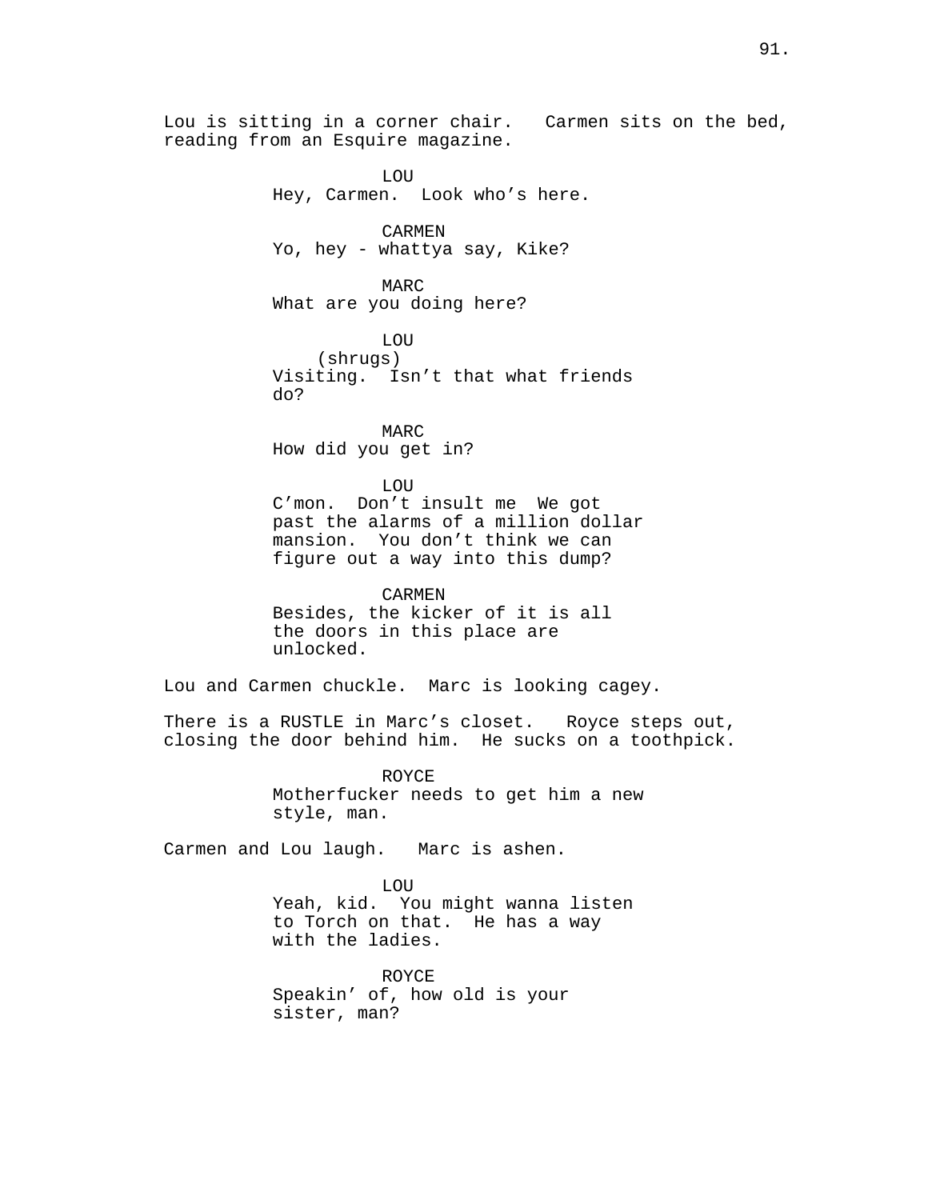Lou is sitting in a corner chair. Carmen sits on the bed, reading from an Esquire magazine.

LOU
Hey, Carmen. Look who's here.

CARMEN
Yo, hey - whattya say, Kike?

MARC
What are you doing here?

LOU
(shrugs)
Visiting. Isn't that what friends do?

MARC
How did you get in?

LOU
C'mon. Don't insult me We got past the alarms of a million dollar mansion. You don't think we can figure out a way into this dump?

CARMEN
Besides, the kicker of it is all the doors in this place are unlocked.

Lou and Carmen chuckle. Marc is looking cagey.

There is a RUSTLE in Marc's closet. Royce steps out, closing the door behind him. He sucks on a toothpick.

ROYCE
Motherfucker needs to get him a new style, man.

Carmen and Lou laugh. Marc is ashen.

LOU
Yeah, kid. You might wanna listen to Torch on that. He has a way with the ladies.

ROYCE
Speakin' of, how old is your sister, man?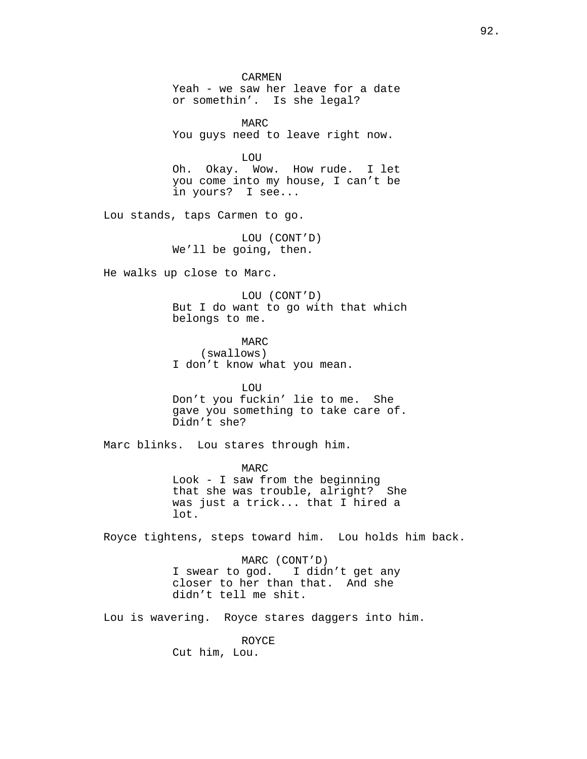CARMEN
Yeah - we saw her leave for a date or somethin'. Is she legal?

MARC
You guys need to leave right now.

LOU
Oh. Okay. Wow. How rude. I let you come into my house, I can't be in yours? I see...

Lou stands, taps Carmen to go.

LOU (CONT'D)
We'll be going, then.

He walks up close to Marc.

LOU (CONT'D)
But I do want to go with that which belongs to me.

MARC
(swallows)
I don't know what you mean.

LOU
Don't you fuckin' lie to me. She gave you something to take care of. Didn't she?

Marc blinks. Lou stares through him.

MARC
Look - I saw from the beginning that she was trouble, alright? She was just a trick... that I hired a lot.

Royce tightens, steps toward him. Lou holds him back.

MARC (CONT'D)
I swear to god. I didn't get any closer to her than that. And she didn't tell me shit.

Lou is wavering. Royce stares daggers into him.

ROYCE
Cut him, Lou.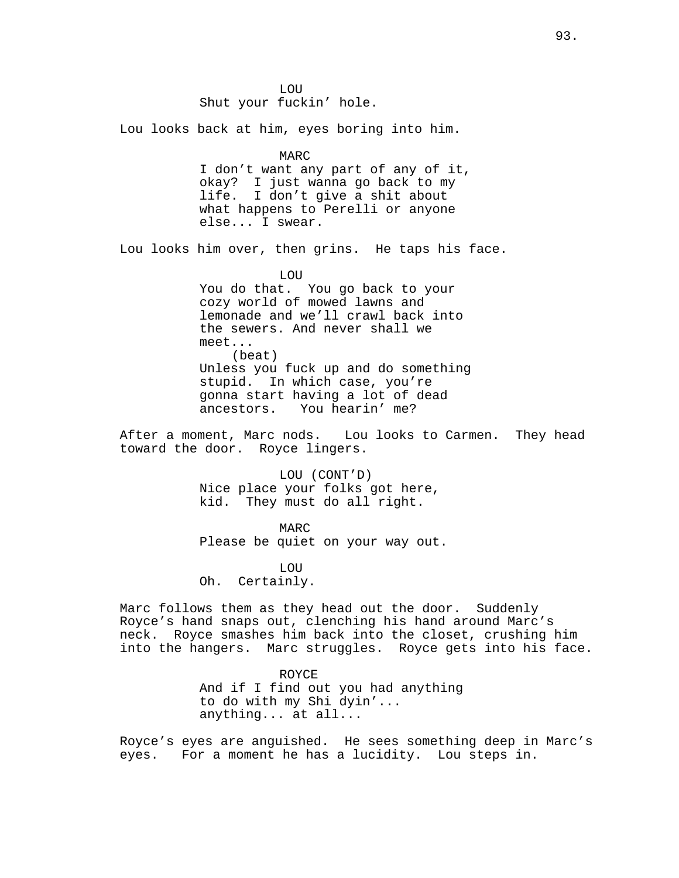LOU
Shut your fuckin' hole.

Lou looks back at him, eyes boring into him.

MARC
I don't want any part of any of it, okay? I just wanna go back to my life. I don't give a shit about what happens to Perelli or anyone else... I swear.

Lou looks him over, then grins. He taps his face.

LOU
You do that. You go back to your cozy world of mowed lawns and lemonade and we'll crawl back into the sewers. And never shall we meet...
(beat)
Unless you fuck up and do something stupid. In which case, you're gonna start having a lot of dead ancestors. You hearin' me?

After a moment, Marc nods. Lou looks to Carmen. They head toward the door. Royce lingers.

LOU (CONT'D)
Nice place your folks got here, kid. They must do all right.

MARC
Please be quiet on your way out.

LOU
Oh. Certainly.

Marc follows them as they head out the door. Suddenly Royce's hand snaps out, clenching his hand around Marc's neck. Royce smashes him back into the closet, crushing him into the hangers. Marc struggles. Royce gets into his face.

ROYCE
And if I find out you had anything to do with my Shi dyin'... anything... at all...

Royce's eyes are anguished. He sees something deep in Marc's eyes. For a moment he has a lucidity. Lou steps in.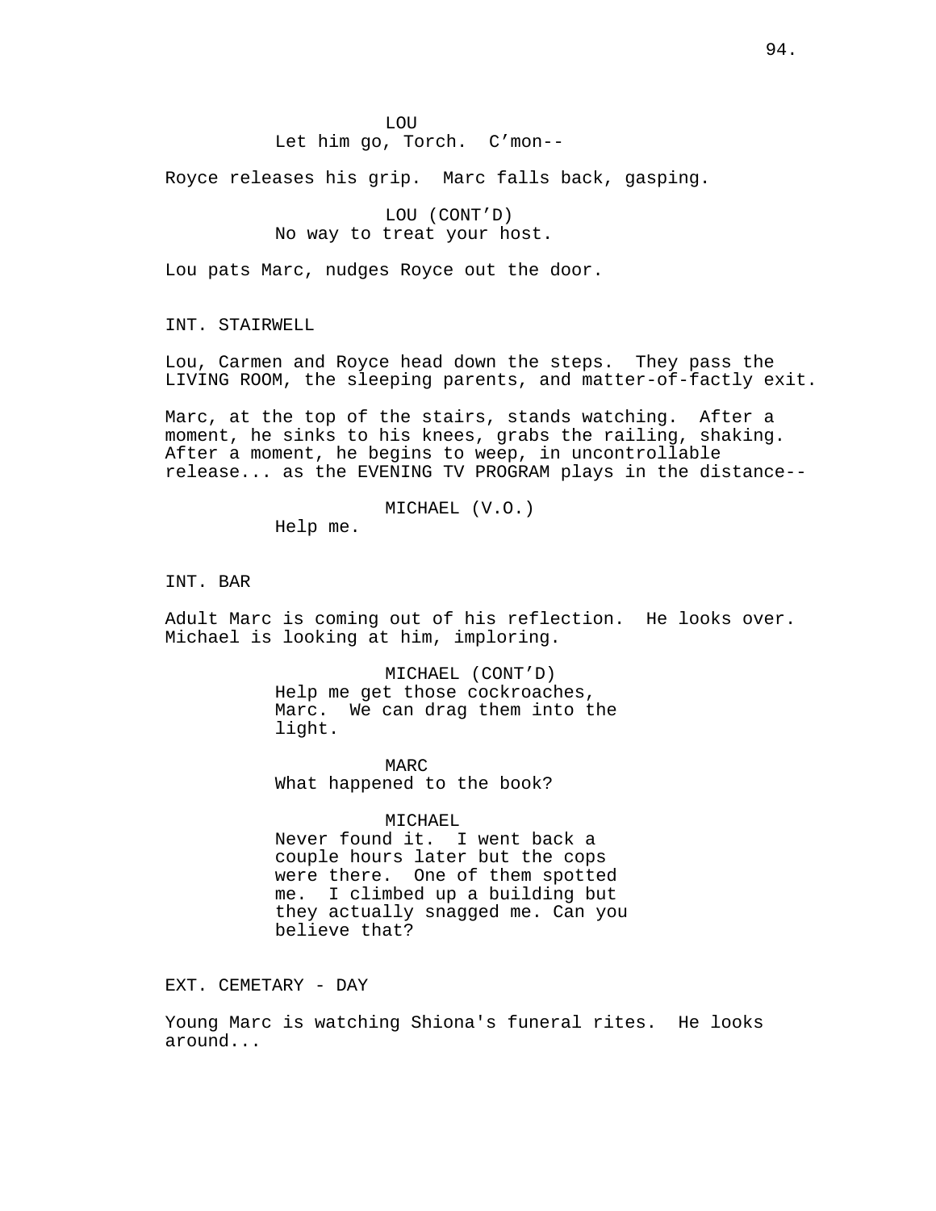LOU
Let him go, Torch.  C'mon--

Royce releases his grip.  Marc falls back, gasping.

LOU (CONT'D)
No way to treat your host.

Lou pats Marc, nudges Royce out the door.

INT. STAIRWELL

Lou, Carmen and Royce head down the steps.  They pass the LIVING ROOM, the sleeping parents, and matter-of-factly exit.

Marc, at the top of the stairs, stands watching.  After a moment, he sinks to his knees, grabs the railing, shaking. After a moment, he begins to weep, in uncontrollable release... as the EVENING TV PROGRAM plays in the distance--

MICHAEL (V.O.)
Help me.

INT. BAR

Adult Marc is coming out of his reflection.  He looks over. Michael is looking at him, imploring.

MICHAEL (CONT'D)
Help me get those cockroaches, Marc.  We can drag them into the light.

MARC
What happened to the book?

MICHAEL
Never found it.  I went back a couple hours later but the cops were there.  One of them spotted me.  I climbed up a building but they actually snagged me. Can you believe that?

EXT. CEMETARY - DAY

Young Marc is watching Shiona's funeral rites.  He looks around...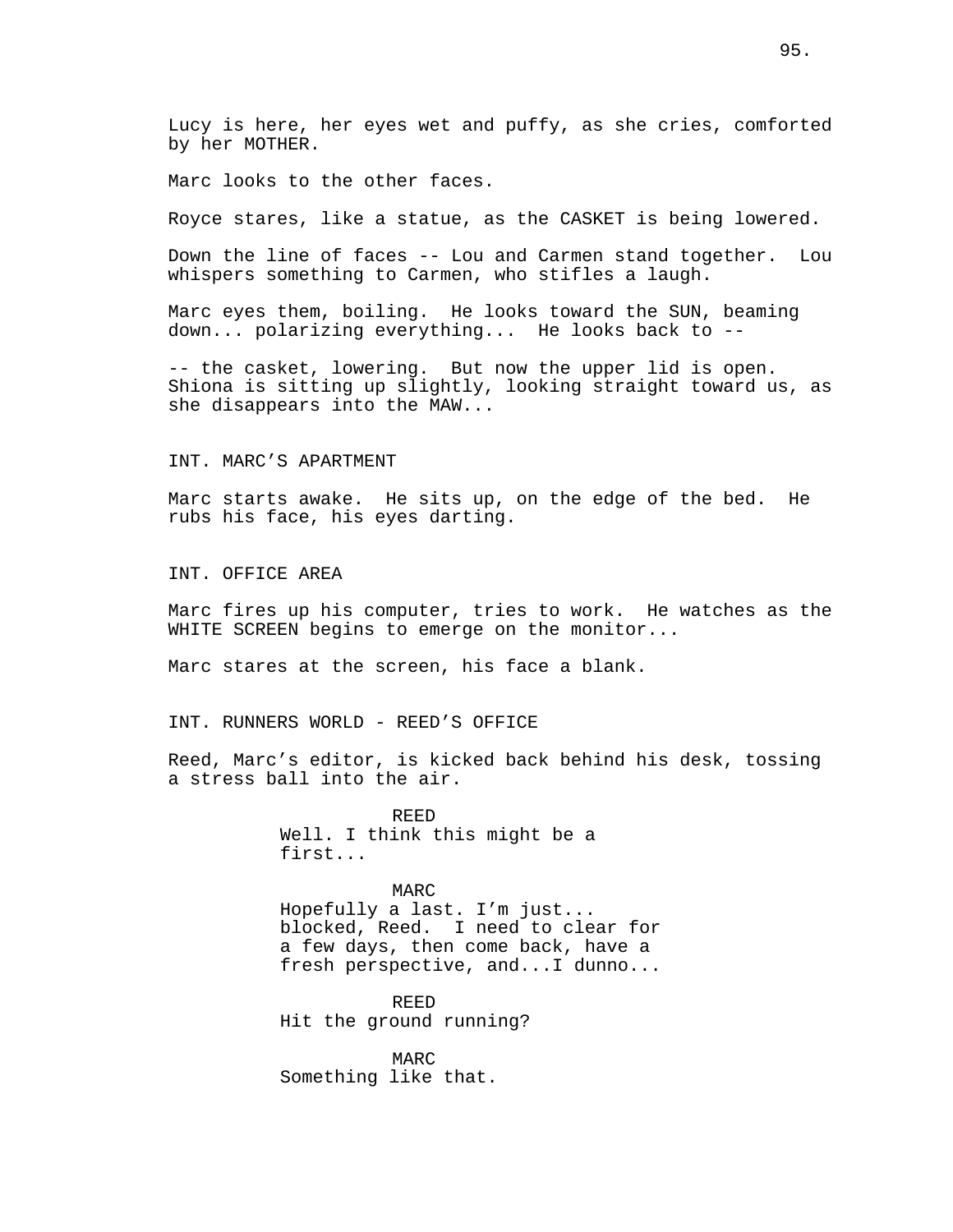Lucy is here, her eyes wet and puffy, as she cries, comforted by her MOTHER.

Marc looks to the other faces.

Royce stares, like a statue, as the CASKET is being lowered.

Down the line of faces -- Lou and Carmen stand together. Lou whispers something to Carmen, who stifles a laugh.

Marc eyes them, boiling. He looks toward the SUN, beaming down... polarizing everything... He looks back to --

-- the casket, lowering. But now the upper lid is open. Shiona is sitting up slightly, looking straight toward us, as she disappears into the MAW...

INT. MARC'S APARTMENT

Marc starts awake. He sits up, on the edge of the bed. He rubs his face, his eyes darting.

INT. OFFICE AREA

Marc fires up his computer, tries to work. He watches as the WHITE SCREEN begins to emerge on the monitor...

Marc stares at the screen, his face a blank.

INT. RUNNERS WORLD - REED'S OFFICE

Reed, Marc's editor, is kicked back behind his desk, tossing a stress ball into the air.

REED
Well. I think this might be a first...

MARC
Hopefully a last. I'm just... blocked, Reed. I need to clear for a few days, then come back, have a fresh perspective, and...I dunno...

REED
Hit the ground running?

MARC
Something like that.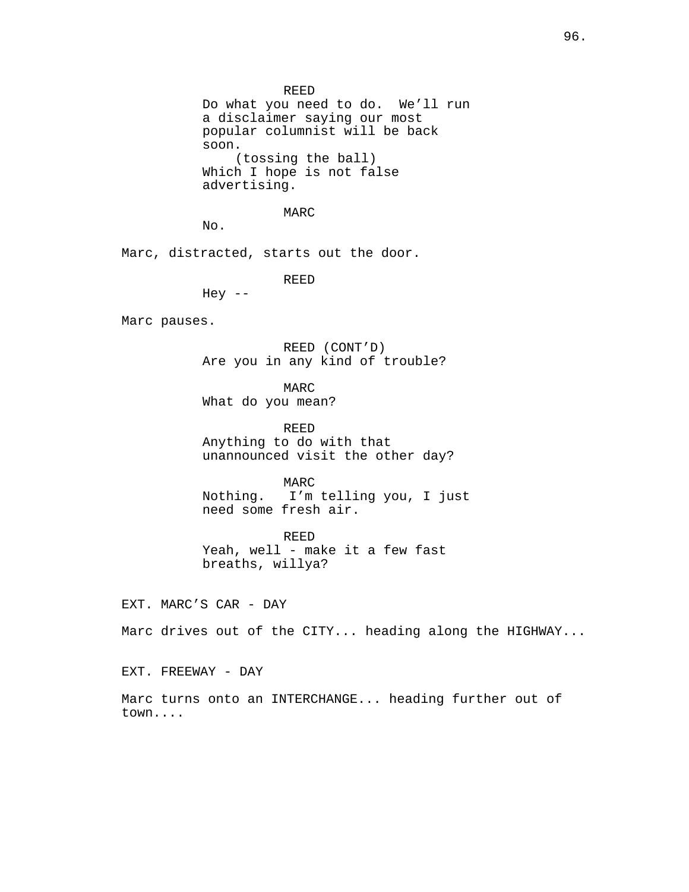REED
Do what you need to do. We'll run a disclaimer saying our most popular columnist will be back soon.
(tossing the ball)
Which I hope is not false advertising.

MARC
No.

Marc, distracted, starts out the door.

REED
Hey --

Marc pauses.

REED (CONT'D)
Are you in any kind of trouble?

MARC
What do you mean?

REED
Anything to do with that unannounced visit the other day?

MARC
Nothing. I'm telling you, I just need some fresh air.

REED
Yeah, well - make it a few fast breaths, willya?

EXT. MARC'S CAR - DAY

Marc drives out of the CITY... heading along the HIGHWAY...

EXT. FREEWAY - DAY

Marc turns onto an INTERCHANGE... heading further out of town....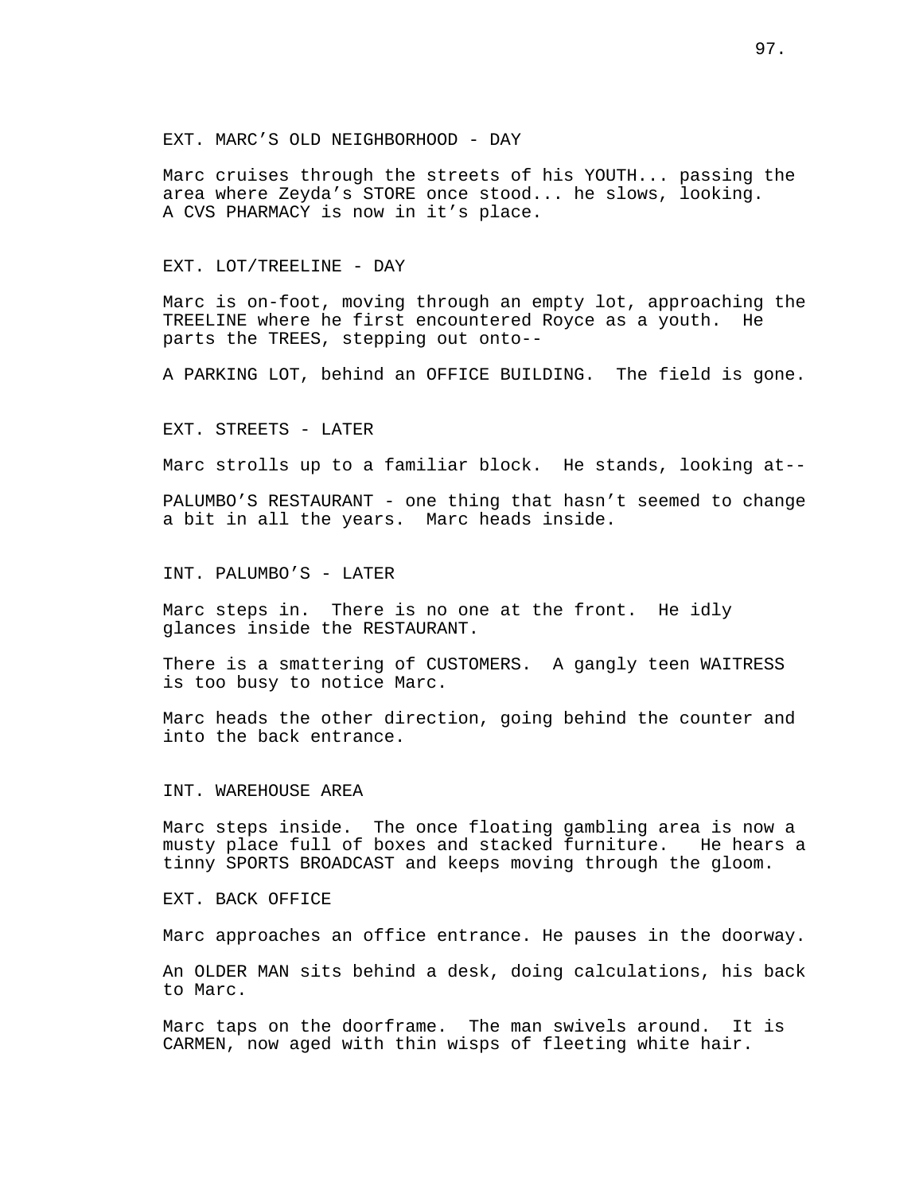EXT. MARC’S OLD NEIGHBORHOOD - DAY

Marc cruises through the streets of his YOUTH... passing the area where Zeyda’s STORE once stood... he slows, looking. A CVS PHARMACY is now in it’s place.

EXT. LOT/TREELINE - DAY

Marc is on-foot, moving through an empty lot, approaching the TREELINE where he first encountered Royce as a youth. He parts the TREES, stepping out onto--

A PARKING LOT, behind an OFFICE BUILDING. The field is gone.

EXT. STREETS - LATER

Marc strolls up to a familiar block. He stands, looking at--

PALUMBO’S RESTAURANT - one thing that hasn’t seemed to change a bit in all the years. Marc heads inside.

INT. PALUMBO’S - LATER

Marc steps in. There is no one at the front. He idly glances inside the RESTAURANT.

There is a smattering of CUSTOMERS. A gangly teen WAITRESS is too busy to notice Marc.

Marc heads the other direction, going behind the counter and into the back entrance.

INT. WAREHOUSE AREA

Marc steps inside. The once floating gambling area is now a musty place full of boxes and stacked furniture. He hears a tinny SPORTS BROADCAST and keeps moving through the gloom.

EXT. BACK OFFICE

Marc approaches an office entrance. He pauses in the doorway.

An OLDER MAN sits behind a desk, doing calculations, his back to Marc.

Marc taps on the doorframe. The man swivels around. It is CARMEN, now aged with thin wisps of fleeting white hair.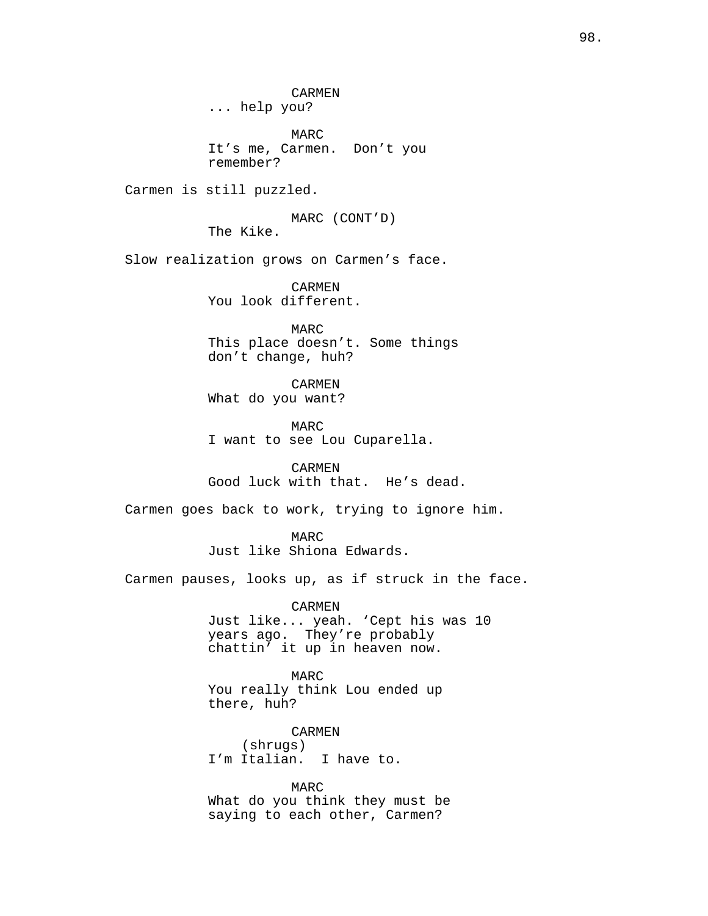CARMEN
... help you?

MARC
It's me, Carmen. Don't you remember?

Carmen is still puzzled.

MARC (CONT'D)
The Kike.

Slow realization grows on Carmen's face.

CARMEN
You look different.

MARC
This place doesn't. Some things don't change, huh?

CARMEN
What do you want?

MARC
I want to see Lou Cuparella.

CARMEN
Good luck with that. He's dead.

Carmen goes back to work, trying to ignore him.

MARC
Just like Shiona Edwards.

Carmen pauses, looks up, as if struck in the face.

CARMEN
Just like... yeah. 'Cept his was 10 years ago. They're probably chattin' it up in heaven now.

MARC
You really think Lou ended up there, huh?

CARMEN
(shrugs)
I'm Italian. I have to.

MARC
What do you think they must be saying to each other, Carmen?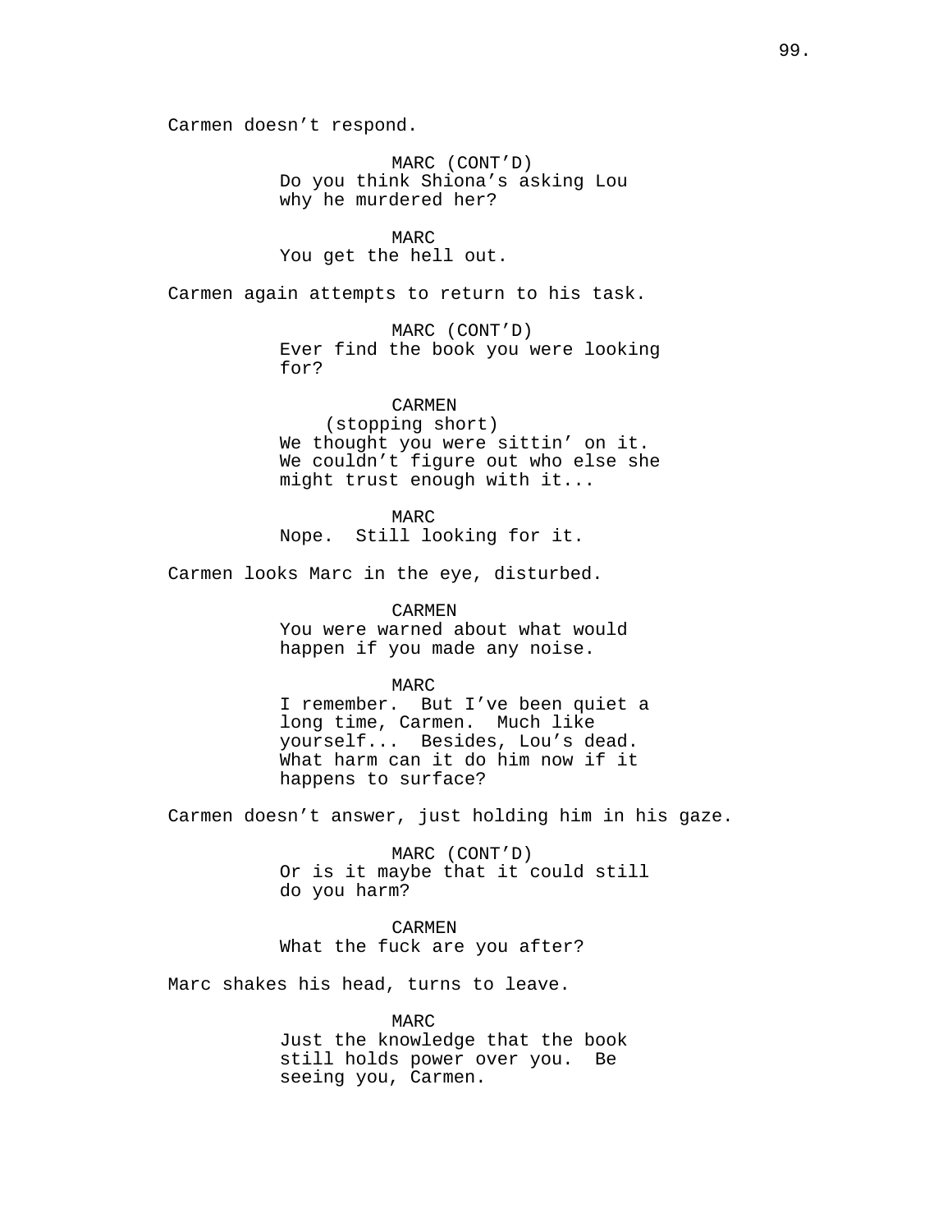Carmen doesn’t respond.

MARC (CONT’D)
Do you think Shiona’s asking Lou why he murdered her?

MARC
You get the hell out.

Carmen again attempts to return to his task.

MARC (CONT’D)
Ever find the book you were looking for?

CARMEN
(stopping short)
We thought you were sittin’ on it. We couldn’t figure out who else she might trust enough with it...

MARC
Nope.  Still looking for it.

Carmen looks Marc in the eye, disturbed.

CARMEN
You were warned about what would happen if you made any noise.

MARC
I remember.  But I’ve been quiet a long time, Carmen.  Much like yourself...  Besides, Lou’s dead. What harm can it do him now if it happens to surface?

Carmen doesn’t answer, just holding him in his gaze.

MARC (CONT’D)
Or is it maybe that it could still do you harm?

CARMEN
What the fuck are you after?

Marc shakes his head, turns to leave.

MARC
Just the knowledge that the book still holds power over you.  Be seeing you, Carmen.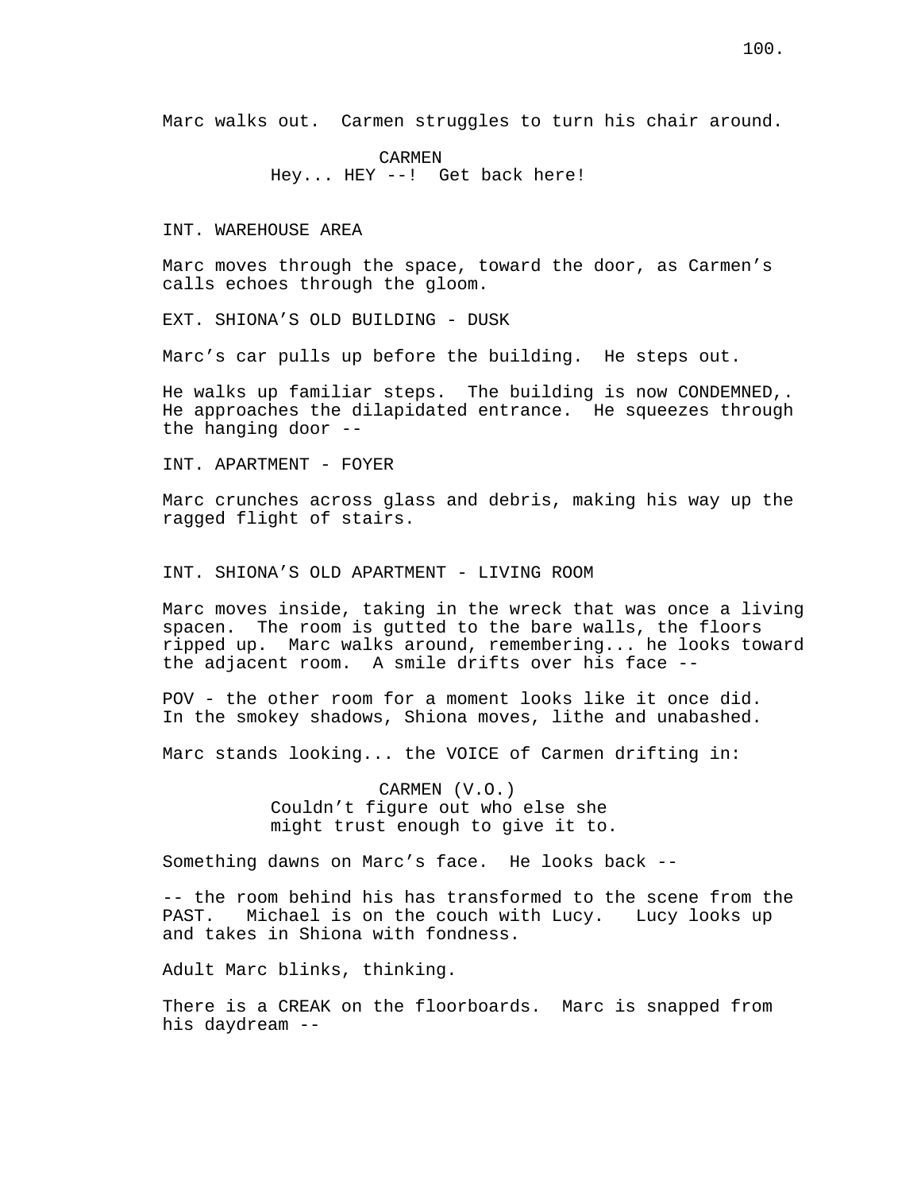Marc walks out. Carmen struggles to turn his chair around.

CARMEN
Hey... HEY --! Get back here!

INT. WAREHOUSE AREA

Marc moves through the space, toward the door, as Carmen's calls echoes through the gloom.

EXT. SHIONA'S OLD BUILDING - DUSK

Marc's car pulls up before the building. He steps out.

He walks up familiar steps. The building is now CONDEMNED,. He approaches the dilapidated entrance. He squeezes through the hanging door --

INT. APARTMENT - FOYER

Marc crunches across glass and debris, making his way up the ragged flight of stairs.

INT. SHIONA'S OLD APARTMENT - LIVING ROOM

Marc moves inside, taking in the wreck that was once a living spacen. The room is gutted to the bare walls, the floors ripped up. Marc walks around, remembering... he looks toward the adjacent room. A smile drifts over his face --

POV - the other room for a moment looks like it once did. In the smokey shadows, Shiona moves, lithe and unabashed.

Marc stands looking... the VOICE of Carmen drifting in:

CARMEN (V.O.)
Couldn't figure out who else she might trust enough to give it to.

Something dawns on Marc's face. He looks back --

-- the room behind his has transformed to the scene from the PAST. Michael is on the couch with Lucy. Lucy looks up and takes in Shiona with fondness.

Adult Marc blinks, thinking.

There is a CREAK on the floorboards. Marc is snapped from his daydream --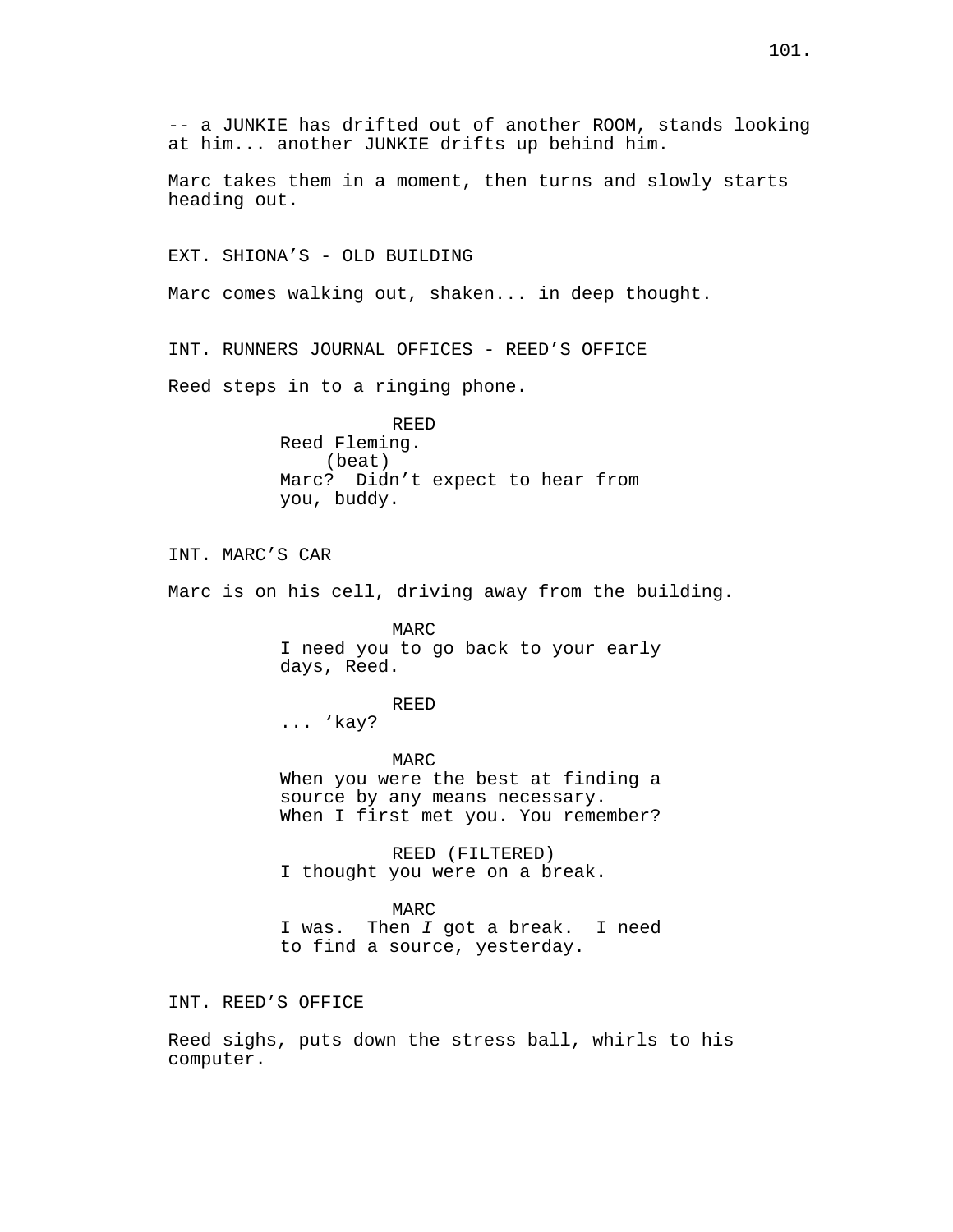-- a JUNKIE has drifted out of another ROOM, stands looking at him... another JUNKIE drifts up behind him.

Marc takes them in a moment, then turns and slowly starts heading out.

EXT. SHIONA'S - OLD BUILDING

Marc comes walking out, shaken... in deep thought.

INT. RUNNERS JOURNAL OFFICES - REED'S OFFICE

Reed steps in to a ringing phone.

REED
Reed Fleming.
(beat)
Marc? Didn't expect to hear from you, buddy.

INT. MARC'S CAR

Marc is on his cell, driving away from the building.

MARC
I need you to go back to your early days, Reed.

REED
... 'kay?

MARC
When you were the best at finding a source by any means necessary. When I first met you. You remember?

REED (FILTERED)
I thought you were on a break.

MARC
I was. Then *I* got a break. I need to find a source, yesterday.

INT. REED'S OFFICE

Reed sighs, puts down the stress ball, whirls to his computer.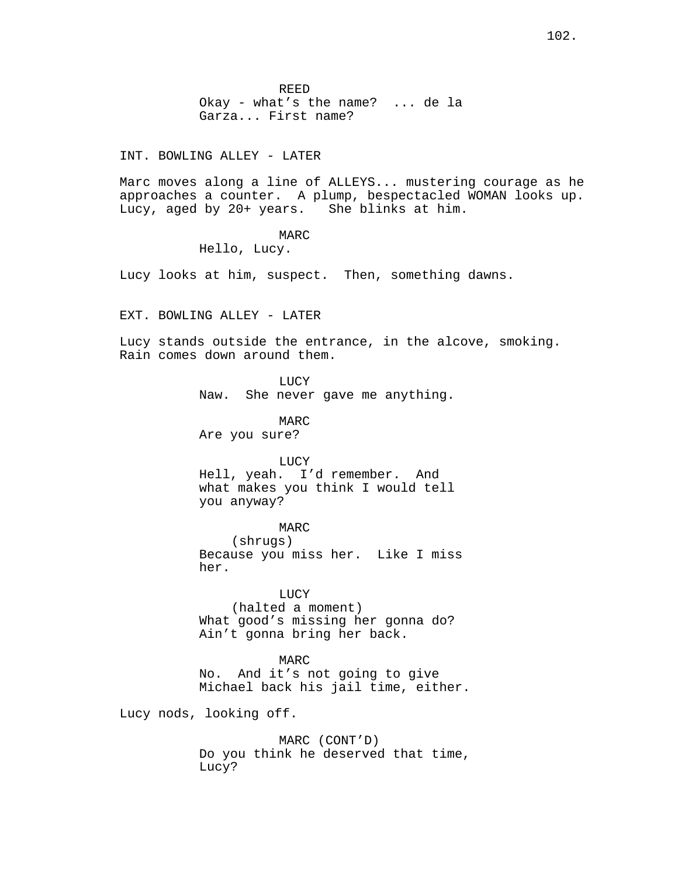REED
Okay - what's the name? ... de la Garza... First name?

INT. BOWLING ALLEY - LATER

Marc moves along a line of ALLEYS... mustering courage as he approaches a counter. A plump, bespectacled WOMAN looks up. Lucy, aged by 20+ years. She blinks at him.

MARC
Hello, Lucy.

Lucy looks at him, suspect. Then, something dawns.

EXT. BOWLING ALLEY - LATER

Lucy stands outside the entrance, in the alcove, smoking. Rain comes down around them.

LUCY
Naw. She never gave me anything.

MARC
Are you sure?

LUCY
Hell, yeah. I'd remember. And what makes you think I would tell you anyway?

MARC
(shrugs)
Because you miss her. Like I miss her.

LUCY
(halted a moment)
What good's missing her gonna do? Ain't gonna bring her back.

MARC
No. And it's not going to give Michael back his jail time, either.

Lucy nods, looking off.

MARC (CONT'D)
Do you think he deserved that time, Lucy?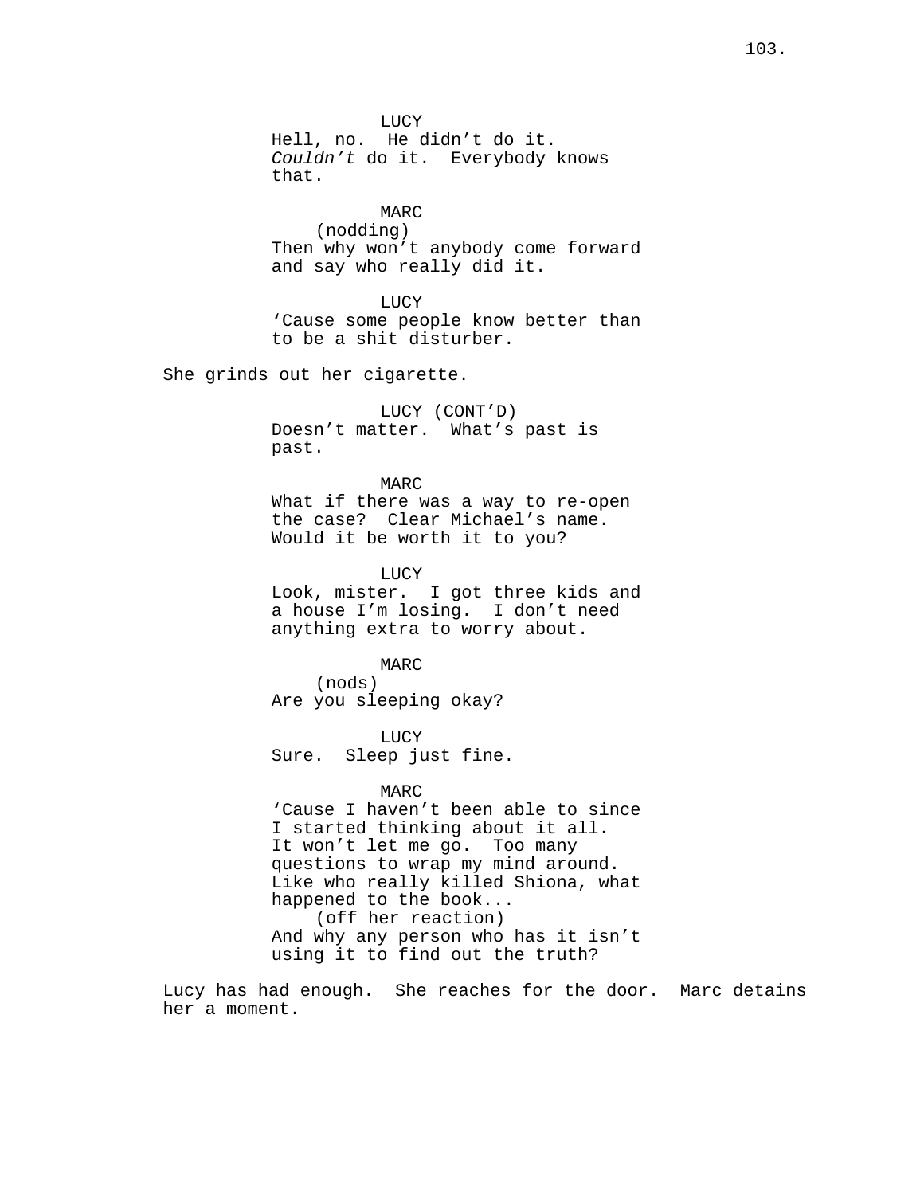LUCY
Hell, no. He didn't do it. *Couldn't* do it. Everybody knows that.

MARC
(nodding)
Then why won't anybody come forward and say who really did it.

LUCY
'Cause some people know better than to be a shit disturber.

She grinds out her cigarette.

LUCY (CONT'D)
Doesn't matter. What's past is past.

MARC
What if there was a way to re-open the case? Clear Michael's name. Would it be worth it to you?

LUCY
Look, mister. I got three kids and a house I'm losing. I don't need anything extra to worry about.

MARC
(nods)
Are you sleeping okay?

LUCY
Sure. Sleep just fine.

MARC
'Cause I haven't been able to since I started thinking about it all. It won't let me go. Too many questions to wrap my mind around. Like who really killed Shiona, what happened to the book...
(off her reaction)
And why any person who has it isn't using it to find out the truth?

Lucy has had enough. She reaches for the door. Marc detains her a moment.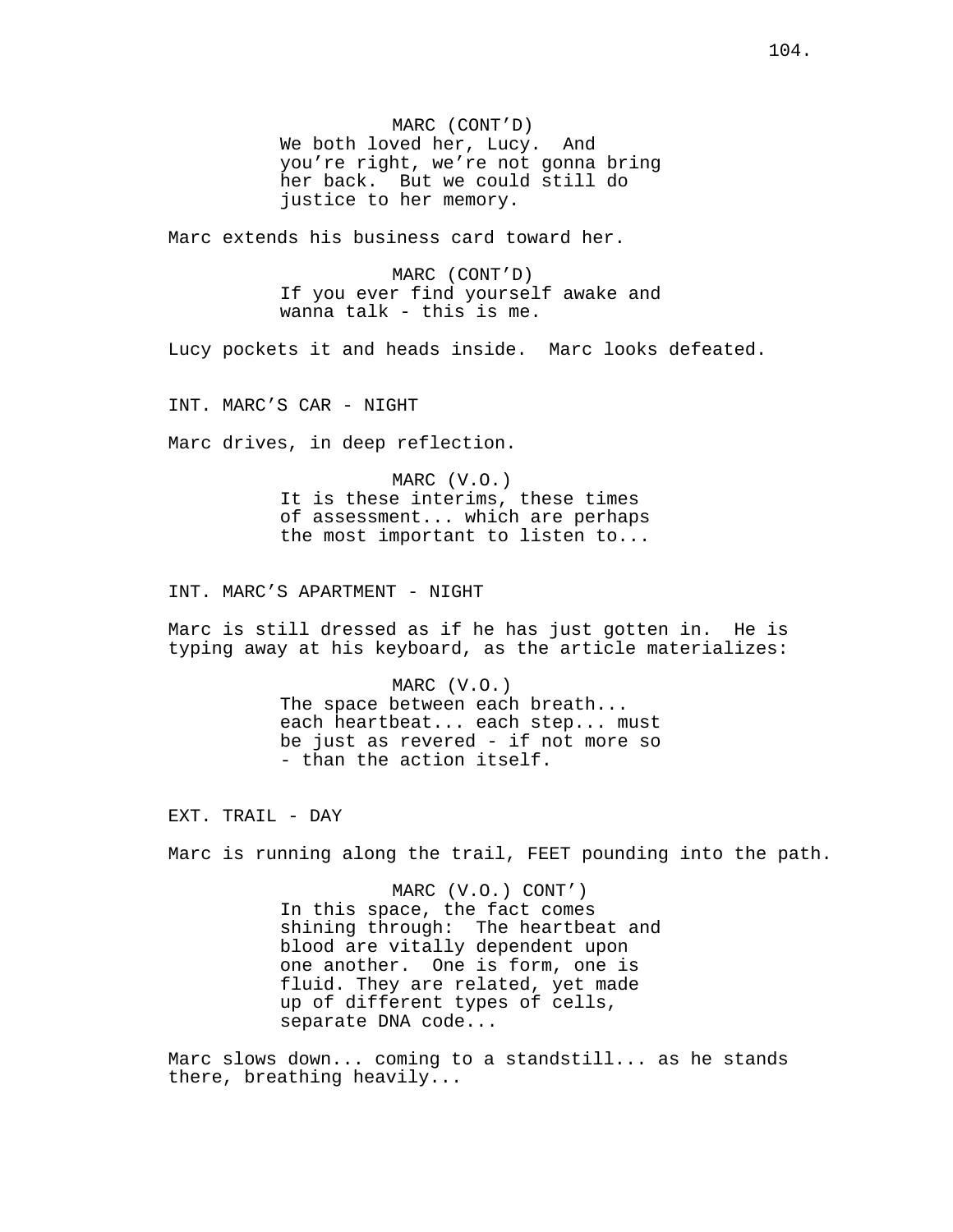MARC (CONT'D)
We both loved her, Lucy. And you're right, we're not gonna bring her back. But we could still do justice to her memory.

Marc extends his business card toward her.

MARC (CONT'D)
If you ever find yourself awake and wanna talk - this is me.

Lucy pockets it and heads inside. Marc looks defeated.

INT. MARC'S CAR - NIGHT

Marc drives, in deep reflection.

MARC (V.O.)
It is these interims, these times of assessment... which are perhaps the most important to listen to...

INT. MARC'S APARTMENT - NIGHT

Marc is still dressed as if he has just gotten in. He is typing away at his keyboard, as the article materializes:

MARC (V.O.)
The space between each breath... each heartbeat... each step... must be just as revered - if not more so - than the action itself.

EXT. TRAIL - DAY

Marc is running along the trail, FEET pounding into the path.

MARC (V.O.) CONT')
In this space, the fact comes shining through: The heartbeat and blood are vitally dependent upon one another. One is form, one is fluid. They are related, yet made up of different types of cells, separate DNA code...

Marc slows down... coming to a standstill... as he stands there, breathing heavily...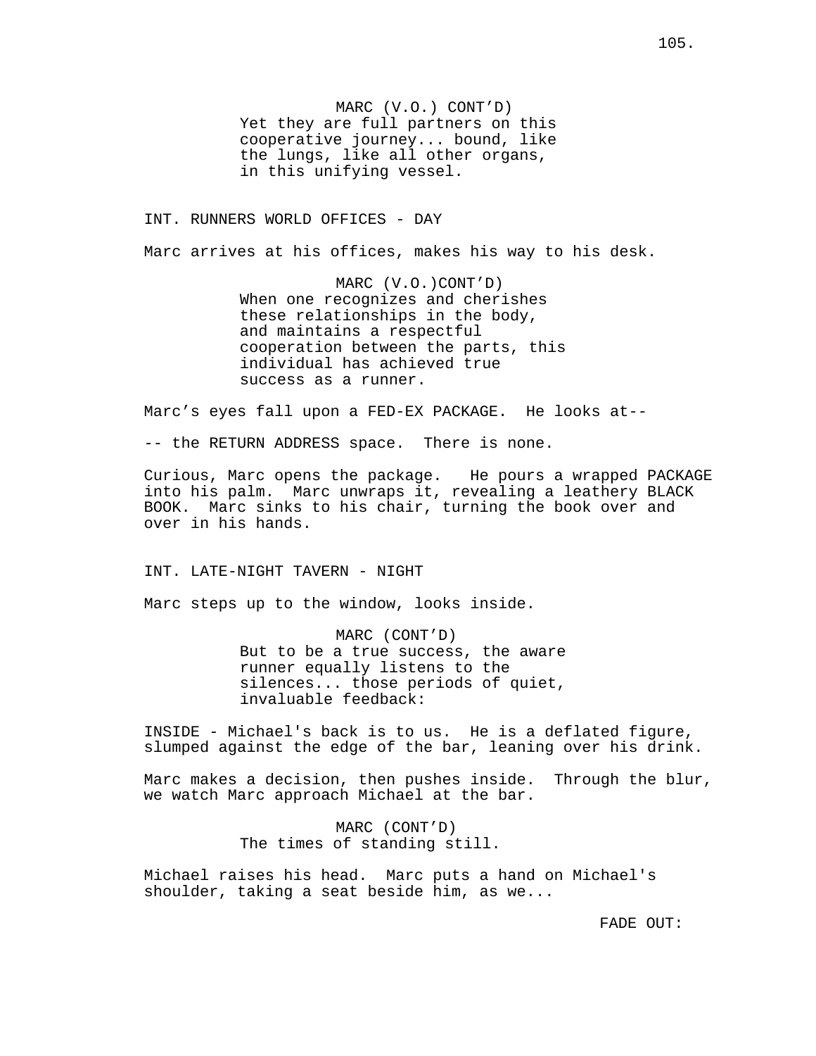MARC (V.O.) CONT'D
Yet they are full partners on this cooperative journey... bound, like the lungs, like all other organs, in this unifying vessel.

INT. RUNNERS WORLD OFFICES - DAY

Marc arrives at his offices, makes his way to his desk.

MARC (V.O.)CONT'D
When one recognizes and cherishes these relationships in the body, and maintains a respectful cooperation between the parts, this individual has achieved true success as a runner.

Marc's eyes fall upon a FED-EX PACKAGE. He looks at--

-- the RETURN ADDRESS space. There is none.

Curious, Marc opens the package. He pours a wrapped PACKAGE into his palm. Marc unwraps it, revealing a leathery BLACK BOOK. Marc sinks to his chair, turning the book over and over in his hands.

INT. LATE-NIGHT TAVERN - NIGHT

Marc steps up to the window, looks inside.

MARC (CONT'D)
But to be a true success, the aware runner equally listens to the silences... those periods of quiet, invaluable feedback:

INSIDE - Michael's back is to us. He is a deflated figure, slumped against the edge of the bar, leaning over his drink.

Marc makes a decision, then pushes inside. Through the blur, we watch Marc approach Michael at the bar.

MARC (CONT'D)
The times of standing still.

Michael raises his head. Marc puts a hand on Michael's shoulder, taking a seat beside him, as we...

FADE OUT: